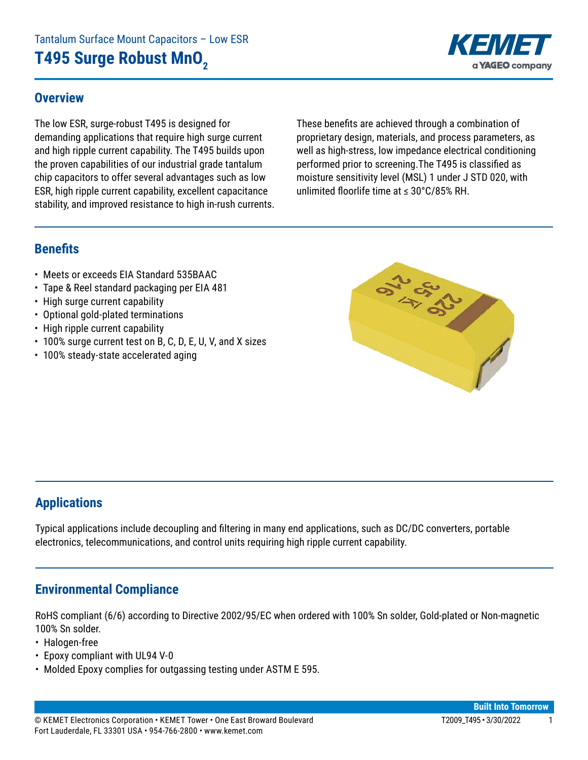Tantalum Surface Mount Capacitors – Low ESR

# T495 Surge Robust $MnO_2$

## Overview

The low ESR, surge-robust T495 is designed for demanding applications that require high surge current and high ripple current capability. The T495 builds upon the proven capabilities of our industrial grade tantalum chip capacitors to offer several advantages such as low ESR, high ripple current capability, excellent capacitance stability, and improved resistance to high in-rush currents.

These benefits are achieved through a combination of proprietary design, materials, and process parameters, as well as high-stress, low impedance electrical conditioning performed prior to screening.The T495 is classified as moisture sensitivity level (MSL) 1 under J STD 020, with unlimited floorlife time at ≤ 30°C/85% RH.

## Benefits

- Meets or exceeds EIA Standard 535BAAC
- Tape & Reel standard packaging per EIA 481
- High surge current capability
- Optional gold-plated terminations
- High ripple current capability
- 100% surge current test on B, C, D, E, U, V, and X sizes
- 100% steady-state accelerated aging

## Applications

Typical applications include decoupling and filtering in many end applications, such as DC/DC converters, portable electronics, telecommunications, and control units requiring high ripple current capability.

## Environmental Compliance

RoHS compliant (6/6) according to Directive 2002/95/EC when ordered with 100% Sn solder, Gold-plated or Non-magnetic 100% Sn solder.

- Halogen-free
- Epoxy compliant with UL94 V-0
- Molded Epoxy complies for outgassing testing under ASTM E 595.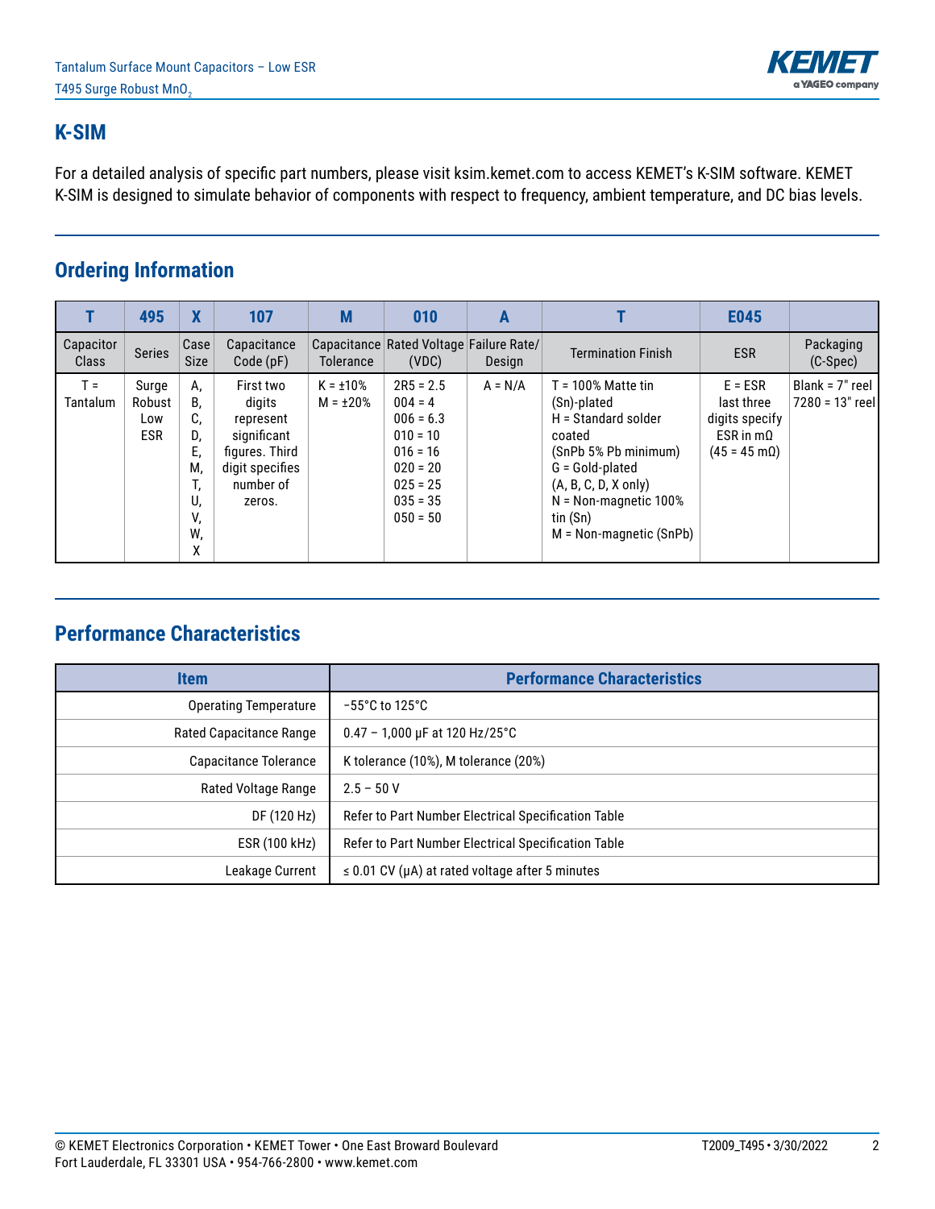## K-SIM

For a detailed analysis of specific part numbers, please visit ksim.kemet.com to access KEMET's K-SIM software. KEMET K-SIM is designed to simulate behavior of components with respect to frequency, ambient temperature, and DC bias levels.

## Ordering Information

| T | 495 | X | 107 | M | 010 | A | T | E045 | |
|---|---|---|---|---|---|---|---|---|---|
| Capacitor Class | Series | Case Size | Capacitance Code (pF) | Capacitance Tolerance | Rated Voltage (VDC) | Failure Rate/ Design | Termination Finish | ESR | Packaging (C-Spec) |
| T = Tantalum | Surge Robust Low ESR | A, B, C, D, E, M, T, U, V, W, X | First two digits represent significant figures. Third digit specifies number of zeros. | K = ±10%<br>M = ±20% | 2R5 = 2.5<br>004 = 4<br>006 = 6.3<br>010 = 10<br>016 = 16<br>020 = 20<br>025 = 25<br>035 = 35<br>050 = 50 | A = N/A | T = 100% Matte tin (Sn)-plated<br>H = Standard solder coated (SnPb 5% Pb minimum)<br>G = Gold-plated (A, B, C, D, X only)<br>N = Non-magnetic 100% tin (Sn)<br>M = Non-magnetic (SnPb) | E = ESR last three digits specify ESR in mΩ (45 = 45 mΩ) | Blank = 7" reel<br>7280 = 13" reel |

## Performance Characteristics

| Item | Performance Characteristics |
|---|---|
| Operating Temperature | −55°C to 125°C |
| Rated Capacitance Range | 0.47 – 1,000 µF at 120 Hz/25°C |
| Capacitance Tolerance | K tolerance (10%), M tolerance (20%) |
| Rated Voltage Range | 2.5 – 50 V |
| DF (120 Hz) | Refer to Part Number Electrical Specification Table |
| ESR (100 kHz) | Refer to Part Number Electrical Specification Table |
| Leakage Current | ≤ 0.01 CV (µA) at rated voltage after 5 minutes |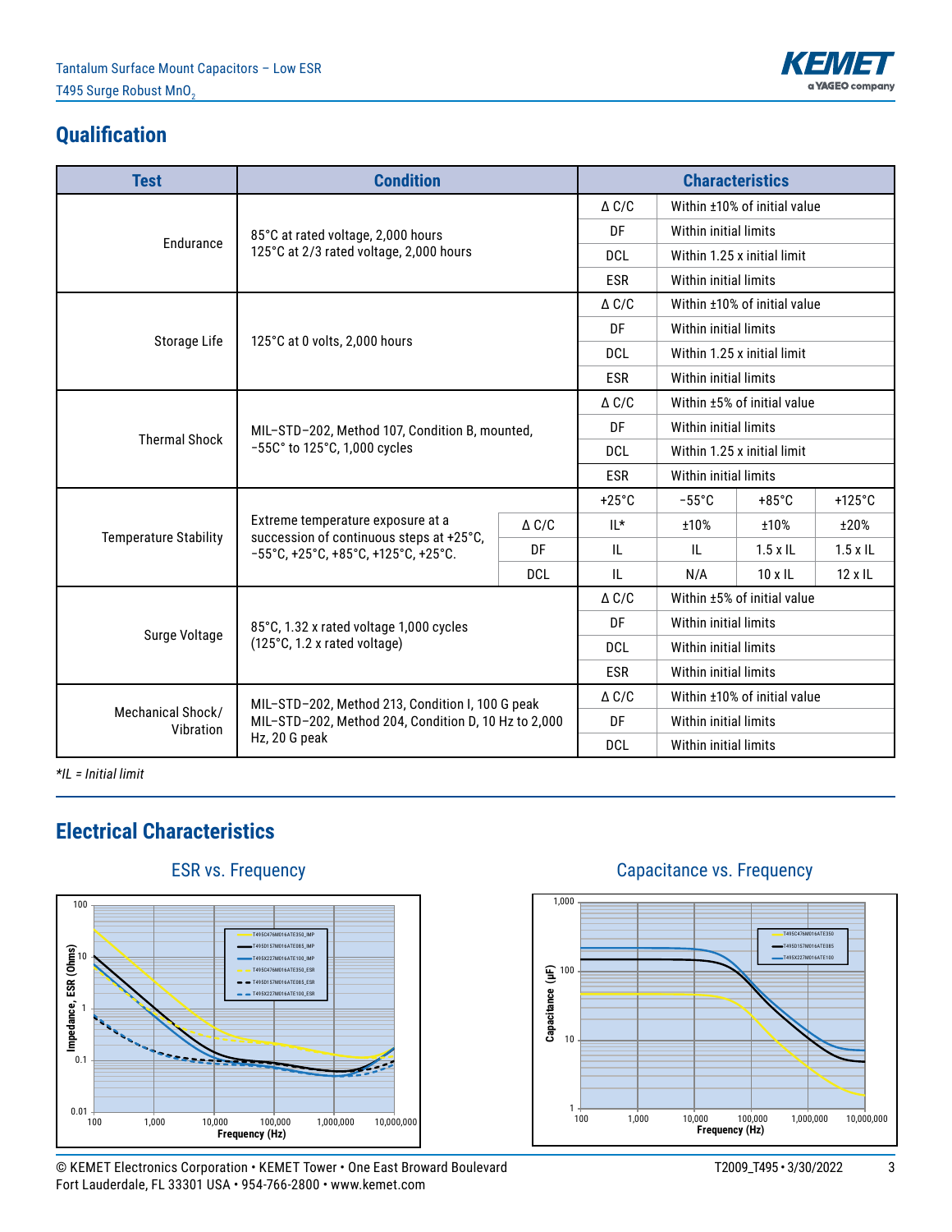## Qualification

| Test | Condition | | Characteristics | | | |
|---|---|---|---|---|---|---|
| Endurance | 85°C at rated voltage, 2,000 hours<br>125°C at 2/3 rated voltage, 2,000 hours | | Δ C/C | Within ±10% of initial value | | |
| | | | DF | Within initial limits | | |
| | | | DCL | Within 1.25 x initial limit | | |
| | | | ESR | Within initial limits | | |
| Storage Life | 125°C at 0 volts, 2,000 hours | | Δ C/C | Within ±10% of initial value | | |
| | | | DF | Within initial limits | | |
| | | | DCL | Within 1.25 x initial limit | | |
| | | | ESR | Within initial limits | | |
| Thermal Shock | MIL–STD–202, Method 107, Condition B, mounted, –55C° to 125°C, 1,000 cycles | | Δ C/C | Within ±5% of initial value | | |
| | | | DF | Within initial limits | | |
| | | | DCL | Within 1.25 x initial limit | | |
| | | | ESR | Within initial limits | | |
| Temperature Stability | Extreme temperature exposure at a succession of continuous steps at +25°C, –55°C, +25°C, +85°C, +125°C, +25°C. | | +25°C | –55°C | +85°C | +125°C |
| | | Δ C/C | IL* | ±10% | ±10% | ±20% |
| | | DF | IL | IL | 1.5 x IL | 1.5 x IL |
| | | DCL | IL | N/A | 10 x IL | 12 x IL |
| Surge Voltage | 85°C, 1.32 x rated voltage 1,000 cycles<br>(125°C, 1.2 x rated voltage) | | Δ C/C | Within ±5% of initial value | | |
| | | | DF | Within initial limits | | |
| | | | DCL | Within initial limits | | |
| | | | ESR | Within initial limits | | |
| Mechanical Shock/ Vibration | MIL–STD–202, Method 213, Condition I, 100 G peak<br>MIL–STD–202, Method 204, Condition D, 10 Hz to 2,000 Hz, 20 G peak | | Δ C/C | Within ±10% of initial value | | |
| | | | DF | Within initial limits | | |
| | | | DCL | Within initial limits | | |

*IL = Initial limit*

## Electrical Characteristics

### ESR vs. Frequency

### Capacitance vs. Frequency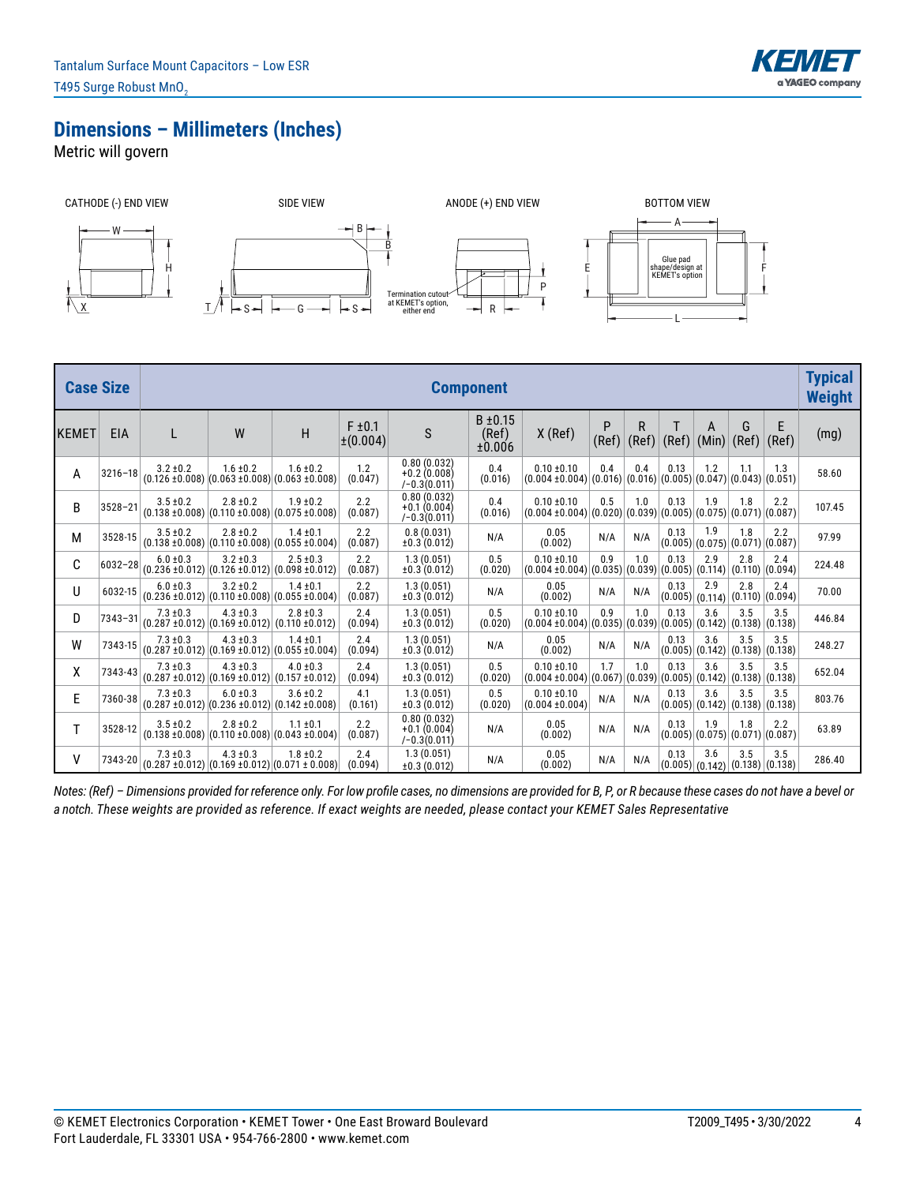## Dimensions – Millimeters (Inches)

Metric will govern

CATHODE (-) END VIEW SIDE VIEW ANODE (+) END VIEW BOTTOM VIEW

| Case Size | | Component | | | | | | | | | | | | | | Typical Weight |
|---|---|---|---|---|---|---|---|---|---|---|---|---|---|---|---|---|
| KEMET | EIA | L | W | H | F ±0.1 ±(0.004) | S | B ±0.15 (Ref) ±0.006 | X (Ref) | P (Ref) | R (Ref) | T (Ref) | A (Min) | G (Ref) | E (Ref) | (mg) |
| A | 3216–18 | 3.2 ±0.2 (0.126 ±0.008) | 1.6 ±0.2 (0.063 ±0.008) | 1.6 ±0.2 (0.063 ±0.008) | 1.2 (0.047) | 0.80 (0.032) +0.2 (0.008) /−0.3(0.011) | 0.4 (0.016) | 0.10 ±0.10 (0.004 ±0.004) | 0.4 (0.016) | 0.4 (0.016) | 0.13 (0.005) | 1.2 (0.047) | 1.1 (0.043) | 1.3 (0.051) | 58.60 |
| B | 3528–21 | 3.5 ±0.2 (0.138 ±0.008) | 2.8 ±0.2 (0.110 ±0.008) | 1.9 ±0.2 (0.075 ±0.008) | 2.2 (0.087) | 0.80 (0.032) +0.1 (0.004) /−0.3(0.011) | 0.4 (0.016) | 0.10 ±0.10 (0.004 ±0.004) | 0.5 (0.020) | 1.0 (0.039) | 0.13 (0.005) | 1.9 (0.075) | 1.8 (0.071) | 2.2 (0.087) | 107.45 |
| M | 3528-15 | 3.5 ±0.2 (0.138 ±0.008) | 2.8 ±0.2 (0.110 ±0.008) | 1.4 ±0.1 (0.055 ±0.004) | 2.2 (0.087) | 0.8 (0.031) ±0.3 (0.012) | N/A | 0.05 (0.002) | N/A | N/A | 0.13 (0.005) | 1.9 (0.075) | 1.8 (0.071) | 2.2 (0.087) | 97.99 |
| C | 6032–28 | 6.0 ±0.3 (0.236 ±0.012) | 3.2 ±0.3 (0.126 ±0.012) | 2.5 ±0.3 (0.098 ±0.012) | 2.2 (0.087) | 1.3 (0.051) ±0.3 (0.012) | 0.5 (0.020) | 0.10 ±0.10 (0.004 ±0.004) | 0.9 (0.035) | 1.0 (0.039) | 0.13 (0.005) | 2.9 (0.114) | 2.8 (0.110) | 2.4 (0.094) | 224.48 |
| U | 6032-15 | 6.0 ±0.3 (0.236 ±0.012) | 3.2 ±0.2 (0.110 ±0.008) | 1.4 ±0.1 (0.055 ±0.004) | 2.2 (0.087) | 1.3 (0.051) ±0.3 (0.012) | N/A | 0.05 (0.002) | N/A | N/A | 0.13 (0.005) | 2.9 (0.114) | 2.8 (0.110) | 2.4 (0.094) | 70.00 |
| D | 7343–31 | 7.3 ±0.3 (0.287 ±0.012) | 4.3 ±0.3 (0.169 ±0.012) | 2.8 ±0.3 (0.110 ±0.012) | 2.4 (0.094) | 1.3 (0.051) ±0.3 (0.012) | 0.5 (0.020) | 0.10 ±0.10 (0.004 ±0.004) | 0.9 (0.035) | 1.0 (0.039) | 0.13 (0.005) | 3.6 (0.142) | 3.5 (0.138) | 3.5 (0.138) | 446.84 |
| W | 7343-15 | 7.3 ±0.3 (0.287 ±0.012) | 4.3 ±0.3 (0.169 ±0.012) | 1.4 ±0.1 (0.055 ±0.004) | 2.4 (0.094) | 1.3 (0.051) ±0.3 (0.012) | N/A | 0.05 (0.002) | N/A | N/A | 0.13 (0.005) | 3.6 (0.142) | 3.5 (0.138) | 3.5 (0.138) | 248.27 |
| X | 7343-43 | 7.3 ±0.3 (0.287 ±0.012) | 4.3 ±0.3 (0.169 ±0.012) | 4.0 ±0.3 (0.157 ±0.012) | 2.4 (0.094) | 1.3 (0.051) ±0.3 (0.012) | 0.5 (0.020) | 0.10 ±0.10 (0.004 ±0.004) | 1.7 (0.067) | 1.0 (0.039) | 0.13 (0.005) | 3.6 (0.142) | 3.5 (0.138) | 3.5 (0.138) | 652.04 |
| E | 7360-38 | 7.3 ±0.3 (0.287 ±0.012) | 6.0 ±0.3 (0.236 ±0.012) | 3.6 ±0.2 (0.142 ±0.008) | 4.1 (0.161) | 1.3 (0.051) ±0.3 (0.012) | 0.5 (0.020) | 0.10 ±0.10 (0.004 ±0.004) | N/A | N/A | 0.13 (0.005) | 3.6 (0.142) | 3.5 (0.138) | 3.5 (0.138) | 803.76 |
| T | 3528-12 | 3.5 ±0.2 (0.138 ±0.008) | 2.8 ±0.2 (0.110 ±0.008) | 1.1 ±0.1 (0.043 ±0.004) | 2.2 (0.087) | 0.80 (0.032) +0.1 (0.004) /−0.3(0.011) | N/A | 0.05 (0.002) | N/A | N/A | 0.13 (0.005) | 1.9 (0.075) | 1.8 (0.071) | 2.2 (0.087) | 63.89 |
| V | 7343-20 | 7.3 ±0.3 (0.287 ±0.012) | 4.3 ±0.3 (0.169 ±0.012) | 1.8 ±0.2 (0.071 ± 0.008) | 2.4 (0.094) | 1.3 (0.051) ±0.3 (0.012) | N/A | 0.05 (0.002) | N/A | N/A | 0.13 (0.005) | 3.6 (0.142) | 3.5 (0.138) | 3.5 (0.138) | 286.40 |

*Notes: (Ref) – Dimensions provided for reference only. For low profile cases, no dimensions are provided for B, P, or R because these cases do not have a bevel or a notch. These weights are provided as reference. If exact weights are needed, please contact your KEMET Sales Representative*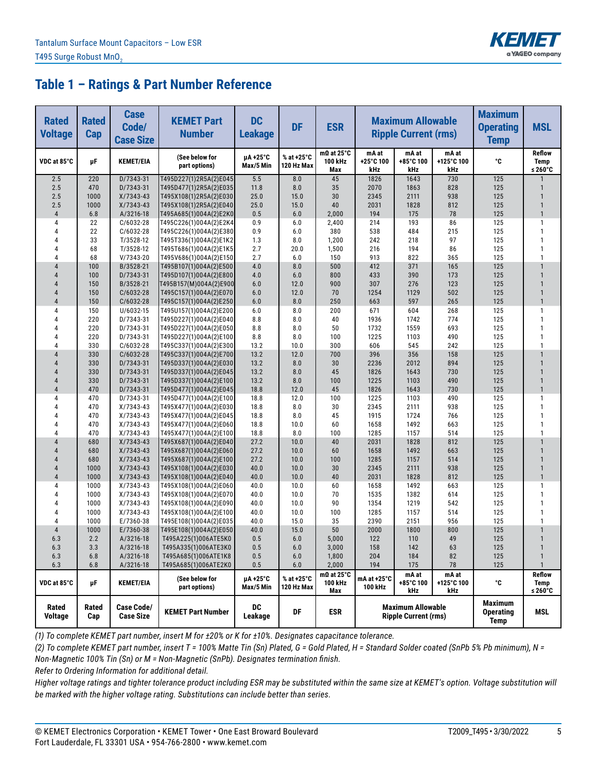## Table 1 – Ratings & Part Number Reference

| Rated Voltage | Rated Cap | Case Code/ Case Size | KEMET Part Number | DC Leakage | DF | ESR | Maximum Allowable Ripple Current (rms) | | | Maximum Operating Temp | MSL |
|---|---|---|---|---|---|---|---|---|---|---|---|
| VDC at 85°C | μF | KEMET/EIA | (See below for part options) | μA +25°C Max/5 Min | % at +25°C 120 Hz Max | mΩ at 25°C 100 kHz Max | mA at +25°C 100 kHz | mA at +85°C 100 kHz | mA at +125°C 100 kHz | °C | Reflow Temp ≤ 260°C |
| 2.5 | 220 | D/7343-31 | T495D227(1)2R5A(2)E045 | 5.5 | 8.0 | 45 | 1826 | 1643 | 730 | 125 | 1 |
| 2.5 | 470 | D/7343-31 | T495D477(1)2R5A(2)E035 | 11.8 | 8.0 | 35 | 2070 | 1863 | 828 | 125 | 1 |
| 2.5 | 1000 | X/7343-43 | T495X108(1)2R5A(2)E030 | 25.0 | 15.0 | 30 | 2345 | 2111 | 938 | 125 | 1 |
| 2.5 | 1000 | X/7343-43 | T495X108(1)2R5A(2)E040 | 25.0 | 15.0 | 40 | 2031 | 1828 | 812 | 125 | 1 |
| 4 | 6.8 | A/3216-18 | T495A685(1)004A(2)E2K0 | 0.5 | 6.0 | 2,000 | 194 | 175 | 78 | 125 | 1 |
| 4 | 22 | C/6032-28 | T495C226(1)004A(2)E2K4 | 0.9 | 6.0 | 2,400 | 214 | 193 | 86 | 125 | 1 |
| 4 | 22 | C/6032-28 | T495C226(1)004A(2)E380 | 0.9 | 6.0 | 380 | 538 | 484 | 215 | 125 | 1 |
| 4 | 33 | T/3528-12 | T495T336(1)004A(2)E1K2 | 1.3 | 8.0 | 1,200 | 242 | 218 | 97 | 125 | 1 |
| 4 | 68 | T/3528-12 | T495T686(1)004A(2)E1K5 | 2.7 | 20.0 | 1,500 | 216 | 194 | 86 | 125 | 1 |
| 4 | 68 | V/7343-20 | T495V686(1)004A(2)E150 | 2.7 | 6.0 | 150 | 913 | 822 | 365 | 125 | 1 |
| 4 | 100 | B/3528-21 | T495B107(1)004A(2)E500 | 4.0 | 8.0 | 500 | 412 | 371 | 165 | 125 | 1 |
| 4 | 100 | D/7343-31 | T495D107(1)004A(2)E800 | 4.0 | 6.0 | 800 | 433 | 390 | 173 | 125 | 1 |
| 4 | 150 | B/3528-21 | T495B157(M)004A(2)E900 | 6.0 | 12.0 | 900 | 307 | 276 | 123 | 125 | 1 |
| 4 | 150 | C/6032-28 | T495C157(1)004A(2)E070 | 6.0 | 12.0 | 70 | 1254 | 1129 | 502 | 125 | 1 |
| 4 | 150 | C/6032-28 | T495C157(1)004A(2)E250 | 6.0 | 8.0 | 250 | 663 | 597 | 265 | 125 | 1 |
| 4 | 150 | U/6032-15 | T495U157(1)004A(2)E200 | 6.0 | 8.0 | 200 | 671 | 604 | 268 | 125 | 1 |
| 4 | 220 | D/7343-31 | T495D227(1)004A(2)E040 | 8.8 | 8.0 | 40 | 1936 | 1742 | 774 | 125 | 1 |
| 4 | 220 | D/7343-31 | T495D227(1)004A(2)E050 | 8.8 | 8.0 | 50 | 1732 | 1559 | 693 | 125 | 1 |
| 4 | 220 | D/7343-31 | T495D227(1)004A(2)E100 | 8.8 | 8.0 | 100 | 1225 | 1103 | 490 | 125 | 1 |
| 4 | 330 | C/6032-28 | T495C337(1)004A(2)E300 | 13.2 | 10.0 | 300 | 606 | 545 | 242 | 125 | 1 |
| 4 | 330 | C/6032-28 | T495C337(1)004A(2)E700 | 13.2 | 12.0 | 700 | 396 | 356 | 158 | 125 | 1 |
| 4 | 330 | D/7343-31 | T495D337(1)004A(2)E030 | 13.2 | 8.0 | 30 | 2236 | 2012 | 894 | 125 | 1 |
| 4 | 330 | D/7343-31 | T495D337(1)004A(2)E045 | 13.2 | 8.0 | 45 | 1826 | 1643 | 730 | 125 | 1 |
| 4 | 330 | D/7343-31 | T495D337(1)004A(2)E100 | 13.2 | 8.0 | 100 | 1225 | 1103 | 490 | 125 | 1 |
| 4 | 470 | D/7343-31 | T495D477(1)004A(2)E045 | 18.8 | 12.0 | 45 | 1826 | 1643 | 730 | 125 | 1 |
| 4 | 470 | D/7343-31 | T495D477(1)004A(2)E100 | 18.8 | 12.0 | 100 | 1225 | 1103 | 490 | 125 | 1 |
| 4 | 470 | X/7343-43 | T495X477(1)004A(2)E030 | 18.8 | 8.0 | 30 | 2345 | 2111 | 938 | 125 | 1 |
| 4 | 470 | X/7343-43 | T495X477(1)004A(2)E045 | 18.8 | 8.0 | 45 | 1915 | 1724 | 766 | 125 | 1 |
| 4 | 470 | X/7343-43 | T495X477(1)004A(2)E060 | 18.8 | 10.0 | 60 | 1658 | 1492 | 663 | 125 | 1 |
| 4 | 470 | X/7343-43 | T495X477(1)004A(2)E100 | 18.8 | 8.0 | 100 | 1285 | 1157 | 514 | 125 | 1 |
| 4 | 680 | X/7343-43 | T495X687(1)004A(2)E040 | 27.2 | 10.0 | 40 | 2031 | 1828 | 812 | 125 | 1 |
| 4 | 680 | X/7343-43 | T495X687(1)004A(2)E060 | 27.2 | 10.0 | 60 | 1658 | 1492 | 663 | 125 | 1 |
| 4 | 680 | X/7343-43 | T495X687(1)004A(2)E100 | 27.2 | 10.0 | 100 | 1285 | 1157 | 514 | 125 | 1 |
| 4 | 1000 | X/7343-43 | T495X108(1)004A(2)E030 | 40.0 | 10.0 | 30 | 2345 | 2111 | 938 | 125 | 1 |
| 4 | 1000 | X/7343-43 | T495X108(1)004A(2)E040 | 40.0 | 10.0 | 40 | 2031 | 1828 | 812 | 125 | 1 |
| 4 | 1000 | X/7343-43 | T495X108(1)004A(2)E060 | 40.0 | 10.0 | 60 | 1658 | 1492 | 663 | 125 | 1 |
| 4 | 1000 | X/7343-43 | T495X108(1)004A(2)E070 | 40.0 | 10.0 | 70 | 1535 | 1382 | 614 | 125 | 1 |
| 4 | 1000 | X/7343-43 | T495X108(1)004A(2)E090 | 40.0 | 10.0 | 90 | 1354 | 1219 | 542 | 125 | 1 |
| 4 | 1000 | X/7343-43 | T495X108(1)004A(2)E100 | 40.0 | 10.0 | 100 | 1285 | 1157 | 514 | 125 | 1 |
| 4 | 1000 | E/7360-38 | T495E108(1)004A(2)E035 | 40.0 | 15.0 | 35 | 2390 | 2151 | 956 | 125 | 1 |
| 4 | 1000 | E/7360-38 | T495E108(1)004A(2)E050 | 40.0 | 15.0 | 50 | 2000 | 1800 | 800 | 125 | 1 |
| 6.3 | 2.2 | A/3216-18 | T495A225(1)006ATE5K0 | 0.5 | 6.0 | 5,000 | 122 | 110 | 49 | 125 | 1 |
| 6.3 | 3.3 | A/3216-18 | T495A335(1)006ATE3K0 | 0.5 | 6.0 | 3,000 | 158 | 142 | 63 | 125 | 1 |
| 6.3 | 6.8 | A/3216-18 | T495A685(1)006ATE1K8 | 0.5 | 6.0 | 1,800 | 204 | 184 | 82 | 125 | 1 |
| 6.3 | 6.8 | A/3216-18 | T495A685(1)006ATE2K0 | 0.5 | 6.0 | 2,000 | 194 | 175 | 78 | 125 | 1 |
| VDC at 85°C | μF | KEMET/EIA | (See below for part options) | μA +25°C Max/5 Min | % at +25°C 120 Hz Max | mΩ at 25°C 100 kHz Max | mA at +25°C 100 kHz | mA at +85°C 100 kHz | mA at +125°C 100 kHz | °C | Reflow Temp ≤ 260°C |
| Rated Voltage | Rated Cap | Case Code/ Case Size | KEMET Part Number | DC Leakage | DF | ESR | Maximum Allowable Ripple Current (rms) | | | Maximum Operating Temp | MSL |

*(1) To complete KEMET part number, insert M for ±20% or K for ±10%. Designates capacitance tolerance.*

*(2) To complete KEMET part number, insert T = 100% Matte Tin (Sn) Plated, G = Gold Plated, H = Standard Solder coated (SnPb 5% Pb minimum), N = Non-Magnetic 100% Tin (Sn) or M = Non-Magnetic (SnPb). Designates termination finish.*

*Refer to Ordering Information for additional detail.*

*Higher voltage ratings and tighter tolerance product including ESR may be substituted within the same size at KEMET's option. Voltage substitution will be marked with the higher voltage rating. Substitutions can include better than series.*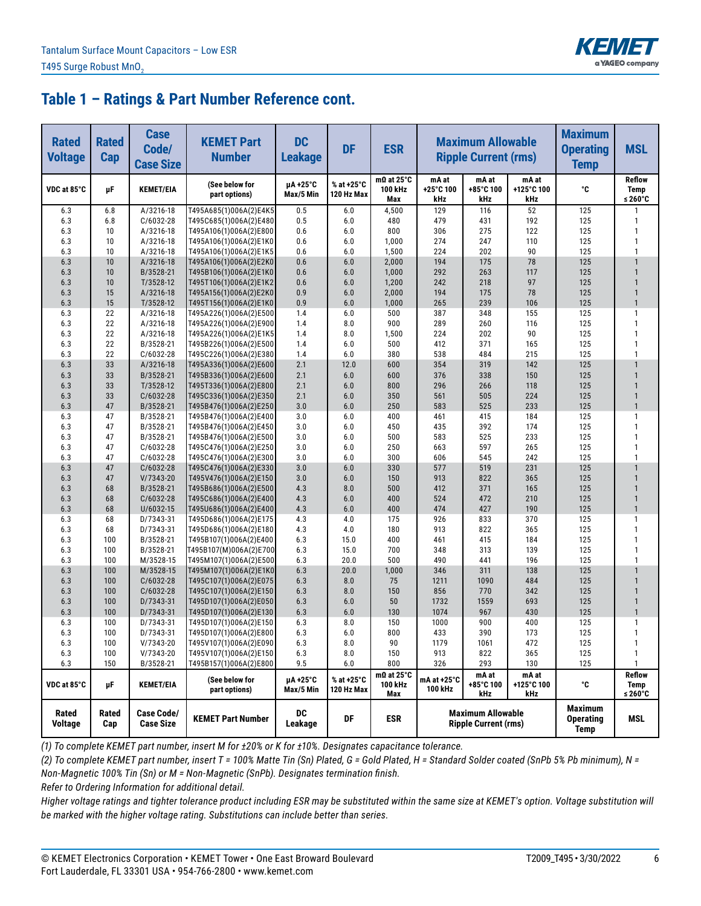## Table 1 – Ratings & Part Number Reference cont.

| Rated Voltage | Rated Cap | Case Code/ Case Size | KEMET Part Number | DC Leakage | DF | ESR | Maximum Allowable Ripple Current (rms) | | | Maximum Operating Temp | MSL |
|---|---|---|---|---|---|---|---|---|---|---|---|
| VDC at 85°C | µF | KEMET/EIA | (See below for part options) | µA +25°C Max/5 Min | % at +25°C 120 Hz Max | mΩ at 25°C 100 kHz Max | mA at +25°C 100 kHz | mA at +85°C 100 kHz | mA at +125°C 100 kHz | °C | Reflow Temp ≤ 260°C |
| 6.3 | 6.8 | A/3216-18 | T495A685(1)006A(2)E4K5 | 0.5 | 6.0 | 4,500 | 129 | 116 | 52 | 125 | 1 |
| 6.3 | 6.8 | C/6032-28 | T495C685(1)006A(2)E480 | 0.5 | 6.0 | 480 | 479 | 431 | 192 | 125 | 1 |
| 6.3 | 10 | A/3216-18 | T495A106(1)006A(2)E800 | 0.6 | 6.0 | 800 | 306 | 275 | 122 | 125 | 1 |
| 6.3 | 10 | A/3216-18 | T495A106(1)006A(2)E1K0 | 0.6 | 6.0 | 1,000 | 274 | 247 | 110 | 125 | 1 |
| 6.3 | 10 | A/3216-18 | T495A106(1)006A(2)E1K5 | 0.6 | 6.0 | 1,500 | 224 | 202 | 90 | 125 | 1 |
| 6.3 | 10 | A/3216-18 | T495A106(1)006A(2)E2K0 | 0.6 | 6.0 | 2,000 | 194 | 175 | 78 | 125 | 1 |
| 6.3 | 10 | B/3528-21 | T495B106(1)006A(2)E1K0 | 0.6 | 6.0 | 1,000 | 292 | 263 | 117 | 125 | 1 |
| 6.3 | 10 | T/3528-12 | T495T106(1)006A(2)E1K2 | 0.6 | 6.0 | 1,200 | 242 | 218 | 97 | 125 | 1 |
| 6.3 | 15 | A/3216-18 | T495A156(1)006A(2)E2K0 | 0.9 | 6.0 | 2,000 | 194 | 175 | 78 | 125 | 1 |
| 6.3 | 15 | T/3528-12 | T495T156(1)006A(2)E1K0 | 0.9 | 6.0 | 1,000 | 265 | 239 | 106 | 125 | 1 |
| 6.3 | 22 | A/3216-18 | T495A226(1)006A(2)E500 | 1.4 | 6.0 | 500 | 387 | 348 | 155 | 125 | 1 |
| 6.3 | 22 | A/3216-18 | T495A226(1)006A(2)E900 | 1.4 | 8.0 | 900 | 289 | 260 | 116 | 125 | 1 |
| 6.3 | 22 | A/3216-18 | T495A226(1)006A(2)E1K5 | 1.4 | 8.0 | 1,500 | 224 | 202 | 90 | 125 | 1 |
| 6.3 | 22 | B/3528-21 | T495B226(1)006A(2)E500 | 1.4 | 6.0 | 500 | 412 | 371 | 165 | 125 | 1 |
| 6.3 | 22 | C/6032-28 | T495C226(1)006A(2)E380 | 1.4 | 6.0 | 380 | 538 | 484 | 215 | 125 | 1 |
| 6.3 | 33 | A/3216-18 | T495A336(1)006A(2)E600 | 2.1 | 12.0 | 600 | 354 | 319 | 142 | 125 | 1 |
| 6.3 | 33 | B/3528-21 | T495B336(1)006A(2)E600 | 2.1 | 6.0 | 600 | 376 | 338 | 150 | 125 | 1 |
| 6.3 | 33 | T/3528-12 | T495T336(1)006A(2)E800 | 2.1 | 6.0 | 800 | 296 | 266 | 118 | 125 | 1 |
| 6.3 | 33 | C/6032-28 | T495C336(1)006A(2)E350 | 2.1 | 6.0 | 350 | 561 | 505 | 224 | 125 | 1 |
| 6.3 | 47 | B/3528-21 | T495B476(1)006A(2)E250 | 3.0 | 6.0 | 250 | 583 | 525 | 233 | 125 | 1 |
| 6.3 | 47 | B/3528-21 | T495B476(1)006A(2)E400 | 3.0 | 6.0 | 400 | 461 | 415 | 184 | 125 | 1 |
| 6.3 | 47 | B/3528-21 | T495B476(1)006A(2)E450 | 3.0 | 6.0 | 450 | 435 | 392 | 174 | 125 | 1 |
| 6.3 | 47 | B/3528-21 | T495B476(1)006A(2)E500 | 3.0 | 6.0 | 500 | 583 | 525 | 233 | 125 | 1 |
| 6.3 | 47 | C/6032-28 | T495C476(1)006A(2)E250 | 3.0 | 6.0 | 250 | 663 | 597 | 265 | 125 | 1 |
| 6.3 | 47 | C/6032-28 | T495C476(1)006A(2)E300 | 3.0 | 6.0 | 300 | 606 | 545 | 242 | 125 | 1 |
| 6.3 | 47 | C/6032-28 | T495C476(1)006A(2)E330 | 3.0 | 6.0 | 330 | 577 | 519 | 231 | 125 | 1 |
| 6.3 | 47 | V/7343-20 | T495V476(1)006A(2)E150 | 3.0 | 6.0 | 150 | 913 | 822 | 365 | 125 | 1 |
| 6.3 | 68 | B/3528-21 | T495B686(1)006A(2)E500 | 4.3 | 8.0 | 500 | 412 | 371 | 165 | 125 | 1 |
| 6.3 | 68 | C/6032-28 | T495C686(1)006A(2)E400 | 4.3 | 6.0 | 400 | 524 | 472 | 210 | 125 | 1 |
| 6.3 | 68 | U/6032-15 | T495U686(1)006A(2)E400 | 4.3 | 6.0 | 400 | 474 | 427 | 190 | 125 | 1 |
| 6.3 | 68 | D/7343-31 | T495D686(1)006A(2)E175 | 4.3 | 4.0 | 175 | 926 | 833 | 370 | 125 | 1 |
| 6.3 | 68 | D/7343-31 | T495D686(1)006A(2)E180 | 4.3 | 4.0 | 180 | 913 | 822 | 365 | 125 | 1 |
| 6.3 | 100 | B/3528-21 | T495B107(1)006A(2)E400 | 6.3 | 15.0 | 400 | 461 | 415 | 184 | 125 | 1 |
| 6.3 | 100 | B/3528-21 | T495B107(M)006A(2)E700 | 6.3 | 15.0 | 700 | 348 | 313 | 139 | 125 | 1 |
| 6.3 | 100 | M/3528-15 | T495M107(1)006A(2)E500 | 6.3 | 20.0 | 500 | 490 | 441 | 196 | 125 | 1 |
| 6.3 | 100 | M/3528-15 | T495M107(1)006A(2)E1K0 | 6.3 | 20.0 | 1,000 | 346 | 311 | 138 | 125 | 1 |
| 6.3 | 100 | C/6032-28 | T495C107(1)006A(2)E075 | 6.3 | 8.0 | 75 | 1211 | 1090 | 484 | 125 | 1 |
| 6.3 | 100 | C/6032-28 | T495C107(1)006A(2)E150 | 6.3 | 8.0 | 150 | 856 | 770 | 342 | 125 | 1 |
| 6.3 | 100 | D/7343-31 | T495D107(1)006A(2)E050 | 6.3 | 6.0 | 50 | 1732 | 1559 | 693 | 125 | 1 |
| 6.3 | 100 | D/7343-31 | T495D107(1)006A(2)E130 | 6.3 | 6.0 | 130 | 1074 | 967 | 430 | 125 | 1 |
| 6.3 | 100 | D/7343-31 | T495D107(1)006A(2)E150 | 6.3 | 8.0 | 150 | 1000 | 900 | 400 | 125 | 1 |
| 6.3 | 100 | D/7343-31 | T495D107(1)006A(2)E800 | 6.3 | 6.0 | 800 | 433 | 390 | 173 | 125 | 1 |
| 6.3 | 100 | V/7343-20 | T495V107(1)006A(2)E090 | 6.3 | 8.0 | 90 | 1179 | 1061 | 472 | 125 | 1 |
| 6.3 | 100 | V/7343-20 | T495V107(1)006A(2)E150 | 6.3 | 8.0 | 150 | 913 | 822 | 365 | 125 | 1 |
| 6.3 | 150 | B/3528-21 | T495B157(1)006A(2)E800 | 9.5 | 6.0 | 800 | 326 | 293 | 130 | 125 | 1 |
| VDC at 85°C | µF | KEMET/EIA | (See below for part options) | µA +25°C Max/5 Min | % at +25°C 120 Hz Max | mΩ at 25°C 100 kHz Max | mA at +25°C 100 kHz | mA at +85°C 100 kHz | mA at +125°C 100 kHz | °C | Reflow Temp ≤ 260°C |
| Rated Voltage | Rated Cap | Case Code/ Case Size | KEMET Part Number | DC Leakage | DF | ESR | Maximum Allowable Ripple Current (rms) | | | Maximum Operating Temp | MSL |

*(1) To complete KEMET part number, insert M for ±20% or K for ±10%. Designates capacitance tolerance.*

*(2) To complete KEMET part number, insert T = 100% Matte Tin (Sn) Plated, G = Gold Plated, H = Standard Solder coated (SnPb 5% Pb minimum), N = Non-Magnetic 100% Tin (Sn) or M = Non-Magnetic (SnPb). Designates termination finish.*

*Refer to Ordering Information for additional detail.*

*Higher voltage ratings and tighter tolerance product including ESR may be substituted within the same size at KEMET's option. Voltage substitution will be marked with the higher voltage rating. Substitutions can include better than series.*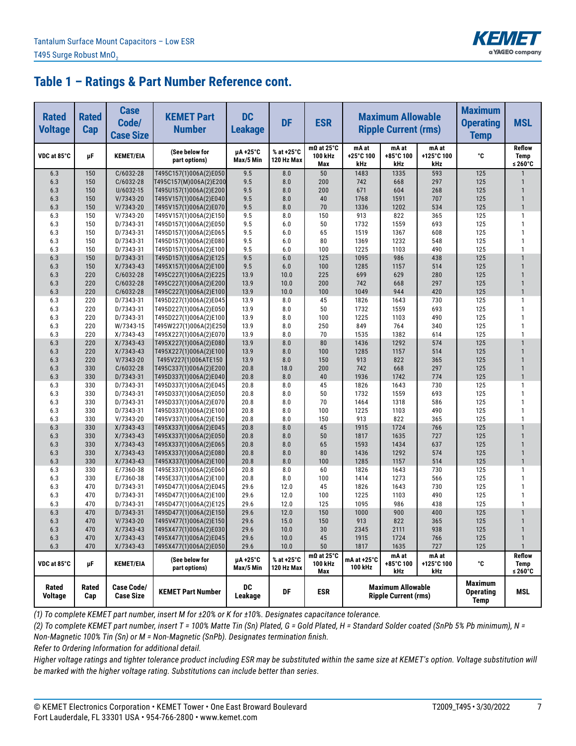## Table 1 – Ratings & Part Number Reference cont.

| Rated Voltage | Rated Cap | Case Code/ Case Size | KEMET Part Number | DC Leakage | DF | ESR | Maximum Allowable Ripple Current (rms) | | | Maximum Operating Temp | MSL |
|---|---|---|---|---|---|---|---|---|---|---|---|
| VDC at 85°C | µF | KEMET/EIA | (See below for part options) | µA +25°C Max/5 Min | % at +25°C 120 Hz Max | mΩ at 25°C 100 kHz Max | mA at +25°C 100 kHz | mA at +85°C 100 kHz | mA at +125°C 100 kHz | °C | Reflow Temp ≤ 260°C |
| 6.3 | 150 | C/6032-28 | T495C157(1)006A(2)E050 | 9.5 | 8.0 | 50 | 1483 | 1335 | 593 | 125 | 1 |
| 6.3 | 150 | C/6032-28 | T495C157(M)006A(2)E200 | 9.5 | 8.0 | 200 | 742 | 668 | 297 | 125 | 1 |
| 6.3 | 150 | U/6032-15 | T495U157(1)006A(2)E200 | 9.5 | 8.0 | 200 | 671 | 604 | 268 | 125 | 1 |
| 6.3 | 150 | V/7343-20 | T495V157(1)006A(2)E040 | 9.5 | 8.0 | 40 | 1768 | 1591 | 707 | 125 | 1 |
| 6.3 | 150 | V/7343-20 | T495V157(1)006A(2)E070 | 9.5 | 8.0 | 70 | 1336 | 1202 | 534 | 125 | 1 |
| 6.3 | 150 | V/7343-20 | T495V157(1)006A(2)E150 | 9.5 | 8.0 | 150 | 913 | 822 | 365 | 125 | 1 |
| 6.3 | 150 | D/7343-31 | T495D157(1)006A(2)E050 | 9.5 | 6.0 | 50 | 1732 | 1559 | 693 | 125 | 1 |
| 6.3 | 150 | D/7343-31 | T495D157(1)006A(2)E065 | 9.5 | 6.0 | 65 | 1519 | 1367 | 608 | 125 | 1 |
| 6.3 | 150 | D/7343-31 | T495D157(1)006A(2)E080 | 9.5 | 6.0 | 80 | 1369 | 1232 | 548 | 125 | 1 |
| 6.3 | 150 | D/7343-31 | T495D157(1)006A(2)E100 | 9.5 | 6.0 | 100 | 1225 | 1103 | 490 | 125 | 1 |
| 6.3 | 150 | D/7343-31 | T495D157(1)006A(2)E125 | 9.5 | 6.0 | 125 | 1095 | 986 | 438 | 125 | 1 |
| 6.3 | 150 | X/7343-43 | T495X157(1)006A(2)E100 | 9.5 | 6.0 | 100 | 1285 | 1157 | 514 | 125 | 1 |
| 6.3 | 220 | C/6032-28 | T495C227(1)006A(2)E225 | 13.9 | 10.0 | 225 | 699 | 629 | 280 | 125 | 1 |
| 6.3 | 220 | C/6032-28 | T495C227(1)006A(2)E200 | 13.9 | 10.0 | 200 | 742 | 668 | 297 | 125 | 1 |
| 6.3 | 220 | C/6032-28 | T495C227(1)006A(2)E100 | 13.9 | 10.0 | 100 | 1049 | 944 | 420 | 125 | 1 |
| 6.3 | 220 | D/7343-31 | T495D227(1)006A(2)E045 | 13.9 | 8.0 | 45 | 1826 | 1643 | 730 | 125 | 1 |
| 6.3 | 220 | D/7343-31 | T495D227(1)006A(2)E050 | 13.9 | 8.0 | 50 | 1732 | 1559 | 693 | 125 | 1 |
| 6.3 | 220 | D/7343-31 | T495D227(1)006A(2)E100 | 13.9 | 8.0 | 100 | 1225 | 1103 | 490 | 125 | 1 |
| 6.3 | 220 | W/7343-15 | T495W227(1)006A(2)E250 | 13.9 | 8.0 | 250 | 849 | 764 | 340 | 125 | 1 |
| 6.3 | 220 | X/7343-43 | T495X227(1)006A(2)E070 | 13.9 | 8.0 | 70 | 1535 | 1382 | 614 | 125 | 1 |
| 6.3 | 220 | X/7343-43 | T495X227(1)006A(2)E080 | 13.9 | 8.0 | 80 | 1436 | 1292 | 574 | 125 | 1 |
| 6.3 | 220 | X/7343-43 | T495X227(1)006A(2)E100 | 13.9 | 8.0 | 100 | 1285 | 1157 | 514 | 125 | 1 |
| 6.3 | 220 | V/7343-20 | T495V227(1)006ATE150 | 13.9 | 8.0 | 150 | 913 | 822 | 365 | 125 | 1 |
| 6.3 | 330 | C/6032-28 | T495C337(1)006A(2)E200 | 20.8 | 18.0 | 200 | 742 | 668 | 297 | 125 | 1 |
| 6.3 | 330 | D/7343-31 | T495D337(1)006A(2)E040 | 20.8 | 8.0 | 40 | 1936 | 1742 | 774 | 125 | 1 |
| 6.3 | 330 | D/7343-31 | T495D337(1)006A(2)E045 | 20.8 | 8.0 | 45 | 1826 | 1643 | 730 | 125 | 1 |
| 6.3 | 330 | D/7343-31 | T495D337(1)006A(2)E050 | 20.8 | 8.0 | 50 | 1732 | 1559 | 693 | 125 | 1 |
| 6.3 | 330 | D/7343-31 | T495D337(1)006A(2)E070 | 20.8 | 8.0 | 70 | 1464 | 1318 | 586 | 125 | 1 |
| 6.3 | 330 | D/7343-31 | T495D337(1)006A(2)E100 | 20.8 | 8.0 | 100 | 1225 | 1103 | 490 | 125 | 1 |
| 6.3 | 330 | V/7343-20 | T495V337(1)006A(2)E150 | 20.8 | 8.0 | 150 | 913 | 822 | 365 | 125 | 1 |
| 6.3 | 330 | X/7343-43 | T495X337(1)006A(2)E045 | 20.8 | 8.0 | 45 | 1915 | 1724 | 766 | 125 | 1 |
| 6.3 | 330 | X/7343-43 | T495X337(1)006A(2)E050 | 20.8 | 8.0 | 50 | 1817 | 1635 | 727 | 125 | 1 |
| 6.3 | 330 | X/7343-43 | T495X337(1)006A(2)E065 | 20.8 | 8.0 | 65 | 1593 | 1434 | 637 | 125 | 1 |
| 6.3 | 330 | X/7343-43 | T495X337(1)006A(2)E080 | 20.8 | 8.0 | 80 | 1436 | 1292 | 574 | 125 | 1 |
| 6.3 | 330 | X/7343-43 | T495X337(1)006A(2)E100 | 20.8 | 8.0 | 100 | 1285 | 1157 | 514 | 125 | 1 |
| 6.3 | 330 | E/7360-38 | T495E337(1)006A(2)E060 | 20.8 | 8.0 | 60 | 1826 | 1643 | 730 | 125 | 1 |
| 6.3 | 330 | E/7360-38 | T495E337(1)006A(2)E100 | 20.8 | 8.0 | 100 | 1414 | 1273 | 566 | 125 | 1 |
| 6.3 | 470 | D/7343-31 | T495D477(1)006A(2)E045 | 29.6 | 12.0 | 45 | 1826 | 1643 | 730 | 125 | 1 |
| 6.3 | 470 | D/7343-31 | T495D477(1)006A(2)E100 | 29.6 | 12.0 | 100 | 1225 | 1103 | 490 | 125 | 1 |
| 6.3 | 470 | D/7343-31 | T495D477(1)006A(2)E125 | 29.6 | 12.0 | 125 | 1095 | 986 | 438 | 125 | 1 |
| 6.3 | 470 | D/7343-31 | T495D477(1)006A(2)E150 | 29.6 | 12.0 | 150 | 1000 | 900 | 400 | 125 | 1 |
| 6.3 | 470 | V/7343-20 | T495V477(1)006A(2)E150 | 29.6 | 15.0 | 150 | 913 | 822 | 365 | 125 | 1 |
| 6.3 | 470 | X/7343-43 | T495X477(1)006A(2)E030 | 29.6 | 10.0 | 30 | 2345 | 2111 | 938 | 125 | 1 |
| 6.3 | 470 | X/7343-43 | T495X477(1)006A(2)E045 | 29.6 | 10.0 | 45 | 1915 | 1724 | 766 | 125 | 1 |
| 6.3 | 470 | X/7343-43 | T495X477(1)006A(2)E050 | 29.6 | 10.0 | 50 | 1817 | 1635 | 727 | 125 | 1 |
| VDC at 85°C | µF | KEMET/EIA | (See below for part options) | µA +25°C Max/5 Min | % at +25°C 120 Hz Max | mΩ at 25°C 100 kHz Max | mA at +25°C 100 kHz | mA at +85°C 100 kHz | mA at +125°C 100 kHz | °C | Reflow Temp ≤ 260°C |
| Rated Voltage | Rated Cap | Case Code/ Case Size | KEMET Part Number | DC Leakage | DF | ESR | Maximum Allowable Ripple Current (rms) | | | Maximum Operating Temp | MSL |

*(1) To complete KEMET part number, insert M for ±20% or K for ±10%. Designates capacitance tolerance.*

*(2) To complete KEMET part number, insert T = 100% Matte Tin (Sn) Plated, G = Gold Plated, H = Standard Solder coated (SnPb 5% Pb minimum), N = Non-Magnetic 100% Tin (Sn) or M = Non-Magnetic (SnPb). Designates termination finish.*

*Refer to Ordering Information for additional detail.*

*Higher voltage ratings and tighter tolerance product including ESR may be substituted within the same size at KEMET's option. Voltage substitution will be marked with the higher voltage rating. Substitutions can include better than series.*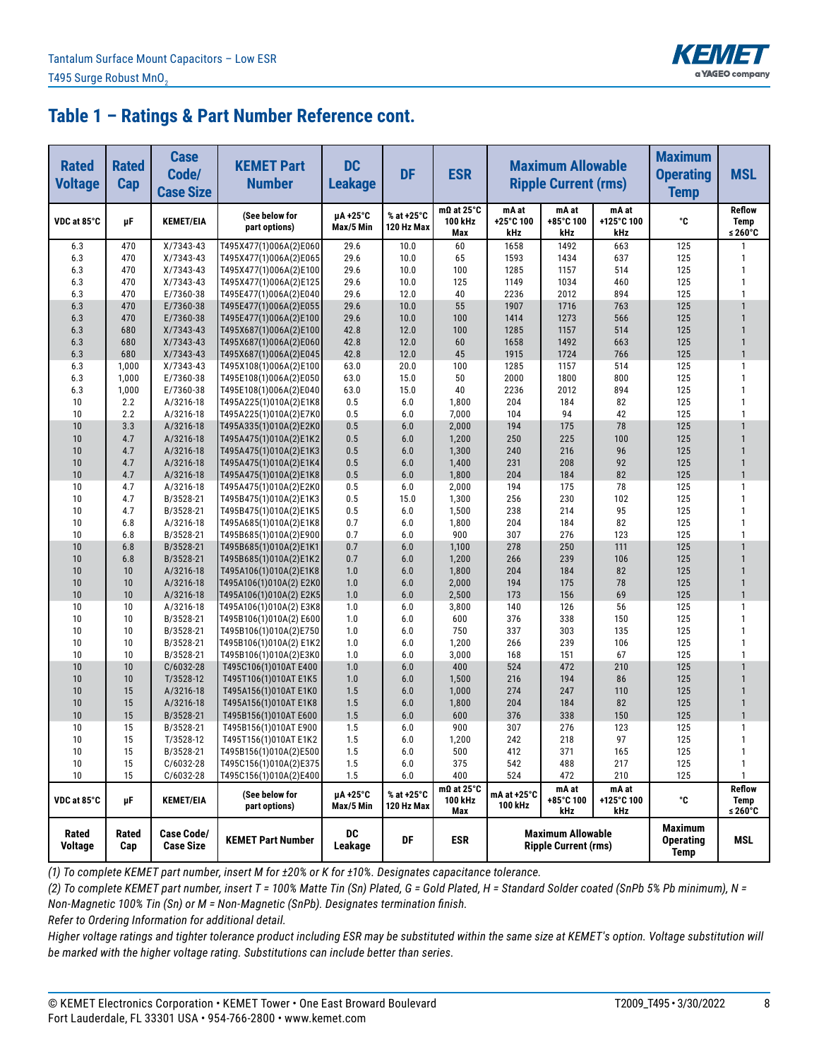## Table 1 – Ratings & Part Number Reference cont.

| Rated Voltage | Rated Cap | Case Code/ Case Size | KEMET Part Number | DC Leakage | DF | ESR | Maximum Allowable Ripple Current (rms) | | | Maximum Operating Temp | MSL |
|---|---|---|---|---|---|---|---|---|---|---|---|
| VDC at 85°C | µF | KEMET/EIA | (See below for part options) | µA +25°C Max/5 Min | % at +25°C 120 Hz Max | mΩ at 25°C 100 kHz Max | mA at +25°C 100 kHz | mA at +85°C 100 kHz | mA at +125°C 100 kHz | °C | Reflow Temp ≤ 260°C |
| 6.3 | 470 | X/7343-43 | T495X477(1)006A(2)E060 | 29.6 | 10.0 | 60 | 1658 | 1492 | 663 | 125 | 1 |
| 6.3 | 470 | X/7343-43 | T495X477(1)006A(2)E065 | 29.6 | 10.0 | 65 | 1593 | 1434 | 637 | 125 | 1 |
| 6.3 | 470 | X/7343-43 | T495X477(1)006A(2)E100 | 29.6 | 10.0 | 100 | 1285 | 1157 | 514 | 125 | 1 |
| 6.3 | 470 | X/7343-43 | T495X477(1)006A(2)E125 | 29.6 | 10.0 | 125 | 1149 | 1034 | 460 | 125 | 1 |
| 6.3 | 470 | E/7360-38 | T495E477(1)006A(2)E040 | 29.6 | 12.0 | 40 | 2236 | 2012 | 894 | 125 | 1 |
| 6.3 | 470 | E/7360-38 | T495E477(1)006A(2)E055 | 29.6 | 10.0 | 55 | 1907 | 1716 | 763 | 125 | 1 |
| 6.3 | 470 | E/7360-38 | T495E477(1)006A(2)E100 | 29.6 | 10.0 | 100 | 1414 | 1273 | 566 | 125 | 1 |
| 6.3 | 680 | X/7343-43 | T495X687(1)006A(2)E100 | 42.8 | 12.0 | 100 | 1285 | 1157 | 514 | 125 | 1 |
| 6.3 | 680 | X/7343-43 | T495X687(1)006A(2)E060 | 42.8 | 12.0 | 60 | 1658 | 1492 | 663 | 125 | 1 |
| 6.3 | 680 | X/7343-43 | T495X687(1)006A(2)E045 | 42.8 | 12.0 | 45 | 1915 | 1724 | 766 | 125 | 1 |
| 6.3 | 1,000 | X/7343-43 | T495X108(1)006A(2)E100 | 63.0 | 20.0 | 100 | 1285 | 1157 | 514 | 125 | 1 |
| 6.3 | 1,000 | E/7360-38 | T495E108(1)006A(2)E050 | 63.0 | 15.0 | 50 | 2000 | 1800 | 800 | 125 | 1 |
| 6.3 | 1,000 | E/7360-38 | T495E108(1)006A(2)E040 | 63.0 | 15.0 | 40 | 2236 | 2012 | 894 | 125 | 1 |
| 10 | 2.2 | A/3216-18 | T495A225(1)010A(2)E1K8 | 0.5 | 6.0 | 1,800 | 204 | 184 | 82 | 125 | 1 |
| 10 | 2.2 | A/3216-18 | T495A225(1)010A(2)E7K0 | 0.5 | 6.0 | 7,000 | 104 | 94 | 42 | 125 | 1 |
| 10 | 3.3 | A/3216-18 | T495A335(1)010A(2)E2K0 | 0.5 | 6.0 | 2,000 | 194 | 175 | 78 | 125 | 1 |
| 10 | 4.7 | A/3216-18 | T495A475(1)010A(2)E1K2 | 0.5 | 6.0 | 1,200 | 250 | 225 | 100 | 125 | 1 |
| 10 | 4.7 | A/3216-18 | T495A475(1)010A(2)E1K3 | 0.5 | 6.0 | 1,300 | 240 | 216 | 96 | 125 | 1 |
| 10 | 4.7 | A/3216-18 | T495A475(1)010A(2)E1K4 | 0.5 | 6.0 | 1,400 | 231 | 208 | 92 | 125 | 1 |
| 10 | 4.7 | A/3216-18 | T495A475(1)010A(2)E1K8 | 0.5 | 6.0 | 1,800 | 204 | 184 | 82 | 125 | 1 |
| 10 | 4.7 | A/3216-18 | T495A475(1)010A(2)E2K0 | 0.5 | 6.0 | 2,000 | 194 | 175 | 78 | 125 | 1 |
| 10 | 4.7 | B/3528-21 | T495B475(1)010A(2)E1K3 | 0.5 | 15.0 | 1,300 | 256 | 230 | 102 | 125 | 1 |
| 10 | 4.7 | B/3528-21 | T495B475(1)010A(2)E1K5 | 0.5 | 6.0 | 1,500 | 238 | 214 | 95 | 125 | 1 |
| 10 | 6.8 | A/3216-18 | T495A685(1)010A(2)E1K8 | 0.7 | 6.0 | 1,800 | 204 | 184 | 82 | 125 | 1 |
| 10 | 6.8 | B/3528-21 | T495B685(1)010A(2)E900 | 0.7 | 6.0 | 900 | 307 | 276 | 123 | 125 | 1 |
| 10 | 6.8 | B/3528-21 | T495B685(1)010A(2)E1K1 | 0.7 | 6.0 | 1,100 | 278 | 250 | 111 | 125 | 1 |
| 10 | 6.8 | B/3528-21 | T495B685(1)010A(2)E1K2 | 0.7 | 6.0 | 1,200 | 266 | 239 | 106 | 125 | 1 |
| 10 | 10 | A/3216-18 | T495A106(1)010A(2)E1K8 | 1.0 | 6.0 | 1,800 | 204 | 184 | 82 | 125 | 1 |
| 10 | 10 | A/3216-18 | T495A106(1)010A(2) E2K0 | 1.0 | 6.0 | 2,000 | 194 | 175 | 78 | 125 | 1 |
| 10 | 10 | A/3216-18 | T495A106(1)010A(2) E2K5 | 1.0 | 6.0 | 2,500 | 173 | 156 | 69 | 125 | 1 |
| 10 | 10 | A/3216-18 | T495A106(1)010A(2) E3K8 | 1.0 | 6.0 | 3,800 | 140 | 126 | 56 | 125 | 1 |
| 10 | 10 | B/3528-21 | T495B106(1)010A(2) E600 | 1.0 | 6.0 | 600 | 376 | 338 | 150 | 125 | 1 |
| 10 | 10 | B/3528-21 | T495B106(1)010A(2)E750 | 1.0 | 6.0 | 750 | 337 | 303 | 135 | 125 | 1 |
| 10 | 10 | B/3528-21 | T495B106(1)010A(2) E1K2 | 1.0 | 6.0 | 1,200 | 266 | 239 | 106 | 125 | 1 |
| 10 | 10 | B/3528-21 | T495B106(1)010A(2)E3K0 | 1.0 | 6.0 | 3,000 | 168 | 151 | 67 | 125 | 1 |
| 10 | 10 | C/6032-28 | T495C106(1)010AT E400 | 1.0 | 6.0 | 400 | 524 | 472 | 210 | 125 | 1 |
| 10 | 10 | T/3528-12 | T495T106(1)010AT E1K5 | 1.0 | 6.0 | 1,500 | 216 | 194 | 86 | 125 | 1 |
| 10 | 15 | A/3216-18 | T495A156(1)010AT E1K0 | 1.5 | 6.0 | 1,000 | 274 | 247 | 110 | 125 | 1 |
| 10 | 15 | A/3216-18 | T495A156(1)010AT E1K8 | 1.5 | 6.0 | 1,800 | 204 | 184 | 82 | 125 | 1 |
| 10 | 15 | B/3528-21 | T495B156(1)010AT E600 | 1.5 | 6.0 | 600 | 376 | 338 | 150 | 125 | 1 |
| 10 | 15 | B/3528-21 | T495B156(1)010AT E900 | 1.5 | 6.0 | 900 | 307 | 276 | 123 | 125 | 1 |
| 10 | 15 | T/3528-12 | T495T156(1)010AT E1K2 | 1.5 | 6.0 | 1,200 | 242 | 218 | 97 | 125 | 1 |
| 10 | 15 | B/3528-21 | T495B156(1)010A(2)E500 | 1.5 | 6.0 | 500 | 412 | 371 | 165 | 125 | 1 |
| 10 | 15 | C/6032-28 | T495C156(1)010A(2)E375 | 1.5 | 6.0 | 375 | 542 | 488 | 217 | 125 | 1 |
| 10 | 15 | C/6032-28 | T495C156(1)010A(2)E400 | 1.5 | 6.0 | 400 | 524 | 472 | 210 | 125 | 1 |
| VDC at 85°C | µF | KEMET/EIA | (See below for part options) | µA +25°C Max/5 Min | % at +25°C 120 Hz Max | mΩ at 25°C 100 kHz Max | mA at +25°C 100 kHz | mA at +85°C 100 kHz | mA at +125°C 100 kHz | °C | Reflow Temp ≤ 260°C |
| Rated Voltage | Rated Cap | Case Code/ Case Size | KEMET Part Number | DC Leakage | DF | ESR | Maximum Allowable Ripple Current (rms) | | | Maximum Operating Temp | MSL |

*(1) To complete KEMET part number, insert M for ±20% or K for ±10%. Designates capacitance tolerance.*

*(2) To complete KEMET part number, insert T = 100% Matte Tin (Sn) Plated, G = Gold Plated, H = Standard Solder coated (SnPb 5% Pb minimum), N = Non-Magnetic 100% Tin (Sn) or M = Non-Magnetic (SnPb). Designates termination finish.*

*Refer to Ordering Information for additional detail.*

*Higher voltage ratings and tighter tolerance product including ESR may be substituted within the same size at KEMET's option. Voltage substitution will be marked with the higher voltage rating. Substitutions can include better than series.*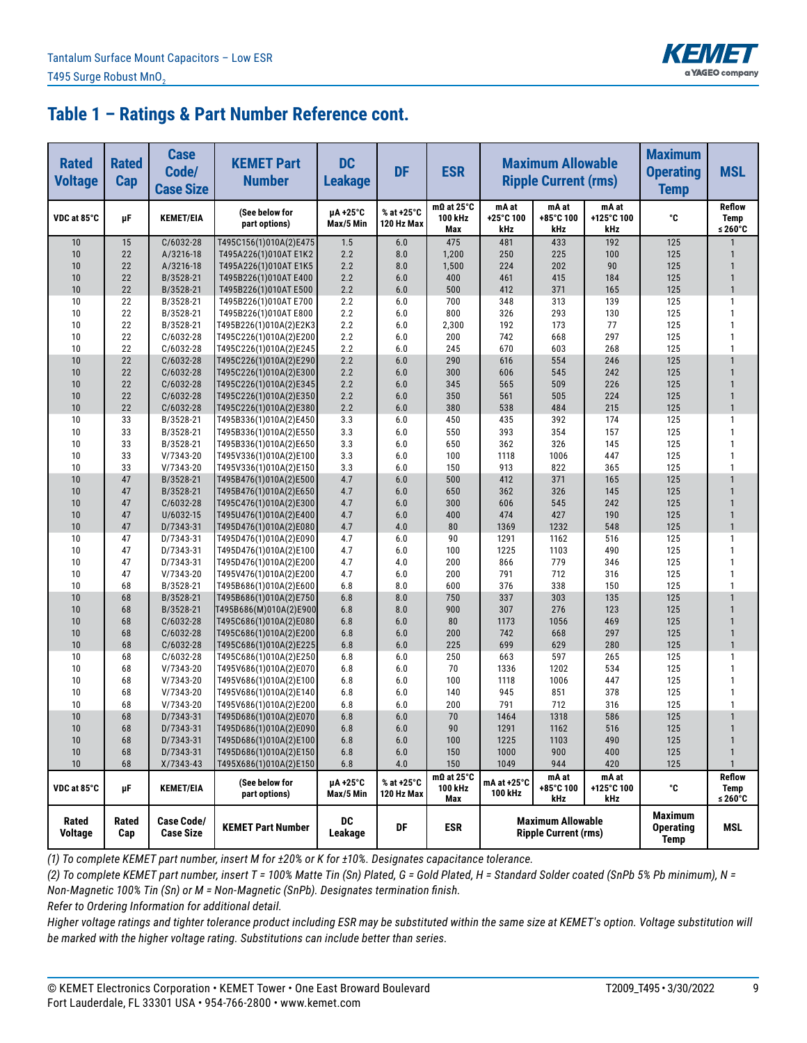## Table 1 – Ratings & Part Number Reference cont.

| Rated Voltage | Rated Cap | Case Code/ Case Size | KEMET Part Number | DC Leakage | DF | ESR | Maximum Allowable Ripple Current (rms) | | | Maximum Operating Temp | MSL |
|---|---|---|---|---|---|---|---|---|---|---|---|
| VDC at 85°C | µF | KEMET/EIA | (See below for part options) | µA +25°C Max/5 Min | % at +25°C 120 Hz Max | mΩ at 25°C 100 kHz Max | mA at +25°C 100 kHz | mA at +85°C 100 kHz | mA at +125°C 100 kHz | °C | Reflow Temp ≤ 260°C |
| 10 | 15 | C/6032-28 | T495C156(1)010A(2)E475 | 1.5 | 6.0 | 475 | 481 | 433 | 192 | 125 | 1 |
| 10 | 22 | A/3216-18 | T495A226(1)010AT E1K2 | 2.2 | 8.0 | 1,200 | 250 | 225 | 100 | 125 | 1 |
| 10 | 22 | A/3216-18 | T495A226(1)010AT E1K5 | 2.2 | 8.0 | 1,500 | 224 | 202 | 90 | 125 | 1 |
| 10 | 22 | B/3528-21 | T495B226(1)010AT E400 | 2.2 | 6.0 | 400 | 461 | 415 | 184 | 125 | 1 |
| 10 | 22 | B/3528-21 | T495B226(1)010AT E500 | 2.2 | 6.0 | 500 | 412 | 371 | 165 | 125 | 1 |
| 10 | 22 | B/3528-21 | T495B226(1)010AT E700 | 2.2 | 6.0 | 700 | 348 | 313 | 139 | 125 | 1 |
| 10 | 22 | B/3528-21 | T495B226(1)010AT E800 | 2.2 | 6.0 | 800 | 326 | 293 | 130 | 125 | 1 |
| 10 | 22 | B/3528-21 | T495B226(1)010A(2)E2K3 | 2.2 | 6.0 | 2,300 | 192 | 173 | 77 | 125 | 1 |
| 10 | 22 | C/6032-28 | T495C226(1)010A(2)E200 | 2.2 | 6.0 | 200 | 742 | 668 | 297 | 125 | 1 |
| 10 | 22 | C/6032-28 | T495C226(1)010A(2)E245 | 2.2 | 6.0 | 245 | 670 | 603 | 268 | 125 | 1 |
| 10 | 22 | C/6032-28 | T495C226(1)010A(2)E290 | 2.2 | 6.0 | 290 | 616 | 554 | 246 | 125 | 1 |
| 10 | 22 | C/6032-28 | T495C226(1)010A(2)E300 | 2.2 | 6.0 | 300 | 606 | 545 | 242 | 125 | 1 |
| 10 | 22 | C/6032-28 | T495C226(1)010A(2)E345 | 2.2 | 6.0 | 345 | 565 | 509 | 226 | 125 | 1 |
| 10 | 22 | C/6032-28 | T495C226(1)010A(2)E350 | 2.2 | 6.0 | 350 | 561 | 505 | 224 | 125 | 1 |
| 10 | 22 | C/6032-28 | T495C226(1)010A(2)E380 | 2.2 | 6.0 | 380 | 538 | 484 | 215 | 125 | 1 |
| 10 | 33 | B/3528-21 | T495B336(1)010A(2)E450 | 3.3 | 6.0 | 450 | 435 | 392 | 174 | 125 | 1 |
| 10 | 33 | B/3528-21 | T495B336(1)010A(2)E550 | 3.3 | 6.0 | 550 | 393 | 354 | 157 | 125 | 1 |
| 10 | 33 | B/3528-21 | T495B336(1)010A(2)E650 | 3.3 | 6.0 | 650 | 362 | 326 | 145 | 125 | 1 |
| 10 | 33 | V/7343-20 | T495V336(1)010A(2)E100 | 3.3 | 6.0 | 100 | 1118 | 1006 | 447 | 125 | 1 |
| 10 | 33 | V/7343-20 | T495V336(1)010A(2)E150 | 3.3 | 6.0 | 150 | 913 | 822 | 365 | 125 | 1 |
| 10 | 47 | B/3528-21 | T495B476(1)010A(2)E500 | 4.7 | 6.0 | 500 | 412 | 371 | 165 | 125 | 1 |
| 10 | 47 | B/3528-21 | T495B476(1)010A(2)E650 | 4.7 | 6.0 | 650 | 362 | 326 | 145 | 125 | 1 |
| 10 | 47 | C/6032-28 | T495C476(1)010A(2)E300 | 4.7 | 6.0 | 300 | 606 | 545 | 242 | 125 | 1 |
| 10 | 47 | U/6032-15 | T495U476(1)010A(2)E400 | 4.7 | 6.0 | 400 | 474 | 427 | 190 | 125 | 1 |
| 10 | 47 | D/7343-31 | T495D476(1)010A(2)E080 | 4.7 | 4.0 | 80 | 1369 | 1232 | 548 | 125 | 1 |
| 10 | 47 | D/7343-31 | T495D476(1)010A(2)E090 | 4.7 | 6.0 | 90 | 1291 | 1162 | 516 | 125 | 1 |
| 10 | 47 | D/7343-31 | T495D476(1)010A(2)E100 | 4.7 | 6.0 | 100 | 1225 | 1103 | 490 | 125 | 1 |
| 10 | 47 | D/7343-31 | T495D476(1)010A(2)E200 | 4.7 | 4.0 | 200 | 866 | 779 | 346 | 125 | 1 |
| 10 | 47 | V/7343-20 | T495V476(1)010A(2)E200 | 4.7 | 6.0 | 200 | 791 | 712 | 316 | 125 | 1 |
| 10 | 68 | B/3528-21 | T495B686(1)010A(2)E600 | 6.8 | 8.0 | 600 | 376 | 338 | 150 | 125 | 1 |
| 10 | 68 | B/3528-21 | T495B686(1)010A(2)E750 | 6.8 | 8.0 | 750 | 337 | 303 | 135 | 125 | 1 |
| 10 | 68 | B/3528-21 | T495B686(M)010A(2)E900 | 6.8 | 8.0 | 900 | 307 | 276 | 123 | 125 | 1 |
| 10 | 68 | C/6032-28 | T495C686(1)010A(2)E080 | 6.8 | 6.0 | 80 | 1173 | 1056 | 469 | 125 | 1 |
| 10 | 68 | C/6032-28 | T495C686(1)010A(2)E200 | 6.8 | 6.0 | 200 | 742 | 668 | 297 | 125 | 1 |
| 10 | 68 | C/6032-28 | T495C686(1)010A(2)E225 | 6.8 | 6.0 | 225 | 699 | 629 | 280 | 125 | 1 |
| 10 | 68 | C/6032-28 | T495C686(1)010A(2)E250 | 6.8 | 6.0 | 250 | 663 | 597 | 265 | 125 | 1 |
| 10 | 68 | V/7343-20 | T495V686(1)010A(2)E070 | 6.8 | 6.0 | 70 | 1336 | 1202 | 534 | 125 | 1 |
| 10 | 68 | V/7343-20 | T495V686(1)010A(2)E100 | 6.8 | 6.0 | 100 | 1118 | 1006 | 447 | 125 | 1 |
| 10 | 68 | V/7343-20 | T495V686(1)010A(2)E140 | 6.8 | 6.0 | 140 | 945 | 851 | 378 | 125 | 1 |
| 10 | 68 | V/7343-20 | T495V686(1)010A(2)E200 | 6.8 | 6.0 | 200 | 791 | 712 | 316 | 125 | 1 |
| 10 | 68 | D/7343-31 | T495D686(1)010A(2)E070 | 6.8 | 6.0 | 70 | 1464 | 1318 | 586 | 125 | 1 |
| 10 | 68 | D/7343-31 | T495D686(1)010A(2)E090 | 6.8 | 6.0 | 90 | 1291 | 1162 | 516 | 125 | 1 |
| 10 | 68 | D/7343-31 | T495D686(1)010A(2)E100 | 6.8 | 6.0 | 100 | 1225 | 1103 | 490 | 125 | 1 |
| 10 | 68 | D/7343-31 | T495D686(1)010A(2)E150 | 6.8 | 6.0 | 150 | 1000 | 900 | 400 | 125 | 1 |
| 10 | 68 | X/7343-43 | T495X686(1)010A(2)E150 | 6.8 | 4.0 | 150 | 1049 | 944 | 420 | 125 | 1 |
| VDC at 85°C | µF | KEMET/EIA | (See below for part options) | µA +25°C Max/5 Min | % at +25°C 120 Hz Max | mΩ at 25°C 100 kHz Max | mA at +25°C 100 kHz | mA at +85°C 100 kHz | mA at +125°C 100 kHz | °C | Reflow Temp ≤ 260°C |
| Rated Voltage | Rated Cap | Case Code/ Case Size | KEMET Part Number | DC Leakage | DF | ESR | Maximum Allowable Ripple Current (rms) | | | Maximum Operating Temp | MSL |

*(1) To complete KEMET part number, insert M for ±20% or K for ±10%. Designates capacitance tolerance.*

*(2) To complete KEMET part number, insert T = 100% Matte Tin (Sn) Plated, G = Gold Plated, H = Standard Solder coated (SnPb 5% Pb minimum), N = Non-Magnetic 100% Tin (Sn) or M = Non-Magnetic (SnPb). Designates termination finish.*

*Refer to Ordering Information for additional detail.*

*Higher voltage ratings and tighter tolerance product including ESR may be substituted within the same size at KEMET's option. Voltage substitution will be marked with the higher voltage rating. Substitutions can include better than series.*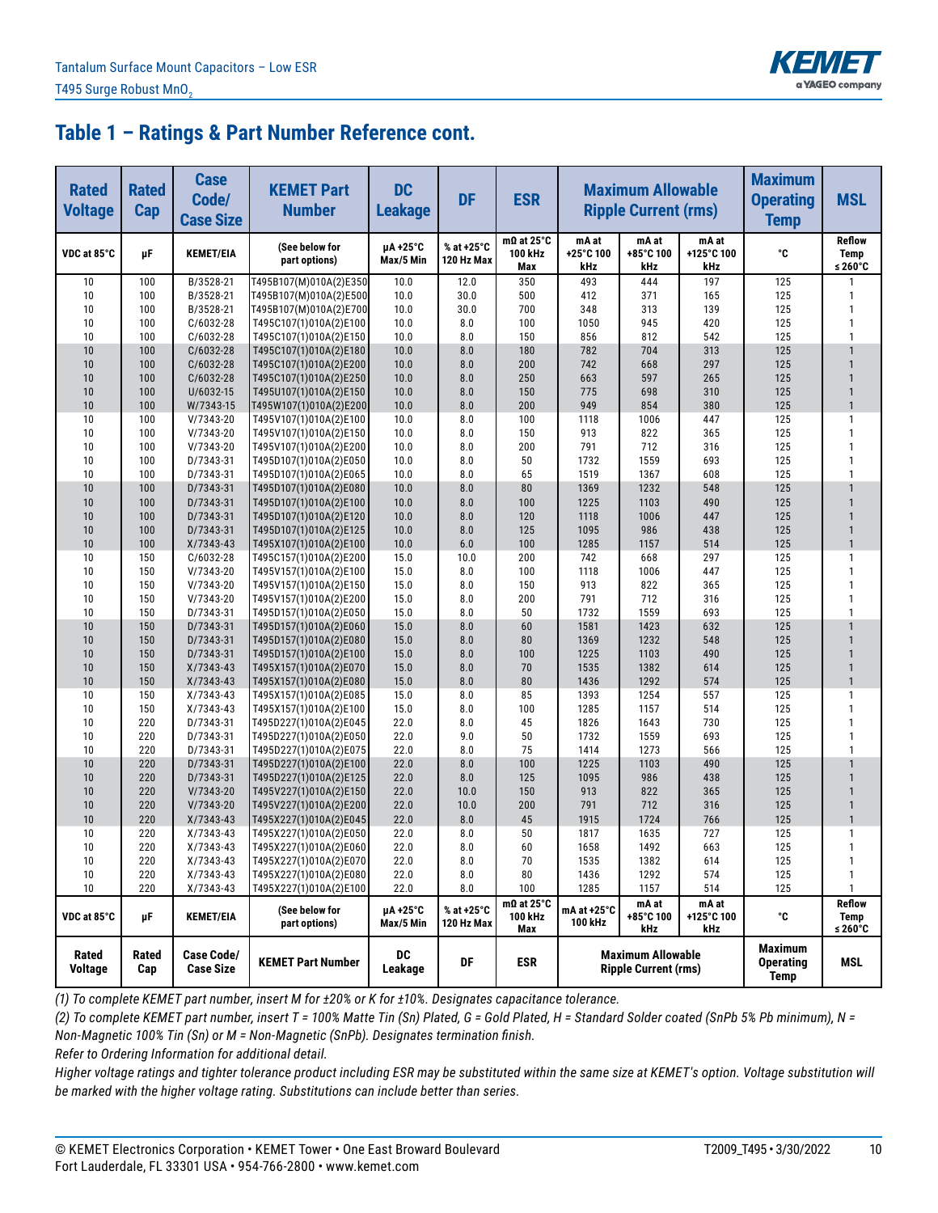Tantalum Surface Mount Capacitors – Low ESR
T495 Surge Robust $MnO_2$

## Table 1 – Ratings & Part Number Reference cont.

| Rated Voltage | Rated Cap | Case Code/ Case Size | KEMET Part Number | DC Leakage | DF | ESR | Maximum Allowable Ripple Current (rms) | | | Maximum Operating Temp | MSL |
|---|---|---|---|---|---|---|---|---|---|---|---|
| VDC at 85°C | µF | KEMET/EIA | (See below for part options) | µA +25°C Max/5 Min | % at +25°C 120 Hz Max | mΩ at 25°C 100 kHz Max | mA at +25°C 100 kHz | mA at +85°C 100 kHz | mA at +125°C 100 kHz | °C | Reflow Temp ≤ 260°C |
| 10 | 100 | B/3528-21 | T495B107(M)010A(2)E350 | 10.0 | 12.0 | 350 | 493 | 444 | 197 | 125 | 1 |
| 10 | 100 | B/3528-21 | T495B107(M)010A(2)E500 | 10.0 | 30.0 | 500 | 412 | 371 | 165 | 125 | 1 |
| 10 | 100 | B/3528-21 | T495B107(M)010A(2)E700 | 10.0 | 30.0 | 700 | 348 | 313 | 139 | 125 | 1 |
| 10 | 100 | C/6032-28 | T495C107(1)010A(2)E100 | 10.0 | 8.0 | 100 | 1050 | 945 | 420 | 125 | 1 |
| 10 | 100 | C/6032-28 | T495C107(1)010A(2)E150 | 10.0 | 8.0 | 150 | 856 | 812 | 542 | 125 | 1 |
| 10 | 100 | C/6032-28 | T495C107(1)010A(2)E180 | 10.0 | 8.0 | 180 | 782 | 704 | 313 | 125 | 1 |
| 10 | 100 | C/6032-28 | T495C107(1)010A(2)E200 | 10.0 | 8.0 | 200 | 742 | 668 | 297 | 125 | 1 |
| 10 | 100 | C/6032-28 | T495C107(1)010A(2)E250 | 10.0 | 8.0 | 250 | 663 | 597 | 265 | 125 | 1 |
| 10 | 100 | U/6032-15 | T495U107(1)010A(2)E150 | 10.0 | 8.0 | 150 | 775 | 698 | 310 | 125 | 1 |
| 10 | 100 | W/7343-15 | T495W107(1)010A(2)E200 | 10.0 | 8.0 | 200 | 949 | 854 | 380 | 125 | 1 |
| 10 | 100 | V/7343-20 | T495V107(1)010A(2)E100 | 10.0 | 8.0 | 100 | 1118 | 1006 | 447 | 125 | 1 |
| 10 | 100 | V/7343-20 | T495V107(1)010A(2)E150 | 10.0 | 8.0 | 150 | 913 | 822 | 365 | 125 | 1 |
| 10 | 100 | V/7343-20 | T495V107(1)010A(2)E200 | 10.0 | 8.0 | 200 | 791 | 712 | 316 | 125 | 1 |
| 10 | 100 | D/7343-31 | T495D107(1)010A(2)E050 | 10.0 | 8.0 | 50 | 1732 | 1559 | 693 | 125 | 1 |
| 10 | 100 | D/7343-31 | T495D107(1)010A(2)E065 | 10.0 | 8.0 | 65 | 1519 | 1367 | 608 | 125 | 1 |
| 10 | 100 | D/7343-31 | T495D107(1)010A(2)E080 | 10.0 | 8.0 | 80 | 1369 | 1232 | 548 | 125 | 1 |
| 10 | 100 | D/7343-31 | T495D107(1)010A(2)E100 | 10.0 | 8.0 | 100 | 1225 | 1103 | 490 | 125 | 1 |
| 10 | 100 | D/7343-31 | T495D107(1)010A(2)E120 | 10.0 | 8.0 | 120 | 1118 | 1006 | 447 | 125 | 1 |
| 10 | 100 | D/7343-31 | T495D107(1)010A(2)E125 | 10.0 | 8.0 | 125 | 1095 | 986 | 438 | 125 | 1 |
| 10 | 100 | X/7343-43 | T495X107(1)010A(2)E100 | 10.0 | 6.0 | 100 | 1285 | 1157 | 514 | 125 | 1 |
| 10 | 150 | C/6032-28 | T495C157(1)010A(2)E200 | 15.0 | 10.0 | 200 | 742 | 668 | 297 | 125 | 1 |
| 10 | 150 | V/7343-20 | T495V157(1)010A(2)E100 | 15.0 | 8.0 | 100 | 1118 | 1006 | 447 | 125 | 1 |
| 10 | 150 | V/7343-20 | T495V157(1)010A(2)E150 | 15.0 | 8.0 | 150 | 913 | 822 | 365 | 125 | 1 |
| 10 | 150 | V/7343-20 | T495V157(1)010A(2)E200 | 15.0 | 8.0 | 200 | 791 | 712 | 316 | 125 | 1 |
| 10 | 150 | D/7343-31 | T495D157(1)010A(2)E050 | 15.0 | 8.0 | 50 | 1732 | 1559 | 693 | 125 | 1 |
| 10 | 150 | D/7343-31 | T495D157(1)010A(2)E060 | 15.0 | 8.0 | 60 | 1581 | 1423 | 632 | 125 | 1 |
| 10 | 150 | D/7343-31 | T495D157(1)010A(2)E080 | 15.0 | 8.0 | 80 | 1369 | 1232 | 548 | 125 | 1 |
| 10 | 150 | D/7343-31 | T495D157(1)010A(2)E100 | 15.0 | 8.0 | 100 | 1225 | 1103 | 490 | 125 | 1 |
| 10 | 150 | X/7343-43 | T495X157(1)010A(2)E070 | 15.0 | 8.0 | 70 | 1535 | 1382 | 614 | 125 | 1 |
| 10 | 150 | X/7343-43 | T495X157(1)010A(2)E080 | 15.0 | 8.0 | 80 | 1436 | 1292 | 574 | 125 | 1 |
| 10 | 150 | X/7343-43 | T495X157(1)010A(2)E085 | 15.0 | 8.0 | 85 | 1393 | 1254 | 557 | 125 | 1 |
| 10 | 150 | X/7343-43 | T495X157(1)010A(2)E100 | 15.0 | 8.0 | 100 | 1285 | 1157 | 514 | 125 | 1 |
| 10 | 220 | D/7343-31 | T495D227(1)010A(2)E045 | 22.0 | 8.0 | 45 | 1826 | 1643 | 730 | 125 | 1 |
| 10 | 220 | D/7343-31 | T495D227(1)010A(2)E050 | 22.0 | 9.0 | 50 | 1732 | 1559 | 693 | 125 | 1 |
| 10 | 220 | D/7343-31 | T495D227(1)010A(2)E075 | 22.0 | 8.0 | 75 | 1414 | 1273 | 566 | 125 | 1 |
| 10 | 220 | D/7343-31 | T495D227(1)010A(2)E100 | 22.0 | 8.0 | 100 | 1225 | 1103 | 490 | 125 | 1 |
| 10 | 220 | D/7343-31 | T495D227(1)010A(2)E125 | 22.0 | 8.0 | 125 | 1095 | 986 | 438 | 125 | 1 |
| 10 | 220 | V/7343-20 | T495V227(1)010A(2)E150 | 22.0 | 10.0 | 150 | 913 | 822 | 365 | 125 | 1 |
| 10 | 220 | V/7343-20 | T495V227(1)010A(2)E200 | 22.0 | 10.0 | 200 | 791 | 712 | 316 | 125 | 1 |
| 10 | 220 | X/7343-43 | T495X227(1)010A(2)E045 | 22.0 | 8.0 | 45 | 1915 | 1724 | 766 | 125 | 1 |
| 10 | 220 | X/7343-43 | T495X227(1)010A(2)E050 | 22.0 | 8.0 | 50 | 1817 | 1635 | 727 | 125 | 1 |
| 10 | 220 | X/7343-43 | T495X227(1)010A(2)E060 | 22.0 | 8.0 | 60 | 1658 | 1492 | 663 | 125 | 1 |
| 10 | 220 | X/7343-43 | T495X227(1)010A(2)E070 | 22.0 | 8.0 | 70 | 1535 | 1382 | 614 | 125 | 1 |
| 10 | 220 | X/7343-43 | T495X227(1)010A(2)E080 | 22.0 | 8.0 | 80 | 1436 | 1292 | 574 | 125 | 1 |
| 10 | 220 | X/7343-43 | T495X227(1)010A(2)E100 | 22.0 | 8.0 | 100 | 1285 | 1157 | 514 | 125 | 1 |
| VDC at 85°C | µF | KEMET/EIA | (See below for part options) | µA +25°C Max/5 Min | % at +25°C 120 Hz Max | mΩ at 25°C 100 kHz Max | mA at +25°C 100 kHz | mA at +85°C 100 kHz | mA at +125°C 100 kHz | °C | Reflow Temp ≤ 260°C |
| Rated Voltage | Rated Cap | Case Code/ Case Size | KEMET Part Number | DC Leakage | DF | ESR | Maximum Allowable Ripple Current (rms) | | | Maximum Operating Temp | MSL |

*(1) To complete KEMET part number, insert M for ±20% or K for ±10%. Designates capacitance tolerance.*

*(2) To complete KEMET part number, insert T = 100% Matte Tin (Sn) Plated, G = Gold Plated, H = Standard Solder coated (SnPb 5% Pb minimum), N = Non-Magnetic 100% Tin (Sn) or M = Non-Magnetic (SnPb). Designates termination finish.*

*Refer to Ordering Information for additional detail.*

*Higher voltage ratings and tighter tolerance product including ESR may be substituted within the same size at KEMET's option. Voltage substitution will be marked with the higher voltage rating. Substitutions can include better than series.*

© KEMET Electronics Corporation • KEMET Tower • One East Broward Boulevard
Fort Lauderdale, FL 33301 USA • 954-766-2800 • www.kemet.com

T2009_T495 • 3/30/2022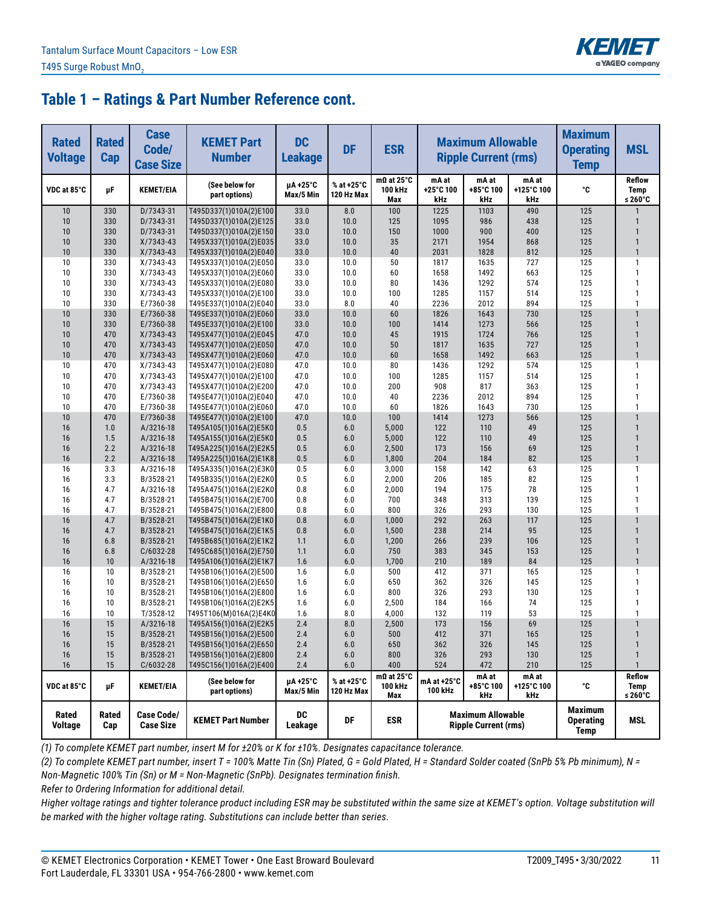# Table 1 – Ratings & Part Number Reference cont.

| Rated Voltage | Rated Cap | Case Code/ Case Size | KEMET Part Number | DC Leakage | DF | ESR | Maximum Allowable Ripple Current (rms) | | | Maximum Operating Temp | MSL |
|---|---|---|---|---|---|---|---|---|---|---|---|
| VDC at 85°C | µF | KEMET/EIA | (See below for part options) | µA +25°C Max/5 Min | % at +25°C 120 Hz Max | mΩ at 25°C 100 kHz Max | mA at +25°C 100 kHz | mA at +85°C 100 kHz | mA at +125°C 100 kHz | °C | Reflow Temp ≤ 260°C |
| 10 | 330 | D/7343-31 | T495D337(1)010A(2)E100 | 33.0 | 8.0 | 100 | 1225 | 1103 | 490 | 125 | 1 |
| 10 | 330 | D/7343-31 | T495D337(1)010A(2)E125 | 33.0 | 10.0 | 125 | 1095 | 986 | 438 | 125 | 1 |
| 10 | 330 | D/7343-31 | T495D337(1)010A(2)E150 | 33.0 | 10.0 | 150 | 1000 | 900 | 400 | 125 | 1 |
| 10 | 330 | X/7343-43 | T495X337(1)010A(2)E035 | 33.0 | 10.0 | 35 | 2171 | 1954 | 868 | 125 | 1 |
| 10 | 330 | X/7343-43 | T495X337(1)010A(2)E040 | 33.0 | 10.0 | 40 | 2031 | 1828 | 812 | 125 | 1 |
| 10 | 330 | X/7343-43 | T495X337(1)010A(2)E050 | 33.0 | 10.0 | 50 | 1817 | 1635 | 727 | 125 | 1 |
| 10 | 330 | X/7343-43 | T495X337(1)010A(2)E060 | 33.0 | 10.0 | 60 | 1658 | 1492 | 663 | 125 | 1 |
| 10 | 330 | X/7343-43 | T495X337(1)010A(2)E080 | 33.0 | 10.0 | 80 | 1436 | 1292 | 574 | 125 | 1 |
| 10 | 330 | X/7343-43 | T495X337(1)010A(2)E100 | 33.0 | 10.0 | 100 | 1285 | 1157 | 514 | 125 | 1 |
| 10 | 330 | E/7360-38 | T495E337(1)010A(2)E040 | 33.0 | 8.0 | 40 | 2236 | 2012 | 894 | 125 | 1 |
| 10 | 330 | E/7360-38 | T495E337(1)010A(2)E060 | 33.0 | 10.0 | 60 | 1826 | 1643 | 730 | 125 | 1 |
| 10 | 330 | E/7360-38 | T495E337(1)010A(2)E100 | 33.0 | 10.0 | 100 | 1414 | 1273 | 566 | 125 | 1 |
| 10 | 470 | X/7343-43 | T495X477(1)010A(2)E045 | 47.0 | 10.0 | 45 | 1915 | 1724 | 766 | 125 | 1 |
| 10 | 470 | X/7343-43 | T495X477(1)010A(2)E050 | 47.0 | 10.0 | 50 | 1817 | 1635 | 727 | 125 | 1 |
| 10 | 470 | X/7343-43 | T495X477(1)010A(2)E060 | 47.0 | 10.0 | 60 | 1658 | 1492 | 663 | 125 | 1 |
| 10 | 470 | X/7343-43 | T495X477(1)010A(2)E080 | 47.0 | 10.0 | 80 | 1436 | 1292 | 574 | 125 | 1 |
| 10 | 470 | X/7343-43 | T495X477(1)010A(2)E100 | 47.0 | 10.0 | 100 | 1285 | 1157 | 514 | 125 | 1 |
| 10 | 470 | X/7343-43 | T495X477(1)010A(2)E200 | 47.0 | 10.0 | 200 | 908 | 817 | 363 | 125 | 1 |
| 10 | 470 | E/7360-38 | T495E477(1)010A(2)E040 | 47.0 | 10.0 | 40 | 2236 | 2012 | 894 | 125 | 1 |
| 10 | 470 | E/7360-38 | T495E477(1)010A(2)E060 | 47.0 | 10.0 | 60 | 1826 | 1643 | 730 | 125 | 1 |
| 10 | 470 | E/7360-38 | T495E477(1)010A(2)E100 | 47.0 | 10.0 | 100 | 1414 | 1273 | 566 | 125 | 1 |
| 16 | 1.0 | A/3216-18 | T495A105(1)016A(2)E5K0 | 0.5 | 6.0 | 5,000 | 122 | 110 | 49 | 125 | 1 |
| 16 | 1.5 | A/3216-18 | T495A155(1)016A(2)E5K0 | 0.5 | 6.0 | 5,000 | 122 | 110 | 49 | 125 | 1 |
| 16 | 2.2 | A/3216-18 | T495A225(1)016A(2)E2K5 | 0.5 | 6.0 | 2,500 | 173 | 156 | 69 | 125 | 1 |
| 16 | 2.2 | A/3216-18 | T495A225(1)016A(2)E1K8 | 0.5 | 6.0 | 1,800 | 204 | 184 | 82 | 125 | 1 |
| 16 | 3.3 | A/3216-18 | T495A335(1)016A(2)E3K0 | 0.5 | 6.0 | 3,000 | 158 | 142 | 63 | 125 | 1 |
| 16 | 3.3 | B/3528-21 | T495B335(1)016A(2)E2K0 | 0.5 | 6.0 | 2,000 | 206 | 185 | 82 | 125 | 1 |
| 16 | 4.7 | A/3216-18 | T495A475(1)016A(2)E2K0 | 0.8 | 6.0 | 2,000 | 194 | 175 | 78 | 125 | 1 |
| 16 | 4.7 | B/3528-21 | T495B475(1)016A(2)E700 | 0.8 | 6.0 | 700 | 348 | 313 | 139 | 125 | 1 |
| 16 | 4.7 | B/3528-21 | T495B475(1)016A(2)E800 | 0.8 | 6.0 | 800 | 326 | 293 | 130 | 125 | 1 |
| 16 | 4.7 | B/3528-21 | T495B475(1)016A(2)E1K0 | 0.8 | 6.0 | 1,000 | 292 | 263 | 117 | 125 | 1 |
| 16 | 4.7 | B/3528-21 | T495B475(1)016A(2)E1K5 | 0.8 | 6.0 | 1,500 | 238 | 214 | 95 | 125 | 1 |
| 16 | 6.8 | B/3528-21 | T495B685(1)016A(2)E1K2 | 1.1 | 6.0 | 1,200 | 266 | 239 | 106 | 125 | 1 |
| 16 | 6.8 | C/6032-28 | T495C685(1)016A(2)E750 | 1.1 | 6.0 | 750 | 383 | 345 | 153 | 125 | 1 |
| 16 | 10 | A/3216-18 | T495A106(1)016A(2)E1K7 | 1.6 | 6.0 | 1,700 | 210 | 189 | 84 | 125 | 1 |
| 16 | 10 | B/3528-21 | T495B106(1)016A(2)E500 | 1.6 | 6.0 | 500 | 412 | 371 | 165 | 125 | 1 |
| 16 | 10 | B/3528-21 | T495B106(1)016A(2)E650 | 1.6 | 6.0 | 650 | 362 | 326 | 145 | 125 | 1 |
| 16 | 10 | B/3528-21 | T495B106(1)016A(2)E800 | 1.6 | 6.0 | 800 | 326 | 293 | 130 | 125 | 1 |
| 16 | 10 | B/3528-21 | T495B106(1)016A(2)E2K5 | 1.6 | 6.0 | 2,500 | 184 | 166 | 74 | 125 | 1 |
| 16 | 10 | T/3528-12 | T495T106(M)016A(2)E4K0 | 1.6 | 8.0 | 4,000 | 132 | 119 | 53 | 125 | 1 |
| 16 | 15 | A/3216-18 | T495A156(1)016A(2)E2K5 | 2.4 | 8.0 | 2,500 | 173 | 156 | 69 | 125 | 1 |
| 16 | 15 | B/3528-21 | T495B156(1)016A(2)E500 | 2.4 | 6.0 | 500 | 412 | 371 | 165 | 125 | 1 |
| 16 | 15 | B/3528-21 | T495B156(1)016A(2)E650 | 2.4 | 6.0 | 650 | 362 | 326 | 145 | 125 | 1 |
| 16 | 15 | B/3528-21 | T495B156(1)016A(2)E800 | 2.4 | 6.0 | 800 | 326 | 293 | 130 | 125 | 1 |
| 16 | 15 | C/6032-28 | T495C156(1)016A(2)E400 | 2.4 | 6.0 | 400 | 524 | 472 | 210 | 125 | 1 |
| VDC at 85°C | µF | KEMET/EIA | (See below for part options) | µA +25°C Max/5 Min | % at +25°C 120 Hz Max | mΩ at 25°C 100 kHz Max | mA at +25°C 100 kHz | mA at +85°C 100 kHz | mA at +125°C 100 kHz | °C | Reflow Temp ≤ 260°C |
| Rated Voltage | Rated Cap | Case Code/ Case Size | KEMET Part Number | DC Leakage | DF | ESR | Maximum Allowable Ripple Current (rms) | | | Maximum Operating Temp | MSL |

*(1) To complete KEMET part number, insert M for ±20% or K for ±10%. Designates capacitance tolerance.*

*(2) To complete KEMET part number, insert T = 100% Matte Tin (Sn) Plated, G = Gold Plated, H = Standard Solder coated (SnPb 5% Pb minimum), N = Non-Magnetic 100% Tin (Sn) or M = Non-Magnetic (SnPb). Designates termination finish.*

*Refer to Ordering Information for additional detail.*

*Higher voltage ratings and tighter tolerance product including ESR may be substituted within the same size at KEMET's option. Voltage substitution will be marked with the higher voltage rating. Substitutions can include better than series.*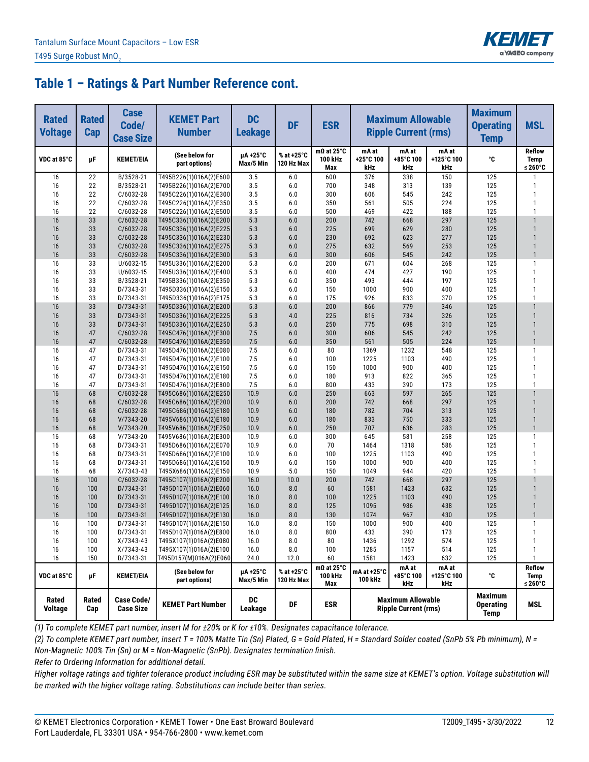## Table 1 – Ratings & Part Number Reference cont.

| Rated Voltage | Rated Cap | Case Code/ Case Size | KEMET Part Number | DC Leakage | DF | ESR | Maximum Allowable Ripple Current (rms) | | | Maximum Operating Temp | MSL |
|---|---|---|---|---|---|---|---|---|---|---|---|
| VDC at 85°C | µF | KEMET/EIA | (See below for part options) | µA +25°C Max/5 Min | % at +25°C 120 Hz Max | mΩ at 25°C 100 kHz Max | mA at +25°C 100 kHz | mA at +85°C 100 kHz | mA at +125°C 100 kHz | °C | Reflow Temp ≤ 260°C |
| 16 | 22 | B/3528-21 | T495B226(1)016A(2)E600 | 3.5 | 6.0 | 600 | 376 | 338 | 150 | 125 | 1 |
| 16 | 22 | B/3528-21 | T495B226(1)016A(2)E700 | 3.5 | 6.0 | 700 | 348 | 313 | 139 | 125 | 1 |
| 16 | 22 | C/6032-28 | T495C226(1)016A(2)E300 | 3.5 | 6.0 | 300 | 606 | 545 | 242 | 125 | 1 |
| 16 | 22 | C/6032-28 | T495C226(1)016A(2)E350 | 3.5 | 6.0 | 350 | 561 | 505 | 224 | 125 | 1 |
| 16 | 22 | C/6032-28 | T495C226(1)016A(2)E500 | 3.5 | 6.0 | 500 | 469 | 422 | 188 | 125 | 1 |
| 16 | 33 | C/6032-28 | T495C336(1)016A(2)E200 | 5.3 | 6.0 | 200 | 742 | 668 | 297 | 125 | 1 |
| 16 | 33 | C/6032-28 | T495C336(1)016A(2)E225 | 5.3 | 6.0 | 225 | 699 | 629 | 280 | 125 | 1 |
| 16 | 33 | C/6032-28 | T495C336(1)016A(2)E230 | 5.3 | 6.0 | 230 | 692 | 623 | 277 | 125 | 1 |
| 16 | 33 | C/6032-28 | T495C336(1)016A(2)E275 | 5.3 | 6.0 | 275 | 632 | 569 | 253 | 125 | 1 |
| 16 | 33 | C/6032-28 | T495C336(1)016A(2)E300 | 5.3 | 6.0 | 300 | 606 | 545 | 242 | 125 | 1 |
| 16 | 33 | U/6032-15 | T495U336(1)016A(2)E200 | 5.3 | 6.0 | 200 | 671 | 604 | 268 | 125 | 1 |
| 16 | 33 | U/6032-15 | T495U336(1)016A(2)E400 | 5.3 | 6.0 | 400 | 474 | 427 | 190 | 125 | 1 |
| 16 | 33 | B/3528-21 | T495B336(1)016A(2)E350 | 5.3 | 6.0 | 350 | 493 | 444 | 197 | 125 | 1 |
| 16 | 33 | D/7343-31 | T495D336(1)016A(2)E150 | 5.3 | 6.0 | 150 | 1000 | 900 | 400 | 125 | 1 |
| 16 | 33 | D/7343-31 | T495D336(1)016A(2)E175 | 5.3 | 6.0 | 175 | 926 | 833 | 370 | 125 | 1 |
| 16 | 33 | D/7343-31 | T495D336(1)016A(2)E200 | 5.3 | 6.0 | 200 | 866 | 779 | 346 | 125 | 1 |
| 16 | 33 | D/7343-31 | T495D336(1)016A(2)E225 | 5.3 | 4.0 | 225 | 816 | 734 | 326 | 125 | 1 |
| 16 | 33 | D/7343-31 | T495D336(1)016A(2)E250 | 5.3 | 6.0 | 250 | 775 | 698 | 310 | 125 | 1 |
| 16 | 47 | C/6032-28 | T495C476(1)016A(2)E300 | 7.5 | 6.0 | 300 | 606 | 545 | 242 | 125 | 1 |
| 16 | 47 | C/6032-28 | T495C476(1)016A(2)E350 | 7.5 | 6.0 | 350 | 561 | 505 | 224 | 125 | 1 |
| 16 | 47 | D/7343-31 | T495D476(1)016A(2)E080 | 7.5 | 6.0 | 80 | 1369 | 1232 | 548 | 125 | 1 |
| 16 | 47 | D/7343-31 | T495D476(1)016A(2)E100 | 7.5 | 6.0 | 100 | 1225 | 1103 | 490 | 125 | 1 |
| 16 | 47 | D/7343-31 | T495D476(1)016A(2)E150 | 7.5 | 6.0 | 150 | 1000 | 900 | 400 | 125 | 1 |
| 16 | 47 | D/7343-31 | T495D476(1)016A(2)E180 | 7.5 | 6.0 | 180 | 913 | 822 | 365 | 125 | 1 |
| 16 | 47 | D/7343-31 | T495D476(1)016A(2)E800 | 7.5 | 6.0 | 800 | 433 | 390 | 173 | 125 | 1 |
| 16 | 68 | C/6032-28 | T495C686(1)016A(2)E250 | 10.9 | 6.0 | 250 | 663 | 597 | 265 | 125 | 1 |
| 16 | 68 | C/6032-28 | T495C686(1)016A(2)E200 | 10.9 | 6.0 | 200 | 742 | 668 | 297 | 125 | 1 |
| 16 | 68 | C/6032-28 | T495C686(1)016A(2)E180 | 10.9 | 6.0 | 180 | 782 | 704 | 313 | 125 | 1 |
| 16 | 68 | V/7343-20 | T495V686(1)016A(2)E180 | 10.9 | 6.0 | 180 | 833 | 750 | 333 | 125 | 1 |
| 16 | 68 | V/7343-20 | T495V686(1)016A(2)E250 | 10.9 | 6.0 | 250 | 707 | 636 | 283 | 125 | 1 |
| 16 | 68 | V/7343-20 | T495V686(1)016A(2)E300 | 10.9 | 6.0 | 300 | 645 | 581 | 258 | 125 | 1 |
| 16 | 68 | D/7343-31 | T495D686(1)016A(2)E070 | 10.9 | 6.0 | 70 | 1464 | 1318 | 586 | 125 | 1 |
| 16 | 68 | D/7343-31 | T495D686(1)016A(2)E100 | 10.9 | 6.0 | 100 | 1225 | 1103 | 490 | 125 | 1 |
| 16 | 68 | D/7343-31 | T495D686(1)016A(2)E150 | 10.9 | 6.0 | 150 | 1000 | 900 | 400 | 125 | 1 |
| 16 | 68 | X/7343-43 | T495X686(1)016A(2)E150 | 10.9 | 5.0 | 150 | 1049 | 944 | 420 | 125 | 1 |
| 16 | 100 | C/6032-28 | T495C107(1)016A(2)E200 | 16.0 | 10.0 | 200 | 742 | 668 | 297 | 125 | 1 |
| 16 | 100 | D/7343-31 | T495D107(1)016A(2)E060 | 16.0 | 8.0 | 60 | 1581 | 1423 | 632 | 125 | 1 |
| 16 | 100 | D/7343-31 | T495D107(1)016A(2)E100 | 16.0 | 8.0 | 100 | 1225 | 1103 | 490 | 125 | 1 |
| 16 | 100 | D/7343-31 | T495D107(1)016A(2)E125 | 16.0 | 8.0 | 125 | 1095 | 986 | 438 | 125 | 1 |
| 16 | 100 | D/7343-31 | T495D107(1)016A(2)E130 | 16.0 | 8.0 | 130 | 1074 | 967 | 430 | 125 | 1 |
| 16 | 100 | D/7343-31 | T495D107(1)016A(2)E150 | 16.0 | 8.0 | 150 | 1000 | 900 | 400 | 125 | 1 |
| 16 | 100 | D/7343-31 | T495D107(1)016A(2)E800 | 16.0 | 8.0 | 800 | 433 | 390 | 173 | 125 | 1 |
| 16 | 100 | X/7343-43 | T495X107(1)016A(2)E080 | 16.0 | 8.0 | 80 | 1436 | 1292 | 574 | 125 | 1 |
| 16 | 100 | X/7343-43 | T495X107(1)016A(2)E100 | 16.0 | 8.0 | 100 | 1285 | 1157 | 514 | 125 | 1 |
| 16 | 150 | D/7343-31 | T495D157(M)016A(2)E060 | 24.0 | 12.0 | 60 | 1581 | 1423 | 632 | 125 | 1 |
| VDC at 85°C | µF | KEMET/EIA | (See below for part options) | µA +25°C Max/5 Min | % at +25°C 120 Hz Max | mΩ at 25°C 100 kHz Max | mA at +25°C 100 kHz | mA at +85°C 100 kHz | mA at +125°C 100 kHz | °C | Reflow Temp ≤ 260°C |
| Rated Voltage | Rated Cap | Case Code/ Case Size | KEMET Part Number | DC Leakage | DF | ESR | Maximum Allowable Ripple Current (rms) | | | Maximum Operating Temp | MSL |

*(1) To complete KEMET part number, insert M for ±20% or K for ±10%. Designates capacitance tolerance.*

*(2) To complete KEMET part number, insert T = 100% Matte Tin (Sn) Plated, G = Gold Plated, H = Standard Solder coated (SnPb 5% Pb minimum), N = Non-Magnetic 100% Tin (Sn) or M = Non-Magnetic (SnPb). Designates termination finish.*

*Refer to Ordering Information for additional detail.*

*Higher voltage ratings and tighter tolerance product including ESR may be substituted within the same size at KEMET's option. Voltage substitution will be marked with the higher voltage rating. Substitutions can include better than series.*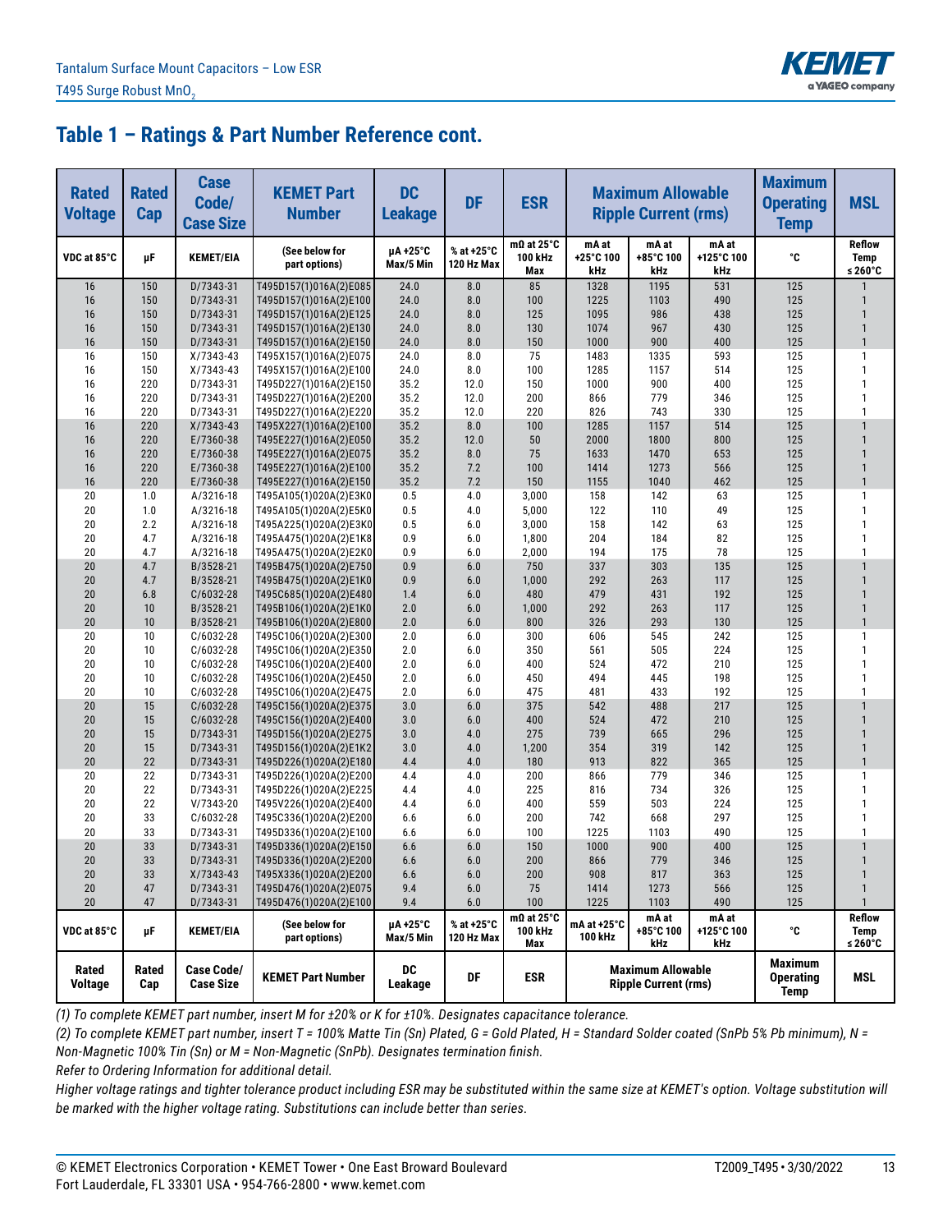## Table 1 – Ratings & Part Number Reference cont.

| Rated Voltage | Rated Cap | Case Code/ Case Size | KEMET Part Number | DC Leakage | DF | ESR | Maximum Allowable Ripple Current (rms) | | | Maximum Operating Temp | MSL |
|---|---|---|---|---|---|---|---|---|---|---|---|
| VDC at 85°C | µF | KEMET/EIA | (See below for part options) | µA +25°C Max/5 Min | % at +25°C 120 Hz Max | mΩ at 25°C 100 kHz Max | mA at +25°C 100 kHz | mA at +85°C 100 kHz | mA at +125°C 100 kHz | °C | Reflow Temp ≤ 260°C |
| 16 | 150 | D/7343-31 | T495D157(1)016A(2)E085 | 24.0 | 8.0 | 85 | 1328 | 1195 | 531 | 125 | 1 |
| 16 | 150 | D/7343-31 | T495D157(1)016A(2)E100 | 24.0 | 8.0 | 100 | 1225 | 1103 | 490 | 125 | 1 |
| 16 | 150 | D/7343-31 | T495D157(1)016A(2)E125 | 24.0 | 8.0 | 125 | 1095 | 986 | 438 | 125 | 1 |
| 16 | 150 | D/7343-31 | T495D157(1)016A(2)E130 | 24.0 | 8.0 | 130 | 1074 | 967 | 430 | 125 | 1 |
| 16 | 150 | D/7343-31 | T495D157(1)016A(2)E150 | 24.0 | 8.0 | 150 | 1000 | 900 | 400 | 125 | 1 |
| 16 | 150 | X/7343-43 | T495X157(1)016A(2)E075 | 24.0 | 8.0 | 75 | 1483 | 1335 | 593 | 125 | 1 |
| 16 | 150 | X/7343-43 | T495X157(1)016A(2)E100 | 24.0 | 8.0 | 100 | 1285 | 1157 | 514 | 125 | 1 |
| 16 | 220 | D/7343-31 | T495D227(1)016A(2)E150 | 35.2 | 12.0 | 150 | 1000 | 900 | 400 | 125 | 1 |
| 16 | 220 | D/7343-31 | T495D227(1)016A(2)E200 | 35.2 | 12.0 | 200 | 866 | 779 | 346 | 125 | 1 |
| 16 | 220 | D/7343-31 | T495D227(1)016A(2)E220 | 35.2 | 12.0 | 220 | 826 | 743 | 330 | 125 | 1 |
| 16 | 220 | X/7343-43 | T495X227(1)016A(2)E100 | 35.2 | 8.0 | 100 | 1285 | 1157 | 514 | 125 | 1 |
| 16 | 220 | E/7360-38 | T495E227(1)016A(2)E050 | 35.2 | 12.0 | 50 | 2000 | 1800 | 800 | 125 | 1 |
| 16 | 220 | E/7360-38 | T495E227(1)016A(2)E075 | 35.2 | 8.0 | 75 | 1633 | 1470 | 653 | 125 | 1 |
| 16 | 220 | E/7360-38 | T495E227(1)016A(2)E100 | 35.2 | 7.2 | 100 | 1414 | 1273 | 566 | 125 | 1 |
| 16 | 220 | E/7360-38 | T495E227(1)016A(2)E150 | 35.2 | 7.2 | 150 | 1155 | 1040 | 462 | 125 | 1 |
| 20 | 1.0 | A/3216-18 | T495A105(1)020A(2)E3K0 | 0.5 | 4.0 | 3,000 | 158 | 142 | 63 | 125 | 1 |
| 20 | 1.0 | A/3216-18 | T495A105(1)020A(2)E5K0 | 0.5 | 4.0 | 5,000 | 122 | 110 | 49 | 125 | 1 |
| 20 | 2.2 | A/3216-18 | T495A225(1)020A(2)E3K0 | 0.5 | 6.0 | 3,000 | 158 | 142 | 63 | 125 | 1 |
| 20 | 4.7 | A/3216-18 | T495A475(1)020A(2)E1K8 | 0.9 | 6.0 | 1,800 | 204 | 184 | 82 | 125 | 1 |
| 20 | 4.7 | A/3216-18 | T495A475(1)020A(2)E2K0 | 0.9 | 6.0 | 2,000 | 194 | 175 | 78 | 125 | 1 |
| 20 | 4.7 | B/3528-21 | T495B475(1)020A(2)E750 | 0.9 | 6.0 | 750 | 337 | 303 | 135 | 125 | 1 |
| 20 | 4.7 | B/3528-21 | T495B475(1)020A(2)E1K0 | 0.9 | 6.0 | 1,000 | 292 | 263 | 117 | 125 | 1 |
| 20 | 6.8 | C/6032-28 | T495C685(1)020A(2)E480 | 1.4 | 6.0 | 480 | 479 | 431 | 192 | 125 | 1 |
| 20 | 10 | B/3528-21 | T495B106(1)020A(2)E1K0 | 2.0 | 6.0 | 1,000 | 292 | 263 | 117 | 125 | 1 |
| 20 | 10 | B/3528-21 | T495B106(1)020A(2)E800 | 2.0 | 6.0 | 800 | 326 | 293 | 130 | 125 | 1 |
| 20 | 10 | C/6032-28 | T495C106(1)020A(2)E300 | 2.0 | 6.0 | 300 | 606 | 545 | 242 | 125 | 1 |
| 20 | 10 | C/6032-28 | T495C106(1)020A(2)E350 | 2.0 | 6.0 | 350 | 561 | 505 | 224 | 125 | 1 |
| 20 | 10 | C/6032-28 | T495C106(1)020A(2)E400 | 2.0 | 6.0 | 400 | 524 | 472 | 210 | 125 | 1 |
| 20 | 10 | C/6032-28 | T495C106(1)020A(2)E450 | 2.0 | 6.0 | 450 | 494 | 445 | 198 | 125 | 1 |
| 20 | 10 | C/6032-28 | T495C106(1)020A(2)E475 | 2.0 | 6.0 | 475 | 481 | 433 | 192 | 125 | 1 |
| 20 | 15 | C/6032-28 | T495C156(1)020A(2)E375 | 3.0 | 6.0 | 375 | 542 | 488 | 217 | 125 | 1 |
| 20 | 15 | C/6032-28 | T495C156(1)020A(2)E400 | 3.0 | 6.0 | 400 | 524 | 472 | 210 | 125 | 1 |
| 20 | 15 | D/7343-31 | T495D156(1)020A(2)E275 | 3.0 | 4.0 | 275 | 739 | 665 | 296 | 125 | 1 |
| 20 | 15 | D/7343-31 | T495D156(1)020A(2)E1K2 | 3.0 | 4.0 | 1,200 | 354 | 319 | 142 | 125 | 1 |
| 20 | 22 | D/7343-31 | T495D226(1)020A(2)E180 | 4.4 | 4.0 | 180 | 913 | 822 | 365 | 125 | 1 |
| 20 | 22 | D/7343-31 | T495D226(1)020A(2)E200 | 4.4 | 4.0 | 200 | 866 | 779 | 346 | 125 | 1 |
| 20 | 22 | D/7343-31 | T495D226(1)020A(2)E225 | 4.4 | 4.0 | 225 | 816 | 734 | 326 | 125 | 1 |
| 20 | 22 | V/7343-20 | T495V226(1)020A(2)E400 | 4.4 | 6.0 | 400 | 559 | 503 | 224 | 125 | 1 |
| 20 | 33 | C/6032-28 | T495C336(1)020A(2)E200 | 6.6 | 6.0 | 200 | 742 | 668 | 297 | 125 | 1 |
| 20 | 33 | D/7343-31 | T495D336(1)020A(2)E100 | 6.6 | 6.0 | 100 | 1225 | 1103 | 490 | 125 | 1 |
| 20 | 33 | D/7343-31 | T495D336(1)020A(2)E150 | 6.6 | 6.0 | 150 | 1000 | 900 | 400 | 125 | 1 |
| 20 | 33 | D/7343-31 | T495D336(1)020A(2)E200 | 6.6 | 6.0 | 200 | 866 | 779 | 346 | 125 | 1 |
| 20 | 33 | X/7343-43 | T495X336(1)020A(2)E200 | 6.6 | 6.0 | 200 | 908 | 817 | 363 | 125 | 1 |
| 20 | 47 | D/7343-31 | T495D476(1)020A(2)E075 | 9.4 | 6.0 | 75 | 1414 | 1273 | 566 | 125 | 1 |
| 20 | 47 | D/7343-31 | T495D476(1)020A(2)E100 | 9.4 | 6.0 | 100 | 1225 | 1103 | 490 | 125 | 1 |
| VDC at 85°C | µF | KEMET/EIA | (See below for part options) | µA +25°C Max/5 Min | % at +25°C 120 Hz Max | mΩ at 25°C 100 kHz Max | mA at +25°C 100 kHz | mA at +85°C 100 kHz | mA at +125°C 100 kHz | °C | Reflow Temp ≤ 260°C |
| Rated Voltage | Rated Cap | Case Code/ Case Size | KEMET Part Number | DC Leakage | DF | ESR | Maximum Allowable Ripple Current (rms) | | | Maximum Operating Temp | MSL |

*(1) To complete KEMET part number, insert M for ±20% or K for ±10%. Designates capacitance tolerance.*

*(2) To complete KEMET part number, insert T = 100% Matte Tin (Sn) Plated, G = Gold Plated, H = Standard Solder coated (SnPb 5% Pb minimum), N = Non-Magnetic 100% Tin (Sn) or M = Non-Magnetic (SnPb). Designates termination finish.*

*Refer to Ordering Information for additional detail.*

*Higher voltage ratings and tighter tolerance product including ESR may be substituted within the same size at KEMET's option. Voltage substitution will be marked with the higher voltage rating. Substitutions can include better than series.*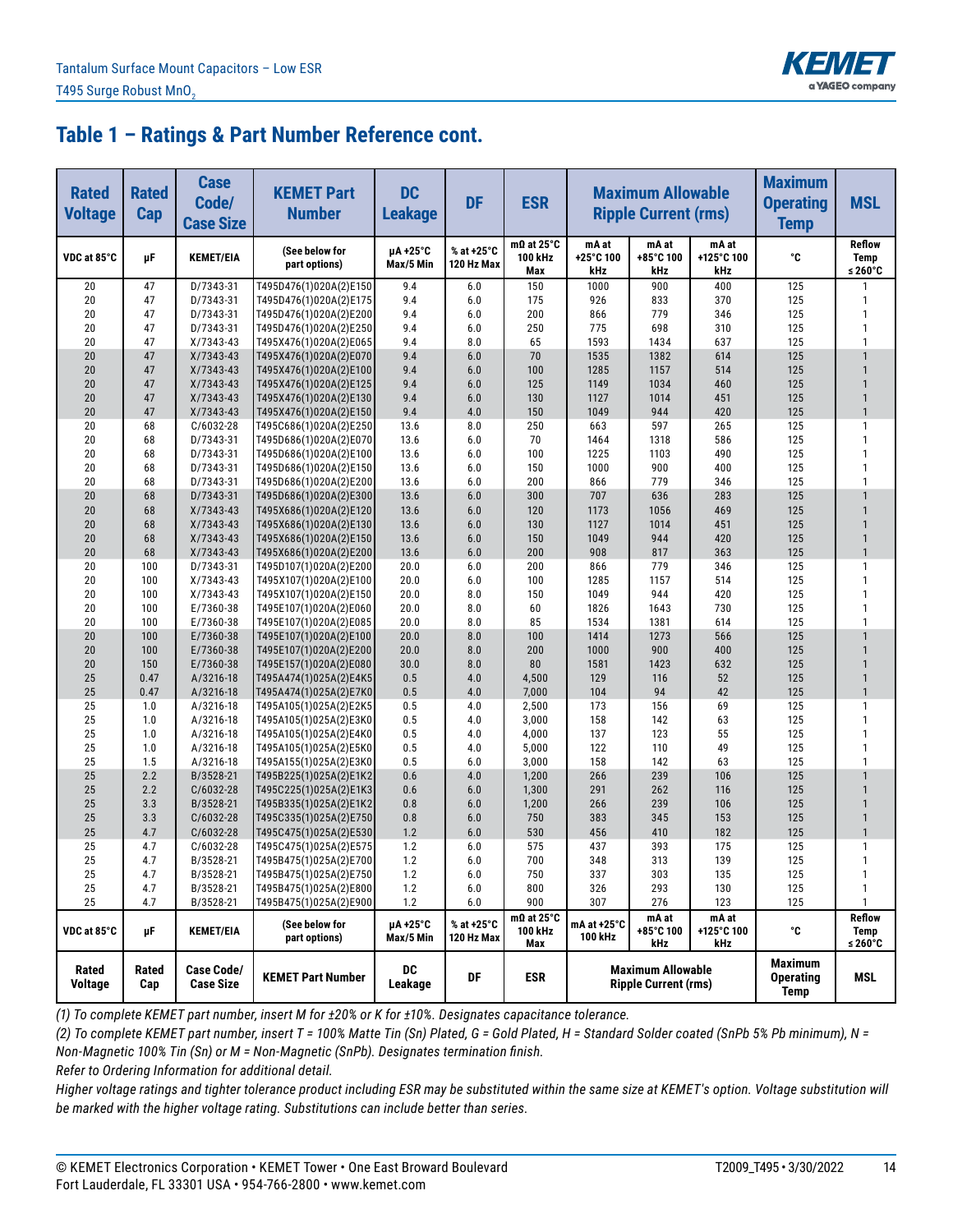## Table 1 – Ratings & Part Number Reference cont.

| Rated Voltage | Rated Cap | Case Code/ Case Size | KEMET Part Number | DC Leakage | DF | ESR | Maximum Allowable Ripple Current (rms) | | | Maximum Operating Temp | MSL |
|---|---|---|---|---|---|---|---|---|---|---|---|
| VDC at 85°C | µF | KEMET/EIA | (See below for part options) | µA +25°C Max/5 Min | % at +25°C 120 Hz Max | mΩ at 25°C 100 kHz Max | mA at +25°C 100 kHz | mA at +85°C 100 kHz | mA at +125°C 100 kHz | °C | Reflow Temp ≤ 260°C |
| 20 | 47 | D/7343-31 | T495D476(1)020A(2)E150 | 9.4 | 6.0 | 150 | 1000 | 900 | 400 | 125 | 1 |
| 20 | 47 | D/7343-31 | T495D476(1)020A(2)E175 | 9.4 | 6.0 | 175 | 926 | 833 | 370 | 125 | 1 |
| 20 | 47 | D/7343-31 | T495D476(1)020A(2)E200 | 9.4 | 6.0 | 200 | 866 | 779 | 346 | 125 | 1 |
| 20 | 47 | D/7343-31 | T495D476(1)020A(2)E250 | 9.4 | 6.0 | 250 | 775 | 698 | 310 | 125 | 1 |
| 20 | 47 | X/7343-43 | T495X476(1)020A(2)E065 | 9.4 | 8.0 | 65 | 1593 | 1434 | 637 | 125 | 1 |
| 20 | 47 | X/7343-43 | T495X476(1)020A(2)E070 | 9.4 | 6.0 | 70 | 1535 | 1382 | 614 | 125 | 1 |
| 20 | 47 | X/7343-43 | T495X476(1)020A(2)E100 | 9.4 | 6.0 | 100 | 1285 | 1157 | 514 | 125 | 1 |
| 20 | 47 | X/7343-43 | T495X476(1)020A(2)E125 | 9.4 | 6.0 | 125 | 1149 | 1034 | 460 | 125 | 1 |
| 20 | 47 | X/7343-43 | T495X476(1)020A(2)E130 | 9.4 | 6.0 | 130 | 1127 | 1014 | 451 | 125 | 1 |
| 20 | 47 | X/7343-43 | T495X476(1)020A(2)E150 | 9.4 | 4.0 | 150 | 1049 | 944 | 420 | 125 | 1 |
| 20 | 68 | C/6032-28 | T495C686(1)020A(2)E250 | 13.6 | 8.0 | 250 | 663 | 597 | 265 | 125 | 1 |
| 20 | 68 | D/7343-31 | T495D686(1)020A(2)E070 | 13.6 | 6.0 | 70 | 1464 | 1318 | 586 | 125 | 1 |
| 20 | 68 | D/7343-31 | T495D686(1)020A(2)E100 | 13.6 | 6.0 | 100 | 1225 | 1103 | 490 | 125 | 1 |
| 20 | 68 | D/7343-31 | T495D686(1)020A(2)E150 | 13.6 | 6.0 | 150 | 1000 | 900 | 400 | 125 | 1 |
| 20 | 68 | D/7343-31 | T495D686(1)020A(2)E200 | 13.6 | 6.0 | 200 | 866 | 779 | 346 | 125 | 1 |
| 20 | 68 | D/7343-31 | T495D686(1)020A(2)E300 | 13.6 | 6.0 | 300 | 707 | 636 | 283 | 125 | 1 |
| 20 | 68 | X/7343-43 | T495X686(1)020A(2)E120 | 13.6 | 6.0 | 120 | 1173 | 1056 | 469 | 125 | 1 |
| 20 | 68 | X/7343-43 | T495X686(1)020A(2)E130 | 13.6 | 6.0 | 130 | 1127 | 1014 | 451 | 125 | 1 |
| 20 | 68 | X/7343-43 | T495X686(1)020A(2)E150 | 13.6 | 6.0 | 150 | 1049 | 944 | 420 | 125 | 1 |
| 20 | 68 | X/7343-43 | T495X686(1)020A(2)E200 | 13.6 | 6.0 | 200 | 908 | 817 | 363 | 125 | 1 |
| 20 | 100 | D/7343-31 | T495D107(1)020A(2)E200 | 20.0 | 6.0 | 200 | 866 | 779 | 346 | 125 | 1 |
| 20 | 100 | X/7343-43 | T495X107(1)020A(2)E100 | 20.0 | 6.0 | 100 | 1285 | 1157 | 514 | 125 | 1 |
| 20 | 100 | X/7343-43 | T495X107(1)020A(2)E150 | 20.0 | 8.0 | 150 | 1049 | 944 | 420 | 125 | 1 |
| 20 | 100 | E/7360-38 | T495E107(1)020A(2)E060 | 20.0 | 8.0 | 60 | 1826 | 1643 | 730 | 125 | 1 |
| 20 | 100 | E/7360-38 | T495E107(1)020A(2)E085 | 20.0 | 8.0 | 85 | 1534 | 1381 | 614 | 125 | 1 |
| 20 | 100 | E/7360-38 | T495E107(1)020A(2)E100 | 20.0 | 8.0 | 100 | 1414 | 1273 | 566 | 125 | 1 |
| 20 | 100 | E/7360-38 | T495E107(1)020A(2)E200 | 20.0 | 8.0 | 200 | 1000 | 900 | 400 | 125 | 1 |
| 20 | 150 | E/7360-38 | T495E157(1)020A(2)E080 | 30.0 | 8.0 | 80 | 1581 | 1423 | 632 | 125 | 1 |
| 25 | 0.47 | A/3216-18 | T495A474(1)025A(2)E4K5 | 0.5 | 4.0 | 4,500 | 129 | 116 | 52 | 125 | 1 |
| 25 | 0.47 | A/3216-18 | T495A474(1)025A(2)E7K0 | 0.5 | 4.0 | 7,000 | 104 | 94 | 42 | 125 | 1 |
| 25 | 1.0 | A/3216-18 | T495A105(1)025A(2)E2K5 | 0.5 | 4.0 | 2,500 | 173 | 156 | 69 | 125 | 1 |
| 25 | 1.0 | A/3216-18 | T495A105(1)025A(2)E3K0 | 0.5 | 4.0 | 3,000 | 158 | 142 | 63 | 125 | 1 |
| 25 | 1.0 | A/3216-18 | T495A105(1)025A(2)E4K0 | 0.5 | 4.0 | 4,000 | 137 | 123 | 55 | 125 | 1 |
| 25 | 1.0 | A/3216-18 | T495A105(1)025A(2)E5K0 | 0.5 | 4.0 | 5,000 | 122 | 110 | 49 | 125 | 1 |
| 25 | 1.5 | A/3216-18 | T495A155(1)025A(2)E3K0 | 0.5 | 6.0 | 3,000 | 158 | 142 | 63 | 125 | 1 |
| 25 | 2.2 | B/3528-21 | T495B225(1)025A(2)E1K2 | 0.6 | 4.0 | 1,200 | 266 | 239 | 106 | 125 | 1 |
| 25 | 2.2 | C/6032-28 | T495C225(1)025A(2)E1K3 | 0.6 | 6.0 | 1,300 | 291 | 262 | 116 | 125 | 1 |
| 25 | 3.3 | B/3528-21 | T495B335(1)025A(2)E1K2 | 0.8 | 6.0 | 1,200 | 266 | 239 | 106 | 125 | 1 |
| 25 | 3.3 | C/6032-28 | T495C335(1)025A(2)E750 | 0.8 | 6.0 | 750 | 383 | 345 | 153 | 125 | 1 |
| 25 | 4.7 | C/6032-28 | T495C475(1)025A(2)E530 | 1.2 | 6.0 | 530 | 456 | 410 | 182 | 125 | 1 |
| 25 | 4.7 | C/6032-28 | T495C475(1)025A(2)E575 | 1.2 | 6.0 | 575 | 437 | 393 | 175 | 125 | 1 |
| 25 | 4.7 | B/3528-21 | T495B475(1)025A(2)E700 | 1.2 | 6.0 | 700 | 348 | 313 | 139 | 125 | 1 |
| 25 | 4.7 | B/3528-21 | T495B475(1)025A(2)E750 | 1.2 | 6.0 | 750 | 337 | 303 | 135 | 125 | 1 |
| 25 | 4.7 | B/3528-21 | T495B475(1)025A(2)E800 | 1.2 | 6.0 | 800 | 326 | 293 | 130 | 125 | 1 |
| 25 | 4.7 | B/3528-21 | T495B475(1)025A(2)E900 | 1.2 | 6.0 | 900 | 307 | 276 | 123 | 125 | 1 |
| VDC at 85°C | µF | KEMET/EIA | (See below for part options) | µA +25°C Max/5 Min | % at +25°C 120 Hz Max | mΩ at 25°C 100 kHz Max | mA at +25°C 100 kHz | mA at +85°C 100 kHz | mA at +125°C 100 kHz | °C | Reflow Temp ≤ 260°C |
| Rated Voltage | Rated Cap | Case Code/ Case Size | KEMET Part Number | DC Leakage | DF | ESR | Maximum Allowable Ripple Current (rms) | | | Maximum Operating Temp | MSL |

*(1) To complete KEMET part number, insert M for ±20% or K for ±10%. Designates capacitance tolerance.*

*(2) To complete KEMET part number, insert T = 100% Matte Tin (Sn) Plated, G = Gold Plated, H = Standard Solder coated (SnPb 5% Pb minimum), N = Non-Magnetic 100% Tin (Sn) or M = Non-Magnetic (SnPb). Designates termination finish.*

*Refer to Ordering Information for additional detail.*

*Higher voltage ratings and tighter tolerance product including ESR may be substituted within the same size at KEMET's option. Voltage substitution will be marked with the higher voltage rating. Substitutions can include better than series.*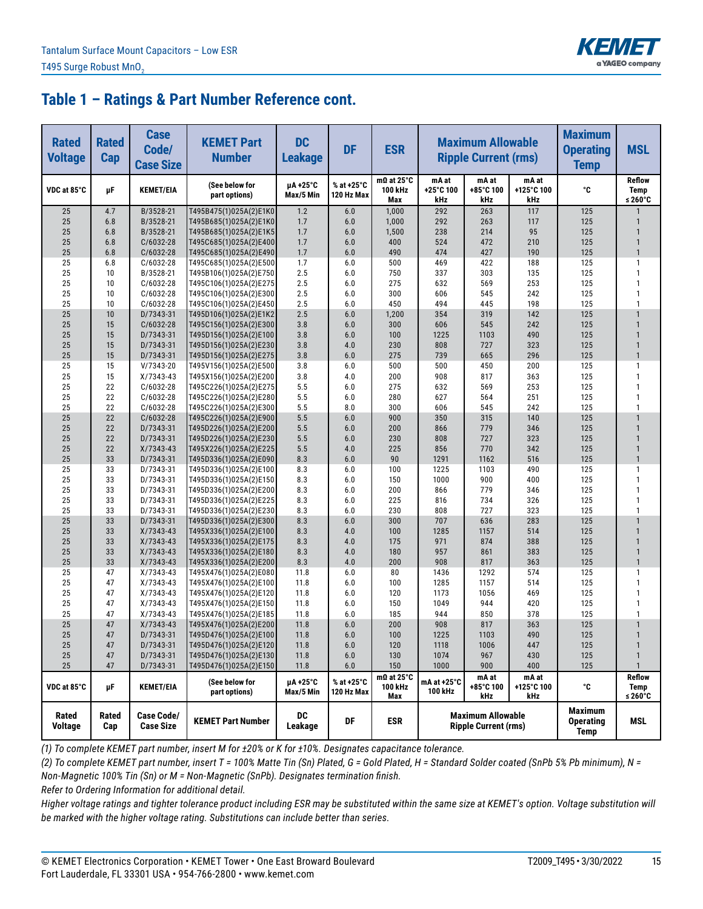## Table 1 – Ratings & Part Number Reference cont.

| Rated Voltage | Rated Cap | Case Code/ Case Size | KEMET Part Number | DC Leakage | DF | ESR | Maximum Allowable Ripple Current (rms) | | | Maximum Operating Temp | MSL |
|---|---|---|---|---|---|---|---|---|---|---|---|
| VDC at 85°C | µF | KEMET/EIA | (See below for part options) | µA +25°C Max/5 Min | % at +25°C 120 Hz Max | mΩ at 25°C 100 kHz Max | mA at +25°C 100 kHz | mA at +85°C 100 kHz | mA at +125°C 100 kHz | °C | Reflow Temp ≤ 260°C |
| 25 | 4.7 | B/3528-21 | T495B475(1)025A(2)E1K0 | 1.2 | 6.0 | 1,000 | 292 | 263 | 117 | 125 | 1 |
| 25 | 6.8 | B/3528-21 | T495B685(1)025A(2)E1K0 | 1.7 | 6.0 | 1,000 | 292 | 263 | 117 | 125 | 1 |
| 25 | 6.8 | B/3528-21 | T495B685(1)025A(2)E1K5 | 1.7 | 6.0 | 1,500 | 238 | 214 | 95 | 125 | 1 |
| 25 | 6.8 | C/6032-28 | T495C685(1)025A(2)E400 | 1.7 | 6.0 | 400 | 524 | 472 | 210 | 125 | 1 |
| 25 | 6.8 | C/6032-28 | T495C685(1)025A(2)E490 | 1.7 | 6.0 | 490 | 474 | 427 | 190 | 125 | 1 |
| 25 | 6.8 | C/6032-28 | T495C685(1)025A(2)E500 | 1.7 | 6.0 | 500 | 469 | 422 | 188 | 125 | 1 |
| 25 | 10 | B/3528-21 | T495B106(1)025A(2)E750 | 2.5 | 6.0 | 750 | 337 | 303 | 135 | 125 | 1 |
| 25 | 10 | C/6032-28 | T495C106(1)025A(2)E275 | 2.5 | 6.0 | 275 | 632 | 569 | 253 | 125 | 1 |
| 25 | 10 | C/6032-28 | T495C106(1)025A(2)E300 | 2.5 | 6.0 | 300 | 606 | 545 | 242 | 125 | 1 |
| 25 | 10 | C/6032-28 | T495C106(1)025A(2)E450 | 2.5 | 6.0 | 450 | 494 | 445 | 198 | 125 | 1 |
| 25 | 10 | D/7343-31 | T495D106(1)025A(2)E1K2 | 2.5 | 6.0 | 1,200 | 354 | 319 | 142 | 125 | 1 |
| 25 | 15 | C/6032-28 | T495C156(1)025A(2)E300 | 3.8 | 6.0 | 300 | 606 | 545 | 242 | 125 | 1 |
| 25 | 15 | D/7343-31 | T495D156(1)025A(2)E100 | 3.8 | 6.0 | 100 | 1225 | 1103 | 490 | 125 | 1 |
| 25 | 15 | D/7343-31 | T495D156(1)025A(2)E230 | 3.8 | 4.0 | 230 | 808 | 727 | 323 | 125 | 1 |
| 25 | 15 | D/7343-31 | T495D156(1)025A(2)E275 | 3.8 | 6.0 | 275 | 739 | 665 | 296 | 125 | 1 |
| 25 | 15 | V/7343-20 | T495V156(1)025A(2)E500 | 3.8 | 6.0 | 500 | 500 | 450 | 200 | 125 | 1 |
| 25 | 15 | X/7343-43 | T495X156(1)025A(2)E200 | 3.8 | 4.0 | 200 | 908 | 817 | 363 | 125 | 1 |
| 25 | 22 | C/6032-28 | T495C226(1)025A(2)E275 | 5.5 | 6.0 | 275 | 632 | 569 | 253 | 125 | 1 |
| 25 | 22 | C/6032-28 | T495C226(1)025A(2)E280 | 5.5 | 6.0 | 280 | 627 | 564 | 251 | 125 | 1 |
| 25 | 22 | C/6032-28 | T495C226(1)025A(2)E300 | 5.5 | 8.0 | 300 | 606 | 545 | 242 | 125 | 1 |
| 25 | 22 | C/6032-28 | T495C226(1)025A(2)E900 | 5.5 | 6.0 | 900 | 350 | 315 | 140 | 125 | 1 |
| 25 | 22 | D/7343-31 | T495D226(1)025A(2)E200 | 5.5 | 6.0 | 200 | 866 | 779 | 346 | 125 | 1 |
| 25 | 22 | D/7343-31 | T495D226(1)025A(2)E230 | 5.5 | 6.0 | 230 | 808 | 727 | 323 | 125 | 1 |
| 25 | 22 | X/7343-43 | T495X226(1)025A(2)E225 | 5.5 | 4.0 | 225 | 856 | 770 | 342 | 125 | 1 |
| 25 | 33 | D/7343-31 | T495D336(1)025A(2)E090 | 8.3 | 6.0 | 90 | 1291 | 1162 | 516 | 125 | 1 |
| 25 | 33 | D/7343-31 | T495D336(1)025A(2)E100 | 8.3 | 6.0 | 100 | 1225 | 1103 | 490 | 125 | 1 |
| 25 | 33 | D/7343-31 | T495D336(1)025A(2)E150 | 8.3 | 6.0 | 150 | 1000 | 900 | 400 | 125 | 1 |
| 25 | 33 | D/7343-31 | T495D336(1)025A(2)E200 | 8.3 | 6.0 | 200 | 866 | 779 | 346 | 125 | 1 |
| 25 | 33 | D/7343-31 | T495D336(1)025A(2)E225 | 8.3 | 6.0 | 225 | 816 | 734 | 326 | 125 | 1 |
| 25 | 33 | D/7343-31 | T495D336(1)025A(2)E230 | 8.3 | 6.0 | 230 | 808 | 727 | 323 | 125 | 1 |
| 25 | 33 | D/7343-31 | T495D336(1)025A(2)E300 | 8.3 | 6.0 | 300 | 707 | 636 | 283 | 125 | 1 |
| 25 | 33 | X/7343-43 | T495X336(1)025A(2)E100 | 8.3 | 4.0 | 100 | 1285 | 1157 | 514 | 125 | 1 |
| 25 | 33 | X/7343-43 | T495X336(1)025A(2)E175 | 8.3 | 4.0 | 175 | 971 | 874 | 388 | 125 | 1 |
| 25 | 33 | X/7343-43 | T495X336(1)025A(2)E180 | 8.3 | 4.0 | 180 | 957 | 861 | 383 | 125 | 1 |
| 25 | 33 | X/7343-43 | T495X336(1)025A(2)E200 | 8.3 | 4.0 | 200 | 908 | 817 | 363 | 125 | 1 |
| 25 | 47 | X/7343-43 | T495X476(1)025A(2)E080 | 11.8 | 6.0 | 80 | 1436 | 1292 | 574 | 125 | 1 |
| 25 | 47 | X/7343-43 | T495X476(1)025A(2)E100 | 11.8 | 6.0 | 100 | 1285 | 1157 | 514 | 125 | 1 |
| 25 | 47 | X/7343-43 | T495X476(1)025A(2)E120 | 11.8 | 6.0 | 120 | 1173 | 1056 | 469 | 125 | 1 |
| 25 | 47 | X/7343-43 | T495X476(1)025A(2)E150 | 11.8 | 6.0 | 150 | 1049 | 944 | 420 | 125 | 1 |
| 25 | 47 | X/7343-43 | T495X476(1)025A(2)E185 | 11.8 | 6.0 | 185 | 944 | 850 | 378 | 125 | 1 |
| 25 | 47 | X/7343-43 | T495X476(1)025A(2)E200 | 11.8 | 6.0 | 200 | 908 | 817 | 363 | 125 | 1 |
| 25 | 47 | D/7343-31 | T495D476(1)025A(2)E100 | 11.8 | 6.0 | 100 | 1225 | 1103 | 490 | 125 | 1 |
| 25 | 47 | D/7343-31 | T495D476(1)025A(2)E120 | 11.8 | 6.0 | 120 | 1118 | 1006 | 447 | 125 | 1 |
| 25 | 47 | D/7343-31 | T495D476(1)025A(2)E130 | 11.8 | 6.0 | 130 | 1074 | 967 | 430 | 125 | 1 |
| 25 | 47 | D/7343-31 | T495D476(1)025A(2)E150 | 11.8 | 6.0 | 150 | 1000 | 900 | 400 | 125 | 1 |
| VDC at 85°C | µF | KEMET/EIA | (See below for part options) | µA +25°C Max/5 Min | % at +25°C 120 Hz Max | mΩ at 25°C 100 kHz Max | mA at +25°C 100 kHz | mA at +85°C 100 kHz | mA at +125°C 100 kHz | °C | Reflow Temp ≤ 260°C |
| Rated Voltage | Rated Cap | Case Code/ Case Size | KEMET Part Number | DC Leakage | DF | ESR | Maximum Allowable Ripple Current (rms) | | | Maximum Operating Temp | MSL |

*(1) To complete KEMET part number, insert M for ±20% or K for ±10%. Designates capacitance tolerance.*

*(2) To complete KEMET part number, insert T = 100% Matte Tin (Sn) Plated, G = Gold Plated, H = Standard Solder coated (SnPb 5% Pb minimum), N = Non-Magnetic 100% Tin (Sn) or M = Non-Magnetic (SnPb). Designates termination finish.*

*Refer to Ordering Information for additional detail.*

*Higher voltage ratings and tighter tolerance product including ESR may be substituted within the same size at KEMET's option. Voltage substitution will be marked with the higher voltage rating. Substitutions can include better than series.*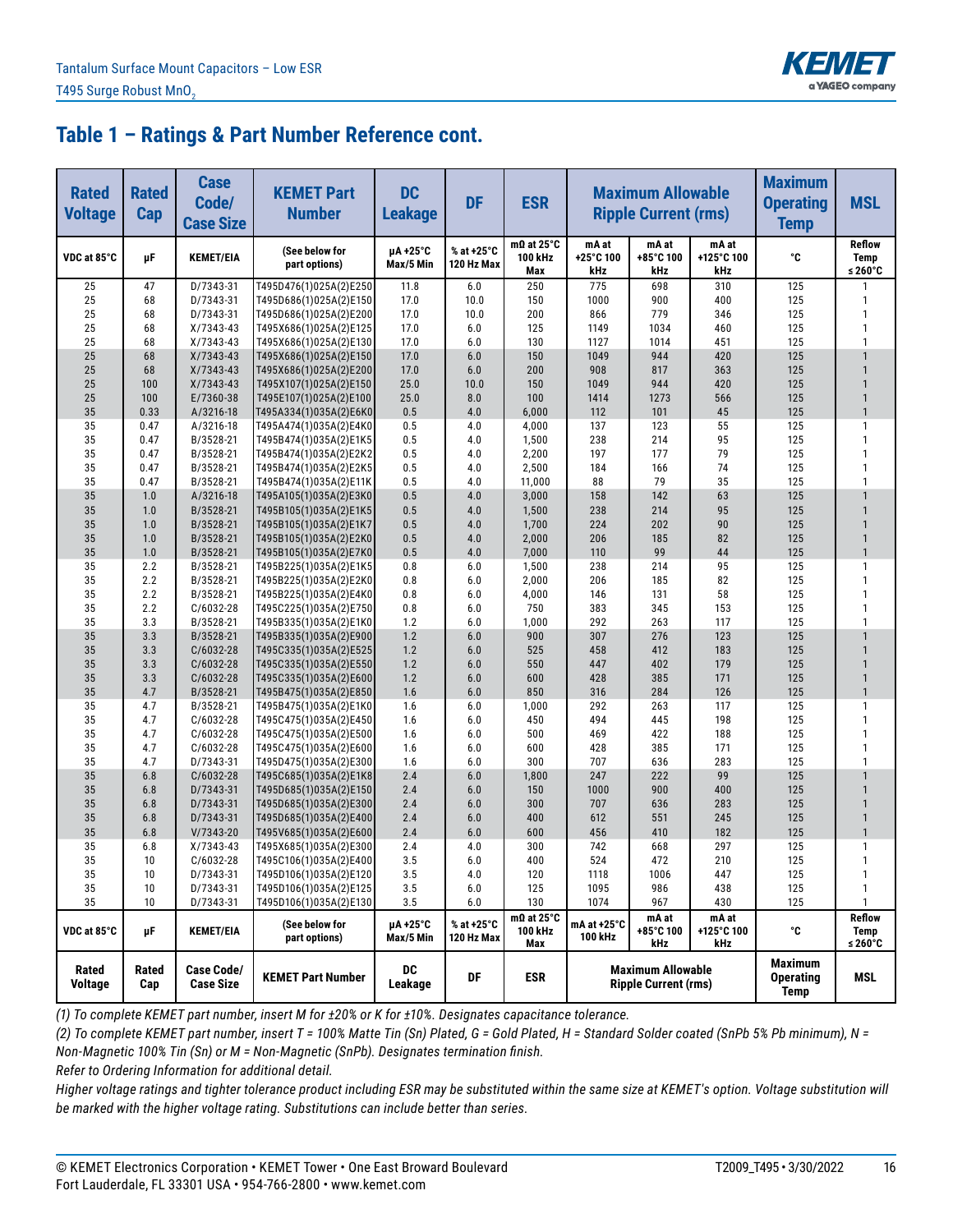## Table 1 – Ratings & Part Number Reference cont.

| Rated Voltage | Rated Cap | Case Code/ Case Size | KEMET Part Number | DC Leakage | DF | ESR | Maximum Allowable Ripple Current (rms) | | | Maximum Operating Temp | MSL |
|---|---|---|---|---|---|---|---|---|---|---|---|
| VDC at 85°C | µF | KEMET/EIA | (See below for part options) | µA +25°C Max/5 Min | % at +25°C 120 Hz Max | mΩ at 25°C 100 kHz Max | mA at +25°C 100 kHz | mA at +85°C 100 kHz | mA at +125°C 100 kHz | °C | Reflow Temp ≤ 260°C |
| 25 | 47 | D/7343-31 | T495D476(1)025A(2)E250 | 11.8 | 6.0 | 250 | 775 | 698 | 310 | 125 | 1 |
| 25 | 68 | D/7343-31 | T495D686(1)025A(2)E150 | 17.0 | 10.0 | 150 | 1000 | 900 | 400 | 125 | 1 |
| 25 | 68 | D/7343-31 | T495D686(1)025A(2)E200 | 17.0 | 10.0 | 200 | 866 | 779 | 346 | 125 | 1 |
| 25 | 68 | X/7343-43 | T495X686(1)025A(2)E125 | 17.0 | 6.0 | 125 | 1149 | 1034 | 460 | 125 | 1 |
| 25 | 68 | X/7343-43 | T495X686(1)025A(2)E130 | 17.0 | 6.0 | 130 | 1127 | 1014 | 451 | 125 | 1 |
| 25 | 68 | X/7343-43 | T495X686(1)025A(2)E150 | 17.0 | 6.0 | 150 | 1049 | 944 | 420 | 125 | 1 |
| 25 | 68 | X/7343-43 | T495X686(1)025A(2)E200 | 17.0 | 6.0 | 200 | 908 | 817 | 363 | 125 | 1 |
| 25 | 100 | X/7343-43 | T495X107(1)025A(2)E150 | 25.0 | 10.0 | 150 | 1049 | 944 | 420 | 125 | 1 |
| 25 | 100 | E/7360-38 | T495E107(1)025A(2)E100 | 25.0 | 8.0 | 100 | 1414 | 1273 | 566 | 125 | 1 |
| 35 | 0.33 | A/3216-18 | T495A334(1)035A(2)E6K0 | 0.5 | 4.0 | 6,000 | 112 | 101 | 45 | 125 | 1 |
| 35 | 0.47 | A/3216-18 | T495A474(1)035A(2)E4K0 | 0.5 | 4.0 | 4,000 | 137 | 123 | 55 | 125 | 1 |
| 35 | 0.47 | B/3528-21 | T495B474(1)035A(2)E1K5 | 0.5 | 4.0 | 1,500 | 238 | 214 | 95 | 125 | 1 |
| 35 | 0.47 | B/3528-21 | T495B474(1)035A(2)E2K2 | 0.5 | 4.0 | 2,200 | 197 | 177 | 79 | 125 | 1 |
| 35 | 0.47 | B/3528-21 | T495B474(1)035A(2)E2K5 | 0.5 | 4.0 | 2,500 | 184 | 166 | 74 | 125 | 1 |
| 35 | 0.47 | B/3528-21 | T495B474(1)035A(2)E11K | 0.5 | 4.0 | 11,000 | 88 | 79 | 35 | 125 | 1 |
| 35 | 1.0 | A/3216-18 | T495A105(1)035A(2)E3K0 | 0.5 | 4.0 | 3,000 | 158 | 142 | 63 | 125 | 1 |
| 35 | 1.0 | B/3528-21 | T495B105(1)035A(2)E1K5 | 0.5 | 4.0 | 1,500 | 238 | 214 | 95 | 125 | 1 |
| 35 | 1.0 | B/3528-21 | T495B105(1)035A(2)E1K7 | 0.5 | 4.0 | 1,700 | 224 | 202 | 90 | 125 | 1 |
| 35 | 1.0 | B/3528-21 | T495B105(1)035A(2)E2K0 | 0.5 | 4.0 | 2,000 | 206 | 185 | 82 | 125 | 1 |
| 35 | 1.0 | B/3528-21 | T495B105(1)035A(2)E7K0 | 0.5 | 4.0 | 7,000 | 110 | 99 | 44 | 125 | 1 |
| 35 | 2.2 | B/3528-21 | T495B225(1)035A(2)E1K5 | 0.8 | 6.0 | 1,500 | 238 | 214 | 95 | 125 | 1 |
| 35 | 2.2 | B/3528-21 | T495B225(1)035A(2)E2K0 | 0.8 | 6.0 | 2,000 | 206 | 185 | 82 | 125 | 1 |
| 35 | 2.2 | B/3528-21 | T495B225(1)035A(2)E4K0 | 0.8 | 6.0 | 4,000 | 146 | 131 | 58 | 125 | 1 |
| 35 | 2.2 | C/6032-28 | T495C225(1)035A(2)E750 | 0.8 | 6.0 | 750 | 383 | 345 | 153 | 125 | 1 |
| 35 | 3.3 | B/3528-21 | T495B335(1)035A(2)E1K0 | 1.2 | 6.0 | 1,000 | 292 | 263 | 117 | 125 | 1 |
| 35 | 3.3 | B/3528-21 | T495B335(1)035A(2)E900 | 1.2 | 6.0 | 900 | 307 | 276 | 123 | 125 | 1 |
| 35 | 3.3 | C/6032-28 | T495C335(1)035A(2)E525 | 1.2 | 6.0 | 525 | 458 | 412 | 183 | 125 | 1 |
| 35 | 3.3 | C/6032-28 | T495C335(1)035A(2)E550 | 1.2 | 6.0 | 550 | 447 | 402 | 179 | 125 | 1 |
| 35 | 3.3 | C/6032-28 | T495C335(1)035A(2)E600 | 1.2 | 6.0 | 600 | 428 | 385 | 171 | 125 | 1 |
| 35 | 4.7 | B/3528-21 | T495B475(1)035A(2)E850 | 1.6 | 6.0 | 850 | 316 | 284 | 126 | 125 | 1 |
| 35 | 4.7 | B/3528-21 | T495B475(1)035A(2)E1K0 | 1.6 | 6.0 | 1,000 | 292 | 263 | 117 | 125 | 1 |
| 35 | 4.7 | C/6032-28 | T495C475(1)035A(2)E450 | 1.6 | 6.0 | 450 | 494 | 445 | 198 | 125 | 1 |
| 35 | 4.7 | C/6032-28 | T495C475(1)035A(2)E500 | 1.6 | 6.0 | 500 | 469 | 422 | 188 | 125 | 1 |
| 35 | 4.7 | C/6032-28 | T495C475(1)035A(2)E600 | 1.6 | 6.0 | 600 | 428 | 385 | 171 | 125 | 1 |
| 35 | 4.7 | D/7343-31 | T495D475(1)035A(2)E300 | 1.6 | 6.0 | 300 | 707 | 636 | 283 | 125 | 1 |
| 35 | 6.8 | C/6032-28 | T495C685(1)035A(2)E1K8 | 2.4 | 6.0 | 1,800 | 247 | 222 | 99 | 125 | 1 |
| 35 | 6.8 | D/7343-31 | T495D685(1)035A(2)E150 | 2.4 | 6.0 | 150 | 1000 | 900 | 400 | 125 | 1 |
| 35 | 6.8 | D/7343-31 | T495D685(1)035A(2)E300 | 2.4 | 6.0 | 300 | 707 | 636 | 283 | 125 | 1 |
| 35 | 6.8 | D/7343-31 | T495D685(1)035A(2)E400 | 2.4 | 6.0 | 400 | 612 | 551 | 245 | 125 | 1 |
| 35 | 6.8 | V/7343-20 | T495V685(1)035A(2)E600 | 2.4 | 6.0 | 600 | 456 | 410 | 182 | 125 | 1 |
| 35 | 6.8 | X/7343-43 | T495X685(1)035A(2)E300 | 2.4 | 4.0 | 300 | 742 | 668 | 297 | 125 | 1 |
| 35 | 10 | C/6032-28 | T495C106(1)035A(2)E400 | 3.5 | 6.0 | 400 | 524 | 472 | 210 | 125 | 1 |
| 35 | 10 | D/7343-31 | T495D106(1)035A(2)E120 | 3.5 | 4.0 | 120 | 1118 | 1006 | 447 | 125 | 1 |
| 35 | 10 | D/7343-31 | T495D106(1)035A(2)E125 | 3.5 | 6.0 | 125 | 1095 | 986 | 438 | 125 | 1 |
| 35 | 10 | D/7343-31 | T495D106(1)035A(2)E130 | 3.5 | 6.0 | 130 | 1074 | 967 | 430 | 125 | 1 |
| VDC at 85°C | µF | KEMET/EIA | (See below for part options) | µA +25°C Max/5 Min | % at +25°C 120 Hz Max | mΩ at 25°C 100 kHz Max | mA at +25°C 100 kHz | mA at +85°C 100 kHz | mA at +125°C 100 kHz | °C | Reflow Temp ≤ 260°C |
| Rated Voltage | Rated Cap | Case Code/ Case Size | KEMET Part Number | DC Leakage | DF | ESR | Maximum Allowable Ripple Current (rms) | | | Maximum Operating Temp | MSL |

*(1) To complete KEMET part number, insert M for ±20% or K for ±10%. Designates capacitance tolerance.*

*(2) To complete KEMET part number, insert T = 100% Matte Tin (Sn) Plated, G = Gold Plated, H = Standard Solder coated (SnPb 5% Pb minimum), N = Non-Magnetic 100% Tin (Sn) or M = Non-Magnetic (SnPb). Designates termination finish.*

*Refer to Ordering Information for additional detail.*

*Higher voltage ratings and tighter tolerance product including ESR may be substituted within the same size at KEMET's option. Voltage substitution will be marked with the higher voltage rating. Substitutions can include better than series.*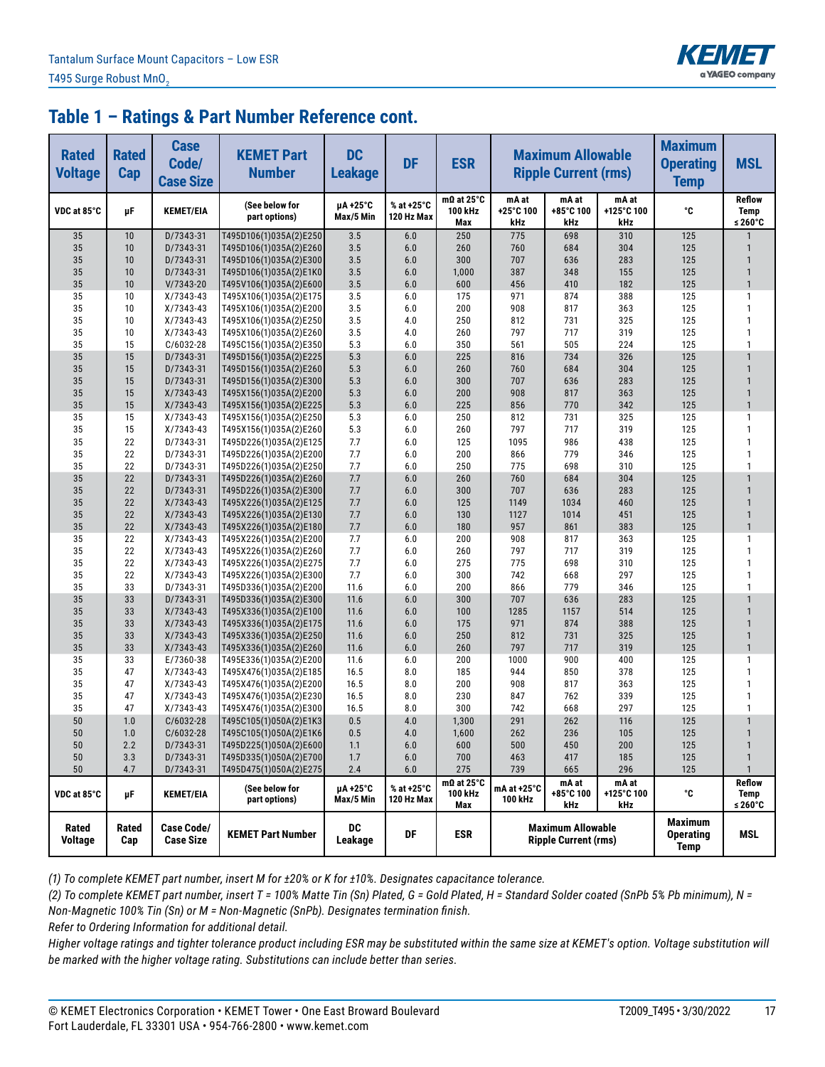## Table 1 – Ratings & Part Number Reference cont.

| Rated Voltage | Rated Cap | Case Code/ Case Size | KEMET Part Number | DC Leakage | DF | ESR | Maximum Allowable Ripple Current (rms) | | | Maximum Operating Temp | MSL |
|---|---|---|---|---|---|---|---|---|---|---|---|
| VDC at 85°C | µF | KEMET/EIA | (See below for part options) | µA +25°C Max/5 Min | % at +25°C 120 Hz Max | mΩ at 25°C 100 kHz Max | mA at +25°C 100 kHz | mA at +85°C 100 kHz | mA at +125°C 100 kHz | °C | Reflow Temp ≤ 260°C |
| 35 | 10 | D/7343-31 | T495D106(1)035A(2)E250 | 3.5 | 6.0 | 250 | 775 | 698 | 310 | 125 | 1 |
| 35 | 10 | D/7343-31 | T495D106(1)035A(2)E260 | 3.5 | 6.0 | 260 | 760 | 684 | 304 | 125 | 1 |
| 35 | 10 | D/7343-31 | T495D106(1)035A(2)E300 | 3.5 | 6.0 | 300 | 707 | 636 | 283 | 125 | 1 |
| 35 | 10 | D/7343-31 | T495D106(1)035A(2)E1K0 | 3.5 | 6.0 | 1,000 | 387 | 348 | 155 | 125 | 1 |
| 35 | 10 | V/7343-20 | T495V106(1)035A(2)E600 | 3.5 | 6.0 | 600 | 456 | 410 | 182 | 125 | 1 |
| 35 | 10 | X/7343-43 | T495X106(1)035A(2)E175 | 3.5 | 6.0 | 175 | 971 | 874 | 388 | 125 | 1 |
| 35 | 10 | X/7343-43 | T495X106(1)035A(2)E200 | 3.5 | 6.0 | 200 | 908 | 817 | 363 | 125 | 1 |
| 35 | 10 | X/7343-43 | T495X106(1)035A(2)E250 | 3.5 | 4.0 | 250 | 812 | 731 | 325 | 125 | 1 |
| 35 | 10 | X/7343-43 | T495X106(1)035A(2)E260 | 3.5 | 4.0 | 260 | 797 | 717 | 319 | 125 | 1 |
| 35 | 15 | C/6032-28 | T495C156(1)035A(2)E350 | 5.3 | 6.0 | 350 | 561 | 505 | 224 | 125 | 1 |
| 35 | 15 | D/7343-31 | T495D156(1)035A(2)E225 | 5.3 | 6.0 | 225 | 816 | 734 | 326 | 125 | 1 |
| 35 | 15 | D/7343-31 | T495D156(1)035A(2)E260 | 5.3 | 6.0 | 260 | 760 | 684 | 304 | 125 | 1 |
| 35 | 15 | D/7343-31 | T495D156(1)035A(2)E300 | 5.3 | 6.0 | 300 | 707 | 636 | 283 | 125 | 1 |
| 35 | 15 | X/7343-43 | T495X156(1)035A(2)E200 | 5.3 | 6.0 | 200 | 908 | 817 | 363 | 125 | 1 |
| 35 | 15 | X/7343-43 | T495X156(1)035A(2)E225 | 5.3 | 6.0 | 225 | 856 | 770 | 342 | 125 | 1 |
| 35 | 15 | X/7343-43 | T495X156(1)035A(2)E250 | 5.3 | 6.0 | 250 | 812 | 731 | 325 | 125 | 1 |
| 35 | 15 | X/7343-43 | T495X156(1)035A(2)E260 | 5.3 | 6.0 | 260 | 797 | 717 | 319 | 125 | 1 |
| 35 | 22 | D/7343-31 | T495D226(1)035A(2)E125 | 7.7 | 6.0 | 125 | 1095 | 986 | 438 | 125 | 1 |
| 35 | 22 | D/7343-31 | T495D226(1)035A(2)E200 | 7.7 | 6.0 | 200 | 866 | 779 | 346 | 125 | 1 |
| 35 | 22 | D/7343-31 | T495D226(1)035A(2)E250 | 7.7 | 6.0 | 250 | 775 | 698 | 310 | 125 | 1 |
| 35 | 22 | D/7343-31 | T495D226(1)035A(2)E260 | 7.7 | 6.0 | 260 | 760 | 684 | 304 | 125 | 1 |
| 35 | 22 | D/7343-31 | T495D226(1)035A(2)E300 | 7.7 | 6.0 | 300 | 707 | 636 | 283 | 125 | 1 |
| 35 | 22 | X/7343-43 | T495X226(1)035A(2)E125 | 7.7 | 6.0 | 125 | 1149 | 1034 | 460 | 125 | 1 |
| 35 | 22 | X/7343-43 | T495X226(1)035A(2)E130 | 7.7 | 6.0 | 130 | 1127 | 1014 | 451 | 125 | 1 |
| 35 | 22 | X/7343-43 | T495X226(1)035A(2)E180 | 7.7 | 6.0 | 180 | 957 | 861 | 383 | 125 | 1 |
| 35 | 22 | X/7343-43 | T495X226(1)035A(2)E200 | 7.7 | 6.0 | 200 | 908 | 817 | 363 | 125 | 1 |
| 35 | 22 | X/7343-43 | T495X226(1)035A(2)E260 | 7.7 | 6.0 | 260 | 797 | 717 | 319 | 125 | 1 |
| 35 | 22 | X/7343-43 | T495X226(1)035A(2)E275 | 7.7 | 6.0 | 275 | 775 | 698 | 310 | 125 | 1 |
| 35 | 22 | X/7343-43 | T495X226(1)035A(2)E300 | 7.7 | 6.0 | 300 | 742 | 668 | 297 | 125 | 1 |
| 35 | 33 | D/7343-31 | T495D336(1)035A(2)E200 | 11.6 | 6.0 | 200 | 866 | 779 | 346 | 125 | 1 |
| 35 | 33 | D/7343-31 | T495D336(1)035A(2)E300 | 11.6 | 6.0 | 300 | 707 | 636 | 283 | 125 | 1 |
| 35 | 33 | X/7343-43 | T495X336(1)035A(2)E100 | 11.6 | 6.0 | 100 | 1285 | 1157 | 514 | 125 | 1 |
| 35 | 33 | X/7343-43 | T495X336(1)035A(2)E175 | 11.6 | 6.0 | 175 | 971 | 874 | 388 | 125 | 1 |
| 35 | 33 | X/7343-43 | T495X336(1)035A(2)E250 | 11.6 | 6.0 | 250 | 812 | 731 | 325 | 125 | 1 |
| 35 | 33 | X/7343-43 | T495X336(1)035A(2)E260 | 11.6 | 6.0 | 260 | 797 | 717 | 319 | 125 | 1 |
| 35 | 33 | E/7360-38 | T495E336(1)035A(2)E200 | 11.6 | 6.0 | 200 | 1000 | 900 | 400 | 125 | 1 |
| 35 | 47 | X/7343-43 | T495X476(1)035A(2)E185 | 16.5 | 8.0 | 185 | 944 | 850 | 378 | 125 | 1 |
| 35 | 47 | X/7343-43 | T495X476(1)035A(2)E200 | 16.5 | 8.0 | 200 | 908 | 817 | 363 | 125 | 1 |
| 35 | 47 | X/7343-43 | T495X476(1)035A(2)E230 | 16.5 | 8.0 | 230 | 847 | 762 | 339 | 125 | 1 |
| 35 | 47 | X/7343-43 | T495X476(1)035A(2)E300 | 16.5 | 8.0 | 300 | 742 | 668 | 297 | 125 | 1 |
| 50 | 1.0 | C/6032-28 | T495C105(1)050A(2)E1K3 | 0.5 | 4.0 | 1,300 | 291 | 262 | 116 | 125 | 1 |
| 50 | 1.0 | C/6032-28 | T495C105(1)050A(2)E1K6 | 0.5 | 4.0 | 1,600 | 262 | 236 | 105 | 125 | 1 |
| 50 | 2.2 | D/7343-31 | T495D225(1)050A(2)E600 | 1.1 | 6.0 | 600 | 500 | 450 | 200 | 125 | 1 |
| 50 | 3.3 | D/7343-31 | T495D335(1)050A(2)E700 | 1.7 | 6.0 | 700 | 463 | 417 | 185 | 125 | 1 |
| 50 | 4.7 | D/7343-31 | T495D475(1)050A(2)E275 | 2.4 | 6.0 | 275 | 739 | 665 | 296 | 125 | 1 |
| VDC at 85°C | µF | KEMET/EIA | (See below for part options) | µA +25°C Max/5 Min | % at +25°C 120 Hz Max | mΩ at 25°C 100 kHz Max | mA at +25°C 100 kHz | mA at +85°C 100 kHz | mA at +125°C 100 kHz | °C | Reflow Temp ≤ 260°C |
| Rated Voltage | Rated Cap | Case Code/ Case Size | KEMET Part Number | DC Leakage | DF | ESR | Maximum Allowable Ripple Current (rms) | | | Maximum Operating Temp | MSL |

*(1) To complete KEMET part number, insert M for ±20% or K for ±10%. Designates capacitance tolerance.*

*(2) To complete KEMET part number, insert T = 100% Matte Tin (Sn) Plated, G = Gold Plated, H = Standard Solder coated (SnPb 5% Pb minimum), N = Non-Magnetic 100% Tin (Sn) or M = Non-Magnetic (SnPb). Designates termination finish.*

*Refer to Ordering Information for additional detail.*

*Higher voltage ratings and tighter tolerance product including ESR may be substituted within the same size at KEMET's option. Voltage substitution will be marked with the higher voltage rating. Substitutions can include better than series.*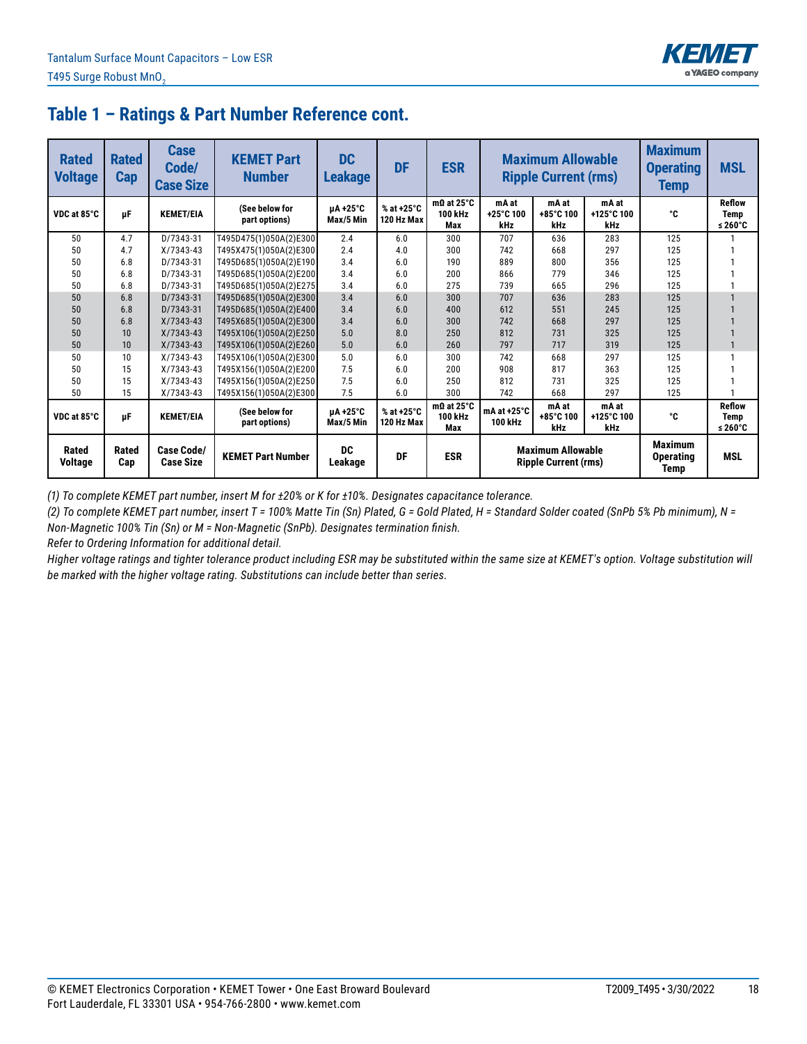## Table 1 – Ratings & Part Number Reference cont.

| Rated Voltage | Rated Cap | Case Code/ Case Size | KEMET Part Number | DC Leakage | DF | ESR | Maximum Allowable Ripple Current (rms) | | | Maximum Operating Temp | MSL |
|---|---|---|---|---|---|---|---|---|---|---|---|
| VDC at 85°C | µF | KEMET/EIA | (See below for part options) | µA +25°C Max/5 Min | % at +25°C 120 Hz Max | mΩ at 25°C 100 kHz Max | mA at +25°C 100 kHz | mA at +85°C 100 kHz | mA at +125°C 100 kHz | °C | Reflow Temp ≤ 260°C |
| 50 | 4.7 | D/7343-31 | T495D475(1)050A(2)E300 | 2.4 | 6.0 | 300 | 707 | 636 | 283 | 125 | 1 |
| 50 | 4.7 | X/7343-43 | T495X475(1)050A(2)E300 | 2.4 | 4.0 | 300 | 742 | 668 | 297 | 125 | 1 |
| 50 | 6.8 | D/7343-31 | T495D685(1)050A(2)E190 | 3.4 | 6.0 | 190 | 889 | 800 | 356 | 125 | 1 |
| 50 | 6.8 | D/7343-31 | T495D685(1)050A(2)E200 | 3.4 | 6.0 | 200 | 866 | 779 | 346 | 125 | 1 |
| 50 | 6.8 | D/7343-31 | T495D685(1)050A(2)E275 | 3.4 | 6.0 | 275 | 739 | 665 | 296 | 125 | 1 |
| 50 | 6.8 | D/7343-31 | T495D685(1)050A(2)E300 | 3.4 | 6.0 | 300 | 707 | 636 | 283 | 125 | 1 |
| 50 | 6.8 | D/7343-31 | T495D685(1)050A(2)E400 | 3.4 | 6.0 | 400 | 612 | 551 | 245 | 125 | 1 |
| 50 | 6.8 | X/7343-43 | T495X685(1)050A(2)E300 | 3.4 | 6.0 | 300 | 742 | 668 | 297 | 125 | 1 |
| 50 | 10 | X/7343-43 | T495X106(1)050A(2)E250 | 5.0 | 8.0 | 250 | 812 | 731 | 325 | 125 | 1 |
| 50 | 10 | X/7343-43 | T495X106(1)050A(2)E260 | 5.0 | 6.0 | 260 | 797 | 717 | 319 | 125 | 1 |
| 50 | 10 | X/7343-43 | T495X106(1)050A(2)E300 | 5.0 | 6.0 | 300 | 742 | 668 | 297 | 125 | 1 |
| 50 | 15 | X/7343-43 | T495X156(1)050A(2)E200 | 7.5 | 6.0 | 200 | 908 | 817 | 363 | 125 | 1 |
| 50 | 15 | X/7343-43 | T495X156(1)050A(2)E250 | 7.5 | 6.0 | 250 | 812 | 731 | 325 | 125 | 1 |
| 50 | 15 | X/7343-43 | T495X156(1)050A(2)E300 | 7.5 | 6.0 | 300 | 742 | 668 | 297 | 125 | 1 |
| VDC at 85°C | µF | KEMET/EIA | (See below for part options) | µA +25°C Max/5 Min | % at +25°C 120 Hz Max | mΩ at 25°C 100 kHz Max | mA at +25°C 100 kHz | mA at +85°C 100 kHz | mA at +125°C 100 kHz | °C | Reflow Temp ≤ 260°C |
| Rated Voltage | Rated Cap | Case Code/ Case Size | KEMET Part Number | DC Leakage | DF | ESR | Maximum Allowable Ripple Current (rms) | | | Maximum Operating Temp | MSL |

*(1) To complete KEMET part number, insert M for ±20% or K for ±10%. Designates capacitance tolerance.*

*(2) To complete KEMET part number, insert T = 100% Matte Tin (Sn) Plated, G = Gold Plated, H = Standard Solder coated (SnPb 5% Pb minimum), N = Non-Magnetic 100% Tin (Sn) or M = Non-Magnetic (SnPb). Designates termination finish.*

*Refer to Ordering Information for additional detail.*

*Higher voltage ratings and tighter tolerance product including ESR may be substituted within the same size at KEMET's option. Voltage substitution will be marked with the higher voltage rating. Substitutions can include better than series.*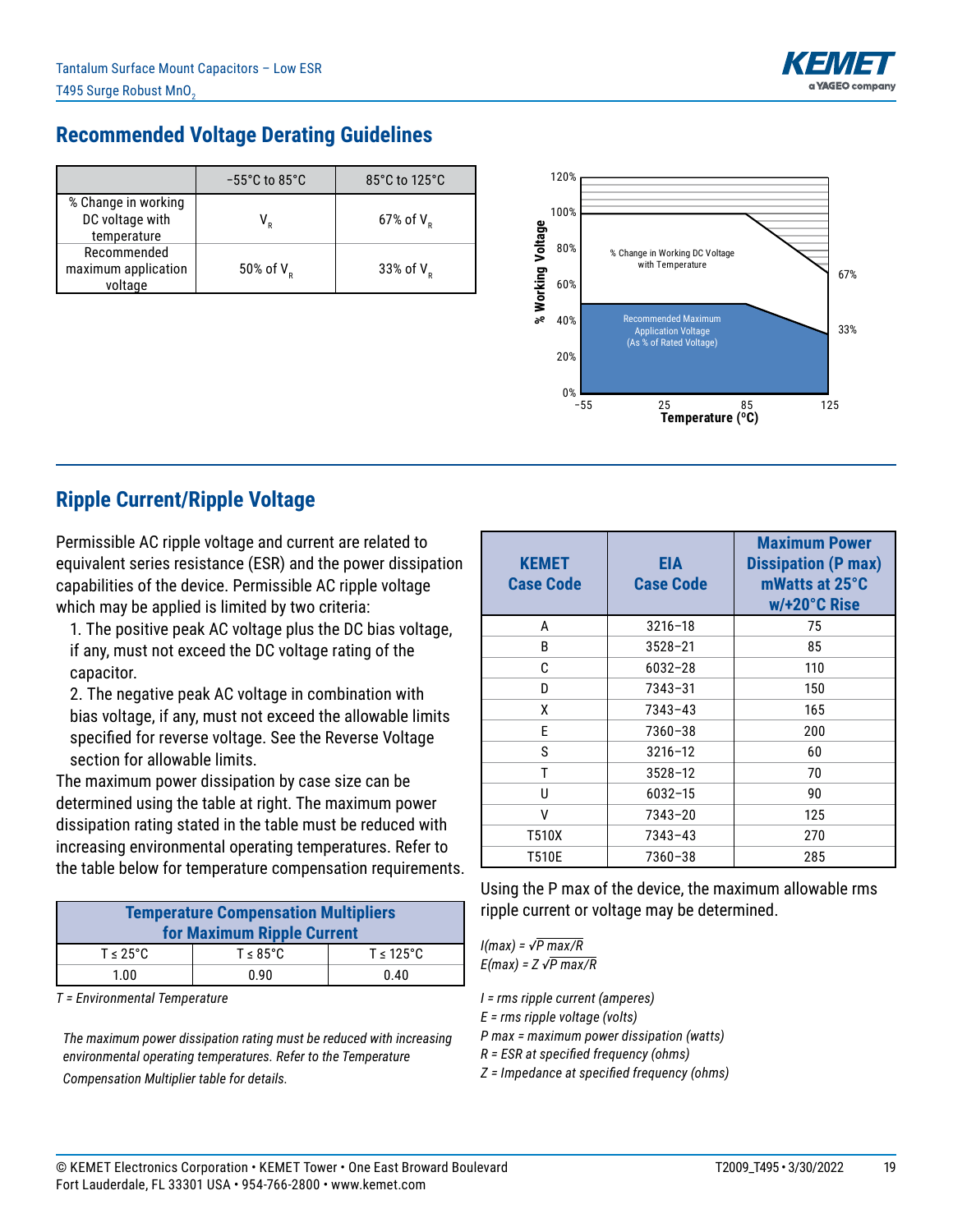## Recommended Voltage Derating Guidelines

| | −55°C to 85°C | 85°C to 125°C |
|---|---|---|
| % Change in working DC voltage with temperature | $V_R$ | 67% of $V_R$ |
| Recommended maximum application voltage | 50% of $V_R$ | 33% of $V_R$ |

% Working Voltage

120%
100%
80%
60%
40%
20%
0%

% Change in Working DC Voltage with Temperature

67%

Recommended Maximum Application Voltage (As % of Rated Voltage)

33%

−55 25 85 125

Temperature (ºC)

## Ripple Current/Ripple Voltage

Permissible AC ripple voltage and current are related to equivalent series resistance (ESR) and the power dissipation capabilities of the device. Permissible AC ripple voltage which may be applied is limited by two criteria:

1. The positive peak AC voltage plus the DC bias voltage, if any, must not exceed the DC voltage rating of the capacitor.
2. The negative peak AC voltage in combination with bias voltage, if any, must not exceed the allowable limits specified for reverse voltage. See the Reverse Voltage section for allowable limits.

The maximum power dissipation by case size can be determined using the table at right. The maximum power dissipation rating stated in the table must be reduced with increasing environmental operating temperatures. Refer to the table below for temperature compensation requirements.

| Temperature Compensation Multipliers for Maximum Ripple Current | | |
|---|---|---|
| T ≤ 25°C | T ≤ 85°C | T ≤ 125°C |
| 1.00 | 0.90 | 0.40 |

*T = Environmental Temperature*

*The maximum power dissipation rating must be reduced with increasing environmental operating temperatures. Refer to the Temperature Compensation Multiplier table for details.*

| KEMET Case Code | EIA Case Code | Maximum Power Dissipation (P max) mWatts at 25°C w/+20°C Rise |
|---|---|---|
| A | 3216–18 | 75 |
| B | 3528–21 | 85 |
| C | 6032–28 | 110 |
| D | 7343–31 | 150 |
| X | 7343–43 | 165 |
| E | 7360–38 | 200 |
| S | 3216–12 | 60 |
| T | 3528–12 | 70 |
| U | 6032–15 | 90 |
| V | 7343–20 | 125 |
| T510X | 7343–43 | 270 |
| T510E | 7360–38 | 285 |

Using the P max of the device, the maximum allowable rms ripple current or voltage may be determined.

$I(max) = \sqrt{P\ max/R}$

$E(max) = Z\ \sqrt{P\ max/R}$

*I = rms ripple current (amperes)*
*E = rms ripple voltage (volts)*
*P max = maximum power dissipation (watts)*
*R = ESR at specified frequency (ohms)*
*Z = Impedance at specified frequency (ohms)*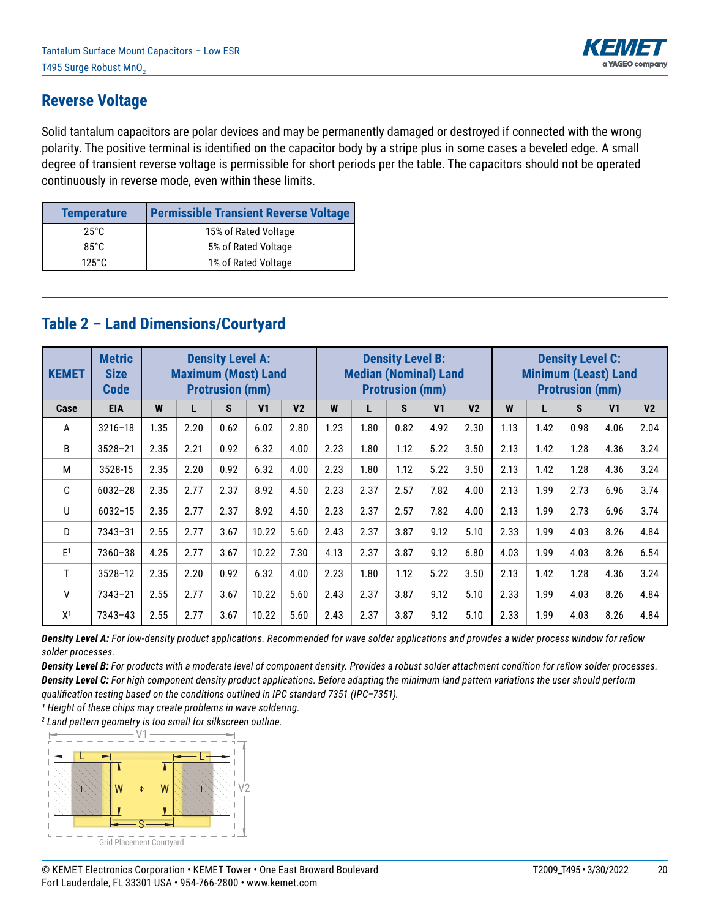## Reverse Voltage

Solid tantalum capacitors are polar devices and may be permanently damaged or destroyed if connected with the wrong polarity. The positive terminal is identified on the capacitor body by a stripe plus in some cases a beveled edge. A small degree of transient reverse voltage is permissible for short periods per the table. The capacitors should not be operated continuously in reverse mode, even within these limits.

| Temperature | Permissible Transient Reverse Voltage |
|---|---|
| 25°C | 15% of Rated Voltage |
| 85°C | 5% of Rated Voltage |
| 125°C | 1% of Rated Voltage |

## Table 2 – Land Dimensions/Courtyard

| KEMET | Metric Size Code | Density Level A: Maximum (Most) Land Protrusion (mm) | | | | | Density Level B: Median (Nominal) Land Protrusion (mm) | | | | | Density Level C: Minimum (Least) Land Protrusion (mm) | | | | |
|---|---|---|---|---|---|---|---|---|---|---|---|---|---|---|---|---|
| Case | EIA | W | L | S | V1 | V2 | W | L | S | V1 | V2 | W | L | S | V1 | V2 |
| A | 3216–18 | 1.35 | 2.20 | 0.62 | 6.02 | 2.80 | 1.23 | 1.80 | 0.82 | 4.92 | 2.30 | 1.13 | 1.42 | 0.98 | 4.06 | 2.04 |
| B | 3528–21 | 2.35 | 2.21 | 0.92 | 6.32 | 4.00 | 2.23 | 1.80 | 1.12 | 5.22 | 3.50 | 2.13 | 1.42 | 1.28 | 4.36 | 3.24 |
| M | 3528-15 | 2.35 | 2.20 | 0.92 | 6.32 | 4.00 | 2.23 | 1.80 | 1.12 | 5.22 | 3.50 | 2.13 | 1.42 | 1.28 | 4.36 | 3.24 |
| C | 6032–28 | 2.35 | 2.77 | 2.37 | 8.92 | 4.50 | 2.23 | 2.37 | 2.57 | 7.82 | 4.00 | 2.13 | 1.99 | 2.73 | 6.96 | 3.74 |
| U | 6032–15 | 2.35 | 2.77 | 2.37 | 8.92 | 4.50 | 2.23 | 2.37 | 2.57 | 7.82 | 4.00 | 2.13 | 1.99 | 2.73 | 6.96 | 3.74 |
| D | 7343–31 | 2.55 | 2.77 | 3.67 | 10.22 | 5.60 | 2.43 | 2.37 | 3.87 | 9.12 | 5.10 | 2.33 | 1.99 | 4.03 | 8.26 | 4.84 |
| E[1] | 7360–38 | 4.25 | 2.77 | 3.67 | 10.22 | 7.30 | 4.13 | 2.37 | 3.87 | 9.12 | 6.80 | 4.03 | 1.99 | 4.03 | 8.26 | 6.54 |
| T | 3528–12 | 2.35 | 2.20 | 0.92 | 6.32 | 4.00 | 2.23 | 1.80 | 1.12 | 5.22 | 3.50 | 2.13 | 1.42 | 1.28 | 4.36 | 3.24 |
| V | 7343–21 | 2.55 | 2.77 | 3.67 | 10.22 | 5.60 | 2.43 | 2.37 | 3.87 | 9.12 | 5.10 | 2.33 | 1.99 | 4.03 | 8.26 | 4.84 |
| X[1] | 7343–43 | 2.55 | 2.77 | 3.67 | 10.22 | 5.60 | 2.43 | 2.37 | 3.87 | 9.12 | 5.10 | 2.33 | 1.99 | 4.03 | 8.26 | 4.84 |

***Density Level A:*** *For low-density product applications. Recommended for wave solder applications and provides a wider process window for reflow solder processes.*

***Density Level B:*** *For products with a moderate level of component density. Provides a robust solder attachment condition for reflow solder processes.*

***Density Level C:*** *For high component density product applications. Before adapting the minimum land pattern variations the user should perform qualification testing based on the conditions outlined in IPC standard 7351 (IPC–7351).*

*[1] Height of these chips may create problems in wave soldering.*

*[2] Land pattern geometry is too small for silkscreen outline.*

V1 L L W W S V2

Grid Placement Courtyard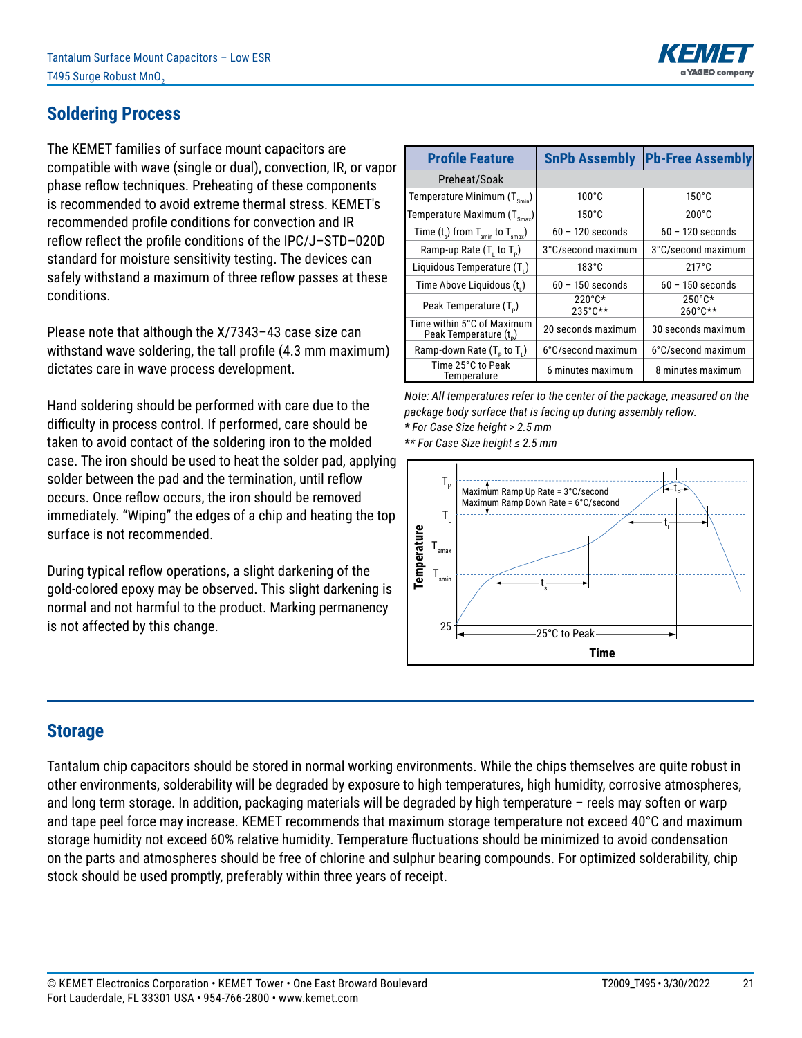## Soldering Process

The KEMET families of surface mount capacitors are compatible with wave (single or dual), convection, IR, or vapor phase reflow techniques. Preheating of these components is recommended to avoid extreme thermal stress. KEMET's recommended profile conditions for convection and IR reflow reflect the profile conditions of the IPC/J–STD–020D standard for moisture sensitivity testing. The devices can safely withstand a maximum of three reflow passes at these conditions.

Please note that although the X/7343–43 case size can withstand wave soldering, the tall profile (4.3 mm maximum) dictates care in wave process development.

Hand soldering should be performed with care due to the difficulty in process control. If performed, care should be taken to avoid contact of the soldering iron to the molded case. The iron should be used to heat the solder pad, applying solder between the pad and the termination, until reflow occurs. Once reflow occurs, the iron should be removed immediately. "Wiping" the edges of a chip and heating the top surface is not recommended.

During typical reflow operations, a slight darkening of the gold-colored epoxy may be observed. This slight darkening is normal and not harmful to the product. Marking permanency is not affected by this change.

| Profile Feature | SnPb Assembly | Pb-Free Assembly |
|---|---|---|
| Preheat/Soak | | |
| Temperature Minimum ($T_{Smin}$) | 100°C | 150°C |
| Temperature Maximum ($T_{Smax}$) | 150°C | 200°C |
| Time ($t_s$) from $T_{smin}$ to $T_{smax}$) | 60 – 120 seconds | 60 – 120 seconds |
| Ramp-up Rate ($T_L$ to $T_P$) | 3°C/second maximum | 3°C/second maximum |
| Liquidous Temperature ($T_L$) | 183°C | 217°C |
| Time Above Liquidous ($t_L$) | 60 – 150 seconds | 60 – 150 seconds |
| Peak Temperature ($T_P$) | 220°C* 235°C** | 250°C* 260°C** |
| Time within 5°C of Maximum Peak Temperature ($t_P$) | 20 seconds maximum | 30 seconds maximum |
| Ramp-down Rate ($T_P$ to $T_L$) | 6°C/second maximum | 6°C/second maximum |
| Time 25°C to Peak Temperature | 6 minutes maximum | 8 minutes maximum |

*Note: All temperatures refer to the center of the package, measured on the package body surface that is facing up during assembly reflow.*
*\* For Case Size height > 2.5 mm*
*\*\* For Case Size height ≤ 2.5 mm*

## Storage

Tantalum chip capacitors should be stored in normal working environments. While the chips themselves are quite robust in other environments, solderability will be degraded by exposure to high temperatures, high humidity, corrosive atmospheres, and long term storage. In addition, packaging materials will be degraded by high temperature – reels may soften or warp and tape peel force may increase. KEMET recommends that maximum storage temperature not exceed 40°C and maximum storage humidity not exceed 60% relative humidity. Temperature fluctuations should be minimized to avoid condensation on the parts and atmospheres should be free of chlorine and sulphur bearing compounds. For optimized solderability, chip stock should be used promptly, preferably within three years of receipt.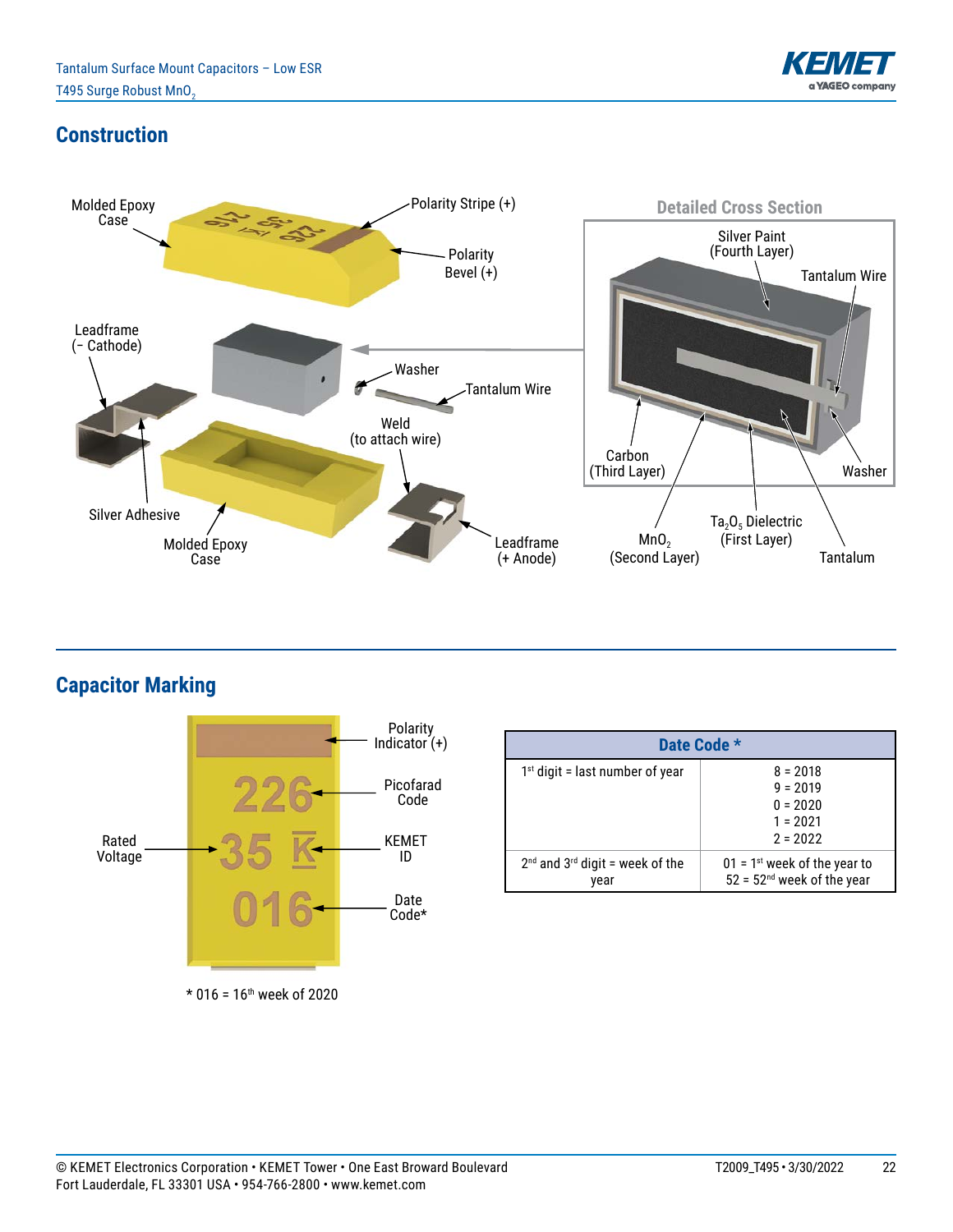## Construction

Molded Epoxy Case

Polarity Stripe (+)

Polarity Bevel (+)

Leadframe (– Cathode)

Washer

Tantalum Wire

Weld (to attach wire)

Silver Adhesive

Molded Epoxy Case

Leadframe (+ Anode)

**Detailed Cross Section**

Silver Paint (Fourth Layer)

Tantalum Wire

Carbon (Third Layer)

Washer

$MnO_2$ (Second Layer)

$Ta_2O_5$ Dielectric (First Layer)

Tantalum

## Capacitor Marking

Polarity Indicator (+)

Picofarad Code

Rated Voltage

KEMET ID

Date Code*

\* 016 = 16th week of 2020

| Date Code * | |
|---|---|
| 1st digit = last number of year | 8 = 2018<br>9 = 2019<br>0 = 2020<br>1 = 2021<br>2 = 2022 |
| 2nd and 3rd digit = week of the year | 01 = 1st week of the year to<br>52 = 52nd week of the year |

© KEMET Electronics Corporation • KEMET Tower • One East Broward Boulevard
Fort Lauderdale, FL 33301 USA • 954-766-2800 • www.kemet.com

T2009_T495 • 3/30/2022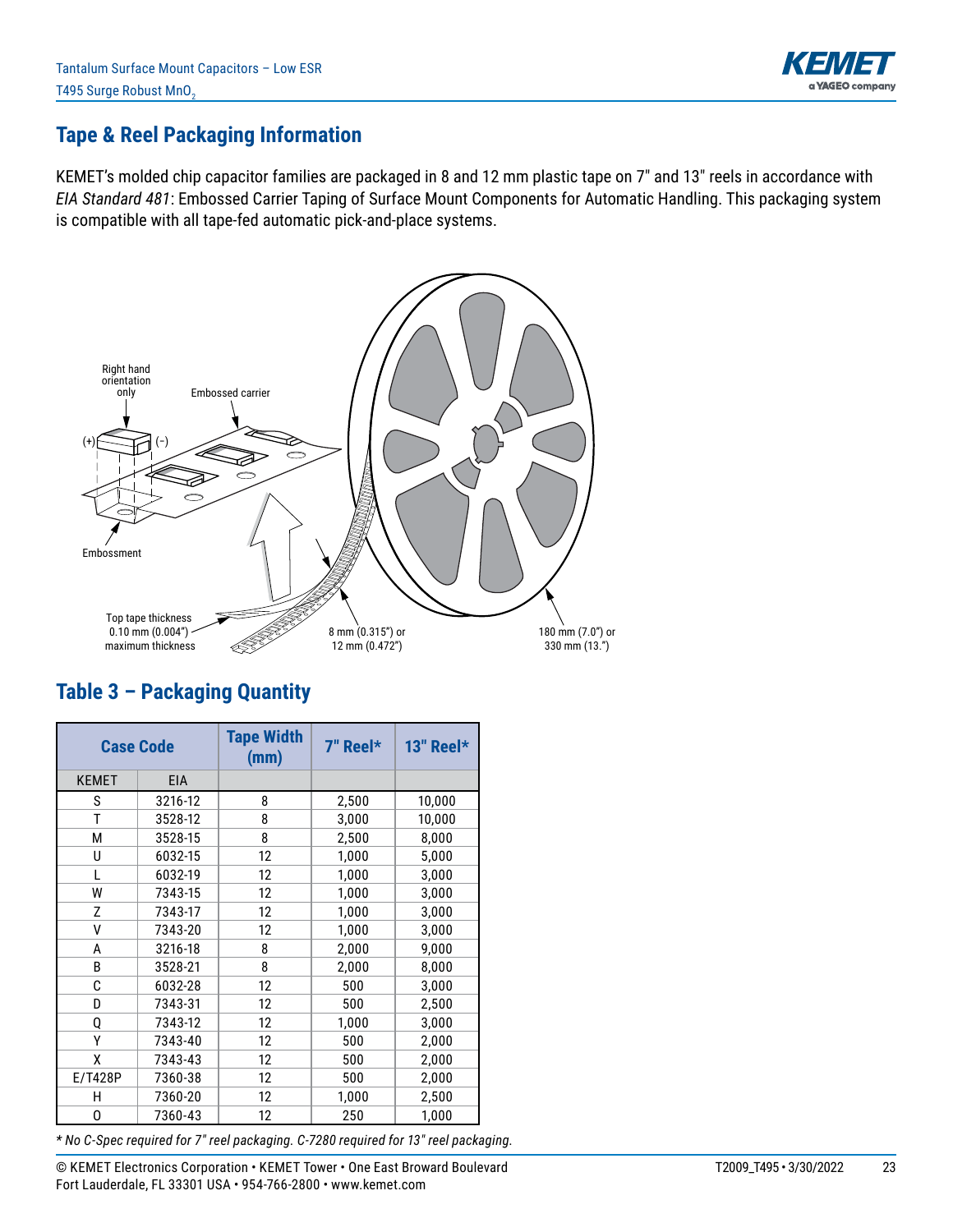## Tape & Reel Packaging Information

KEMET's molded chip capacitor families are packaged in 8 and 12 mm plastic tape on 7" and 13" reels in accordance with *EIA Standard 481*: Embossed Carrier Taping of Surface Mount Components for Automatic Handling. This packaging system is compatible with all tape-fed automatic pick-and-place systems.

Right hand orientation only

Embossed carrier

(+) (–)

Embossment

Top tape thickness 0.10 mm (0.004") maximum thickness

8 mm (0.315") or 12 mm (0.472")

180 mm (7.0") or 330 mm (13.")

## Table 3 – Packaging Quantity

| Case Code | | Tape Width (mm) | 7" Reel* | 13" Reel* |
|---|---|---|---|---|
| KEMET | EIA | | | |
| S | 3216-12 | 8 | 2,500 | 10,000 |
| T | 3528-12 | 8 | 3,000 | 10,000 |
| M | 3528-15 | 8 | 2,500 | 8,000 |
| U | 6032-15 | 12 | 1,000 | 5,000 |
| L | 6032-19 | 12 | 1,000 | 3,000 |
| W | 7343-15 | 12 | 1,000 | 3,000 |
| Z | 7343-17 | 12 | 1,000 | 3,000 |
| V | 7343-20 | 12 | 1,000 | 3,000 |
| A | 3216-18 | 8 | 2,000 | 9,000 |
| B | 3528-21 | 8 | 2,000 | 8,000 |
| C | 6032-28 | 12 | 500 | 3,000 |
| D | 7343-31 | 12 | 500 | 2,500 |
| Q | 7343-12 | 12 | 1,000 | 3,000 |
| Y | 7343-40 | 12 | 500 | 2,000 |
| X | 7343-43 | 12 | 500 | 2,000 |
| E/T428P | 7360-38 | 12 | 500 | 2,000 |
| H | 7360-20 | 12 | 1,000 | 2,500 |
| 0 | 7360-43 | 12 | 250 | 1,000 |

*\* No C-Spec required for 7" reel packaging. C-7280 required for 13" reel packaging.*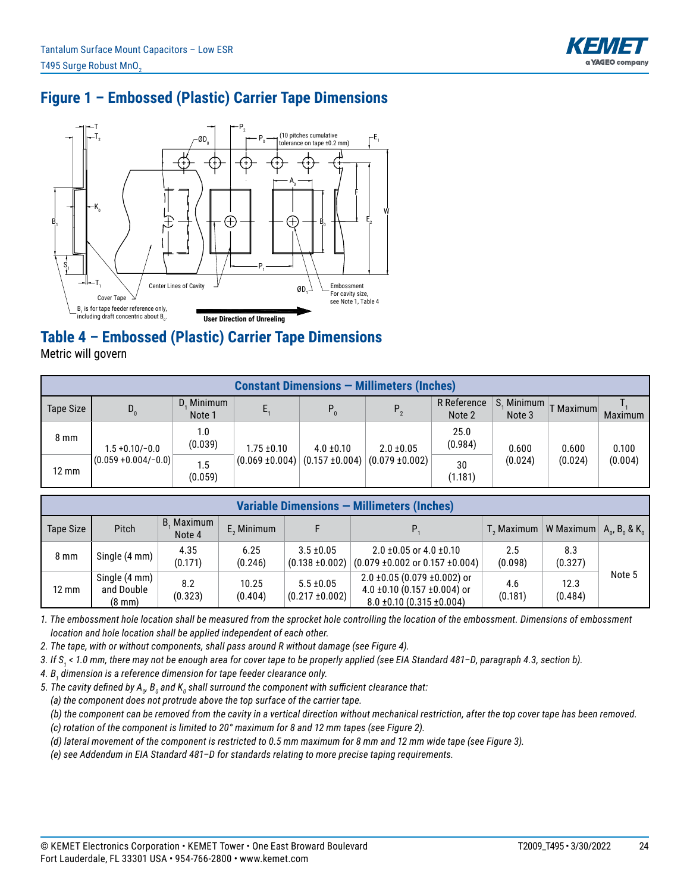## Figure 1 – Embossed (Plastic) Carrier Tape Dimensions

## Table 4 – Embossed (Plastic) Carrier Tape Dimensions

Metric will govern

| Constant Dimensions — Millimeters (Inches) | | | | | | | | | |
|---|---|---|---|---|---|---|---|---|---|
| Tape Size | $D_0$ | $D_1$ Minimum Note 1 | $E_1$ | $P_0$ | $P_2$ | R Reference Note 2 | $S_1$ Minimum Note 3 | T Maximum | $T_1$ Maximum |
| 8 mm | 1.5 +0.10/−0.0 (0.059 +0.004/−0.0) | 1.0 (0.039) | 1.75 ±0.10 (0.069 ±0.004) | 4.0 ±0.10 (0.157 ±0.004) | 2.0 ±0.05 (0.079 ±0.002) | 25.0 (0.984) | 0.600 (0.024) | 0.600 (0.024) | 0.100 (0.004) |
| 12 mm | | 1.5 (0.059) | | | | 30 (1.181) | | | |

| Variable Dimensions — Millimeters (Inches) | | | | | | | | |
|---|---|---|---|---|---|---|---|---|
| Tape Size | Pitch | $B_1$ Maximum Note 4 | $E_2$ Minimum | F | $P_1$ | $T_2$ Maximum | W Maximum | $A_0$, $B_0$ & $K_0$ |
| 8 mm | Single (4 mm) | 4.35 (0.171) | 6.25 (0.246) | 3.5 ±0.05 (0.138 ±0.002) | 2.0 ±0.05 or 4.0 ±0.10 (0.079 ±0.002 or 0.157 ±0.004) | 2.5 (0.098) | 8.3 (0.327) | Note 5 |
| 12 mm | Single (4 mm) and Double (8 mm) | 8.2 (0.323) | 10.25 (0.404) | 5.5 ±0.05 (0.217 ±0.002) | 2.0 ±0.05 (0.079 ±0.002) or 4.0 ±0.10 (0.157 ±0.004) or 8.0 ±0.10 (0.315 ±0.004) | 4.6 (0.181) | 12.3 (0.484) | |

*1. The embossment hole location shall be measured from the sprocket hole controlling the location of the embossment. Dimensions of embossment location and hole location shall be applied independent of each other.*

*2. The tape, with or without components, shall pass around R without damage (see Figure 4).*

*3. If $S_1$ < 1.0 mm, there may not be enough area for cover tape to be properly applied (see EIA Standard 481–D, paragraph 4.3, section b).*

*4. $B_1$ dimension is a reference dimension for tape feeder clearance only.*

*5. The cavity defined by $A_0$, $B_0$ and $K_0$ shall surround the component with sufficient clearance that:*

*(a) the component does not protrude above the top surface of the carrier tape.*

*(b) the component can be removed from the cavity in a vertical direction without mechanical restriction, after the top cover tape has been removed.*

*(c) rotation of the component is limited to 20° maximum for 8 and 12 mm tapes (see Figure 2).*

*(d) lateral movement of the component is restricted to 0.5 mm maximum for 8 mm and 12 mm wide tape (see Figure 3).*

*(e) see Addendum in EIA Standard 481–D for standards relating to more precise taping requirements.*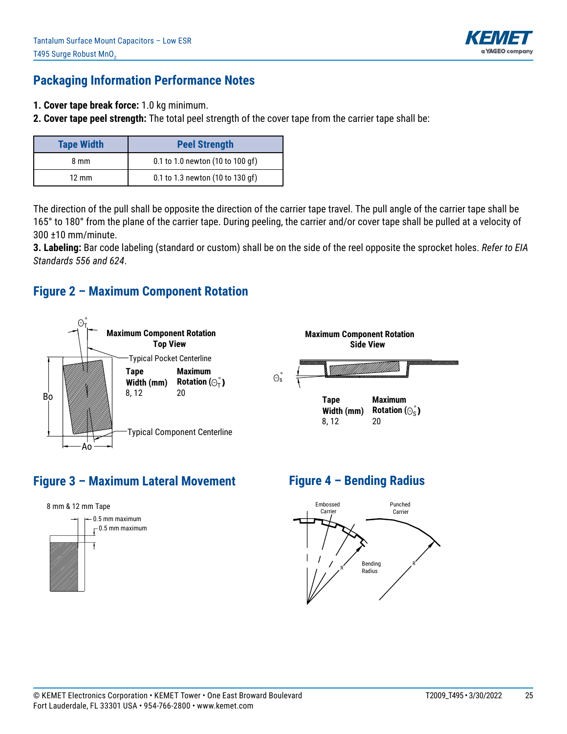## Packaging Information Performance Notes

1. **Cover tape break force:** 1.0 kg minimum.
2. **Cover tape peel strength:** The total peel strength of the cover tape from the carrier tape shall be:

| Tape Width | Peel Strength |
|---|---|
| 8 mm | 0.1 to 1.0 newton (10 to 100 gf) |
| 12 mm | 0.1 to 1.3 newton (10 to 130 gf) |

The direction of the pull shall be opposite the direction of the carrier tape travel. The pull angle of the carrier tape shall be 165° to 180° from the plane of the carrier tape. During peeling, the carrier and/or cover tape shall be pulled at a velocity of 300 ±10 mm/minute.

3. **Labeling:** Bar code labeling (standard or custom) shall be on the side of the reel opposite the sprocket holes. *Refer to EIA Standards 556 and 624*.

## Figure 2 – Maximum Component Rotation

**Maximum Component Rotation Top View**

$\Theta_T^{\circ}$

Typical Pocket Centerline

Typical Component Centerline

Bo

Ao

| Tape Width (mm) | Maximum Rotation ($\Theta_T^{\circ}$) |
|---|---|
| 8, 12 | 20 |

**Maximum Component Rotation Side View**

$\Theta_S^{\circ}$

| Tape Width (mm) | Maximum Rotation ($\Theta_S^{\circ}$) |
|---|---|
| 8, 12 | 20 |

## Figure 3 – Maximum Lateral Movement

8 mm & 12 mm Tape

0.5 mm maximum

0.5 mm maximum

## Figure 4 – Bending Radius

Embossed Carrier

Punched Carrier

Bending Radius

R

R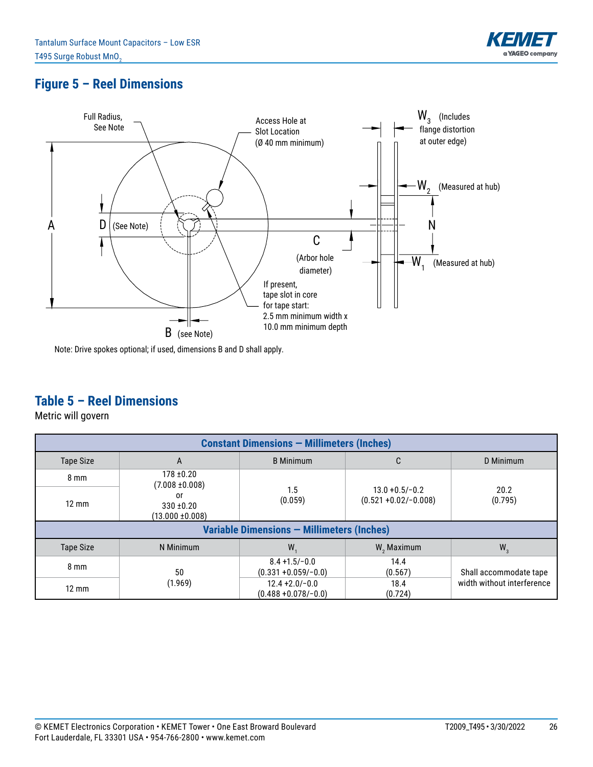## Figure 5 – Reel Dimensions

Full Radius, See Note

Access Hole at Slot Location (Ø 40 mm minimum)

$W_3$ (Includes flange distortion at outer edge)

$W_2$ (Measured at hub)

A

D (See Note)

C (Arbor hole diameter)

N

$W_1$ (Measured at hub)

If present, tape slot in core for tape start: 2.5 mm minimum width x 10.0 mm minimum depth

B (see Note)

Note: Drive spokes optional; if used, dimensions B and D shall apply.

## Table 5 – Reel Dimensions

Metric will govern

| Constant Dimensions — Millimeters (Inches) | | | | |
|---|---|---|---|---|
| Tape Size | A | B Minimum | C | D Minimum |
| 8 mm | 178 ±0.20 (7.008 ±0.008) or 330 ±0.20 (13.000 ±0.008) | 1.5 (0.059) | 13.0 +0.5/−0.2 (0.521 +0.02/−0.008) | 20.2 (0.795) |
| 12 mm | | | | |
| **Variable Dimensions — Millimeters (Inches)** | | | | |
| Tape Size | N Minimum | $W_1$ | $W_2$ Maximum | $W_3$ |
| 8 mm | 50 (1.969) | 8.4 +1.5/−0.0 (0.331 +0.059/−0.0) | 14.4 (0.567) | Shall accommodate tape width without interference |
| 12 mm | | 12.4 +2.0/−0.0 (0.488 +0.078/−0.0) | 18.4 (0.724) | |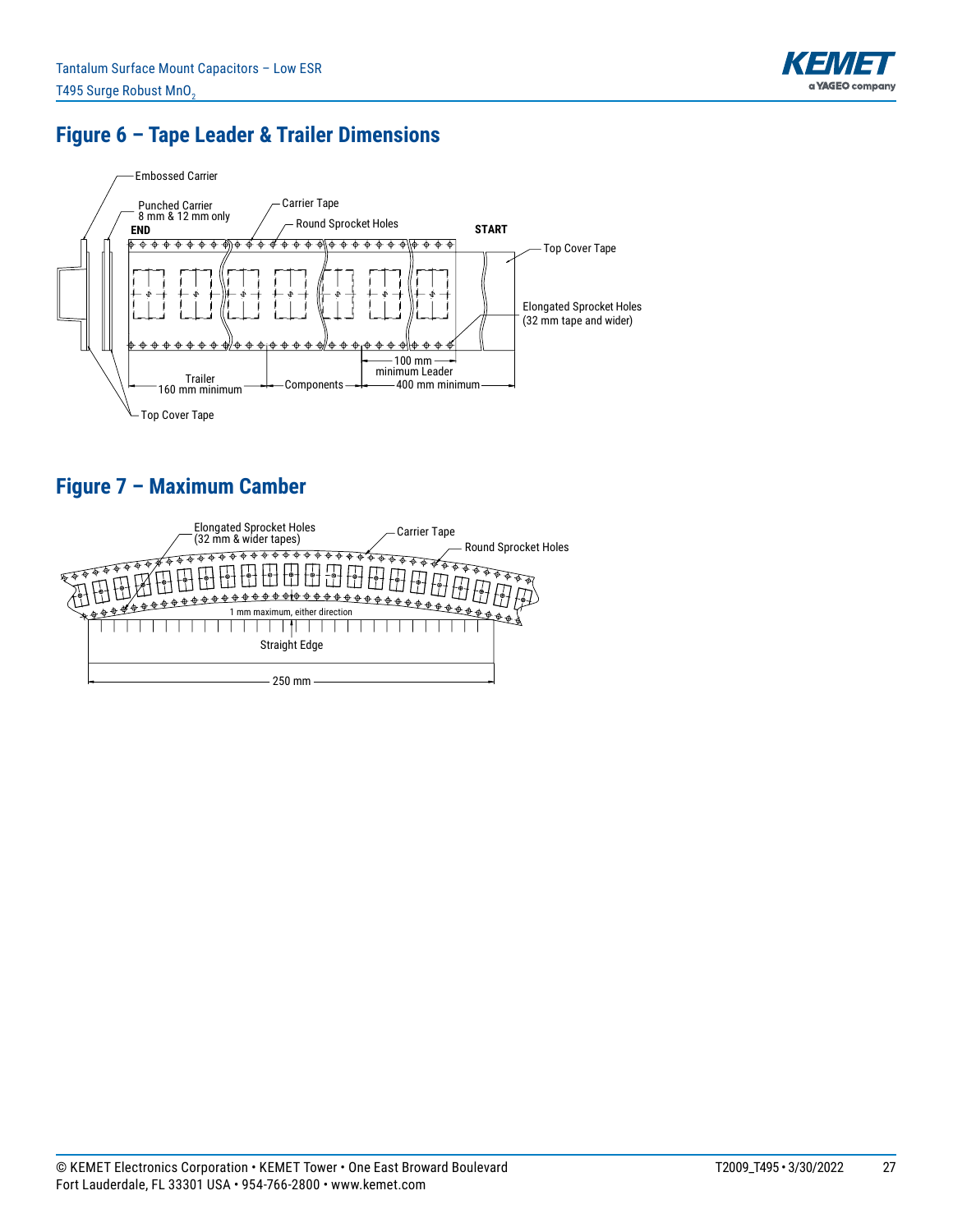## Figure 6 – Tape Leader & Trailer Dimensions

Embossed Carrier

Punched Carrier
8 mm & 12 mm only

Carrier Tape

Round Sprocket Holes

END

START

Top Cover Tape

Elongated Sprocket Holes
(32 mm tape and wider)

100 mm
minimum Leader

Trailer
160 mm minimum

Components

400 mm minimum

Top Cover Tape

## Figure 7 – Maximum Camber

Elongated Sprocket Holes
(32 mm & wider tapes)

Carrier Tape

Round Sprocket Holes

1 mm maximum, either direction

Straight Edge

250 mm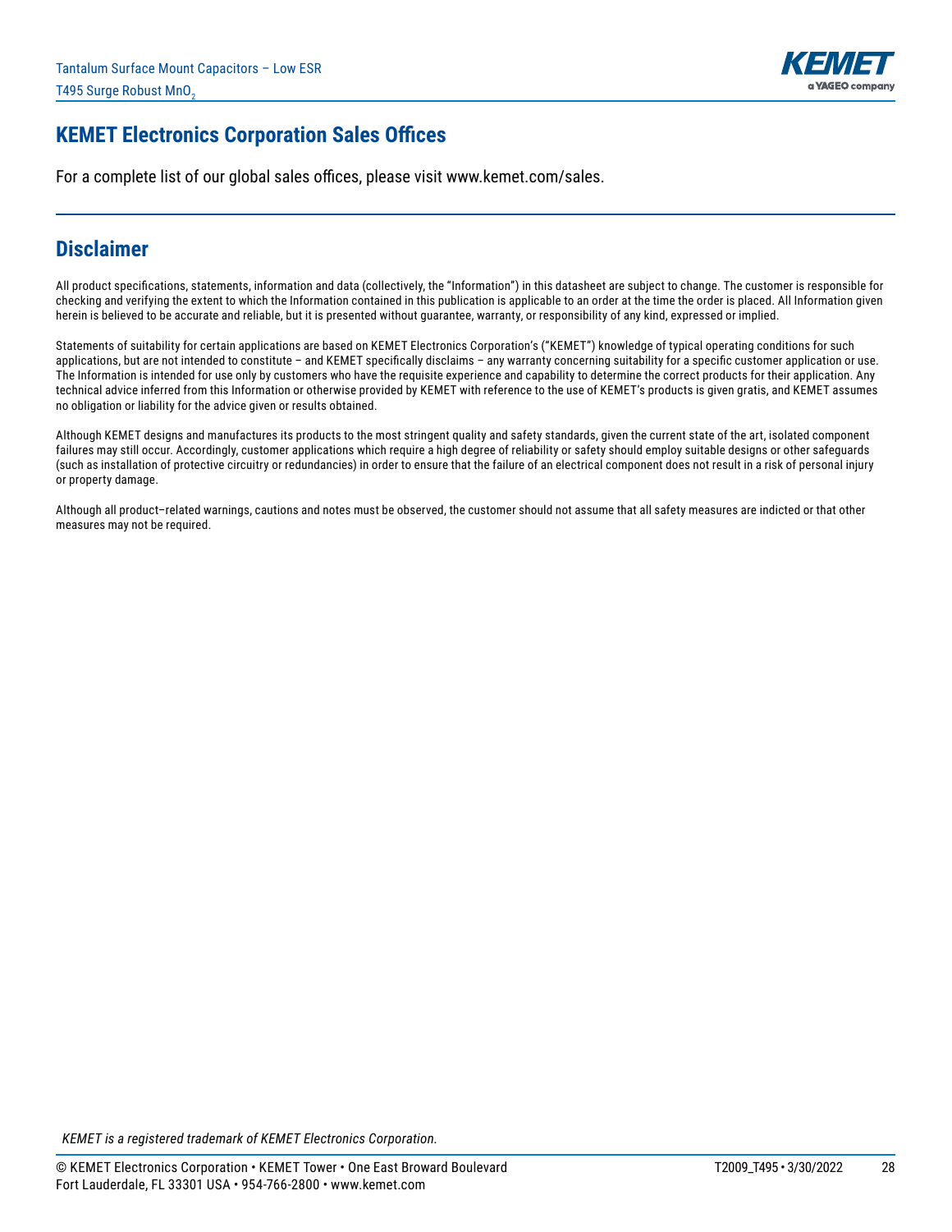## KEMET Electronics Corporation Sales Offices

For a complete list of our global sales offices, please visit www.kemet.com/sales.

## Disclaimer

All product specifications, statements, information and data (collectively, the "Information") in this datasheet are subject to change. The customer is responsible for checking and verifying the extent to which the Information contained in this publication is applicable to an order at the time the order is placed. All Information given herein is believed to be accurate and reliable, but it is presented without guarantee, warranty, or responsibility of any kind, expressed or implied.

Statements of suitability for certain applications are based on KEMET Electronics Corporation's ("KEMET") knowledge of typical operating conditions for such applications, but are not intended to constitute – and KEMET specifically disclaims – any warranty concerning suitability for a specific customer application or use. The Information is intended for use only by customers who have the requisite experience and capability to determine the correct products for their application. Any technical advice inferred from this Information or otherwise provided by KEMET with reference to the use of KEMET's products is given gratis, and KEMET assumes no obligation or liability for the advice given or results obtained.

Although KEMET designs and manufactures its products to the most stringent quality and safety standards, given the current state of the art, isolated component failures may still occur. Accordingly, customer applications which require a high degree of reliability or safety should employ suitable designs or other safeguards (such as installation of protective circuitry or redundancies) in order to ensure that the failure of an electrical component does not result in a risk of personal injury or property damage.

Although all product–related warnings, cautions and notes must be observed, the customer should not assume that all safety measures are indicted or that other measures may not be required.

*KEMET is a registered trademark of KEMET Electronics Corporation.*